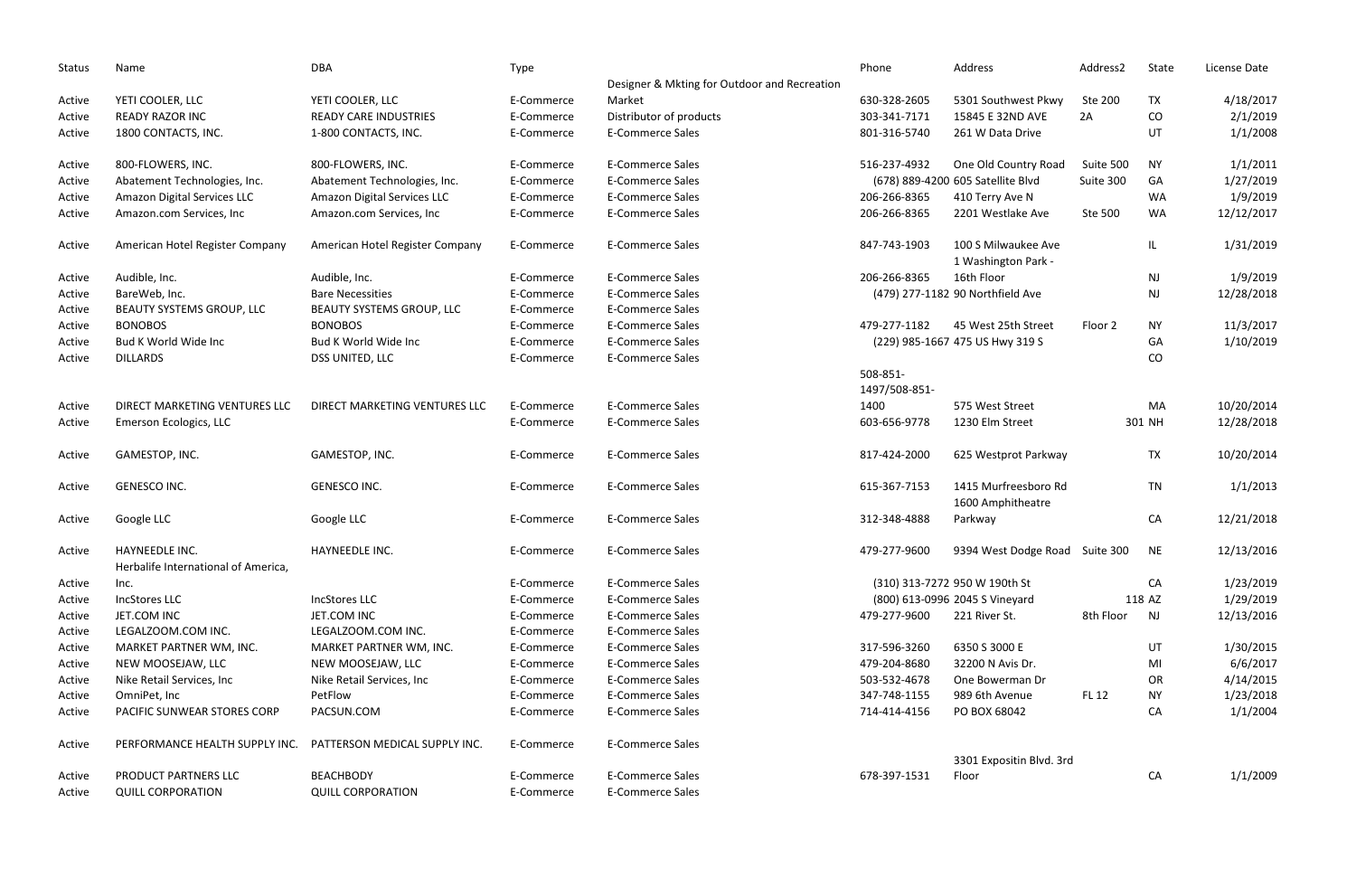| Status | Name | DBA | Type | | Phone | Address | Address2 | State | License Date |
|---|---|---|---|---|---|---|---|---|---|
| Active | YETI COOLER, LLC | YETI COOLER, LLC | E-Commerce | Designer & Mkting for Outdoor and Recreation Market | 630-328-2605 | 5301 Southwest Pkwy | Ste 200 | TX | 4/18/2017 |
| Active | READY RAZOR INC | READY CARE INDUSTRIES | E-Commerce | Distributor of products | 303-341-7171 | 15845 E 32ND AVE | 2A | CO | 2/1/2019 |
| Active | 1800 CONTACTS, INC. | 1-800 CONTACTS, INC. | E-Commerce | E-Commerce Sales | 801-316-5740 | 261 W Data Drive | | UT | 1/1/2008 |
| Active | 800-FLOWERS, INC. | 800-FLOWERS, INC. | E-Commerce | E-Commerce Sales | 516-237-4932 | One Old Country Road | Suite 500 | NY | 1/1/2011 |
| Active | Abatement Technologies, Inc. | Abatement Technologies, Inc. | E-Commerce | E-Commerce Sales | (678) 889-4200 | 605 Satellite Blvd | Suite 300 | GA | 1/27/2019 |
| Active | Amazon Digital Services LLC | Amazon Digital Services LLC | E-Commerce | E-Commerce Sales | 206-266-8365 | 410 Terry Ave N | | WA | 1/9/2019 |
| Active | Amazon.com Services, Inc | Amazon.com Services, Inc | E-Commerce | E-Commerce Sales | 206-266-8365 | 2201 Westlake Ave | Ste 500 | WA | 12/12/2017 |
| Active | American Hotel Register Company | American Hotel Register Company | E-Commerce | E-Commerce Sales | 847-743-1903 | 100 S Milwaukee Ave | | IL | 1/31/2019 |
| Active | Audible, Inc. | Audible, Inc. | E-Commerce | E-Commerce Sales | 206-266-8365 | 1 Washington Park - 16th Floor | | NJ | 1/9/2019 |
| Active | BareWeb, Inc. | Bare Necessities | E-Commerce | E-Commerce Sales | (479) 277-1182 | 90 Northfield Ave | | NJ | 12/28/2018 |
| Active | BEAUTY SYSTEMS GROUP, LLC | BEAUTY SYSTEMS GROUP, LLC | E-Commerce | E-Commerce Sales | | | | | |
| Active | BONOBOS | BONOBOS | E-Commerce | E-Commerce Sales | 479-277-1182 | 45 West 25th Street | Floor 2 | NY | 11/3/2017 |
| Active | Bud K World Wide Inc | Bud K World Wide Inc | E-Commerce | E-Commerce Sales | (229) 985-1667 | 475 US Hwy 319 S | | GA | 1/10/2019 |
| Active | DILLARDS | DSS UNITED, LLC | E-Commerce | E-Commerce Sales | | | | CO | |
| Active | DIRECT MARKETING VENTURES LLC | DIRECT MARKETING VENTURES LLC | E-Commerce | E-Commerce Sales | 508-851-1497/508-851-1400 | 575 West Street | | MA | 10/20/2014 |
| Active | Emerson Ecologics, LLC | | E-Commerce | E-Commerce Sales | 603-656-9778 | 1230 Elm Street | 301 | NH | 12/28/2018 |
| Active | GAMESTOP, INC. | GAMESTOP, INC. | E-Commerce | E-Commerce Sales | 817-424-2000 | 625 Westprot Parkway | | TX | 10/20/2014 |
| Active | GENESCO INC. | GENESCO INC. | E-Commerce | E-Commerce Sales | 615-367-7153 | 1415 Murfreesboro Rd | | TN | 1/1/2013 |
| Active | Google LLC | Google LLC | E-Commerce | E-Commerce Sales | 312-348-4888 | 1600 Amphitheatre Parkway | | CA | 12/21/2018 |
| Active | HAYNEEDLE INC. | HAYNEEDLE INC. | E-Commerce | E-Commerce Sales | 479-277-9600 | 9394 West Dodge Road | Suite 300 | NE | 12/13/2016 |
| Active | Herbalife International of America, Inc. | | E-Commerce | E-Commerce Sales | (310) 313-7272 | 950 W 190th St | | CA | 1/23/2019 |
| Active | IncStores LLC | IncStores LLC | E-Commerce | E-Commerce Sales | (800) 613-0996 | 2045 S Vineyard | 118 | AZ | 1/29/2019 |
| Active | JET.COM INC | JET.COM INC | E-Commerce | E-Commerce Sales | 479-277-9600 | 221 River St. | 8th Floor | NJ | 12/13/2016 |
| Active | LEGALZOOM.COM INC. | LEGALZOOM.COM INC. | E-Commerce | E-Commerce Sales | | | | | |
| Active | MARKET PARTNER WM, INC. | MARKET PARTNER WM, INC. | E-Commerce | E-Commerce Sales | 317-596-3260 | 6350 S 3000 E | | UT | 1/30/2015 |
| Active | NEW MOOSEJAW, LLC | NEW MOOSEJAW, LLC | E-Commerce | E-Commerce Sales | 479-204-8680 | 32200 N Avis Dr. | | MI | 6/6/2017 |
| Active | Nike Retail Services, Inc | Nike Retail Services, Inc | E-Commerce | E-Commerce Sales | 503-532-4678 | One Bowerman Dr | | OR | 4/14/2015 |
| Active | OmniPet, Inc | PetFlow | E-Commerce | E-Commerce Sales | 347-748-1155 | 989 6th Avenue | FL 12 | NY | 1/23/2018 |
| Active | PACIFIC SUNWEAR STORES CORP | PACSUN.COM | E-Commerce | E-Commerce Sales | 714-414-4156 | PO BOX 68042 | | CA | 1/1/2004 |
| Active | PERFORMANCE HEALTH SUPPLY INC. | PATTERSON MEDICAL SUPPLY INC. | E-Commerce | E-Commerce Sales | | | | | |
| Active | PRODUCT PARTNERS LLC | BEACHBODY | E-Commerce | E-Commerce Sales | 678-397-1531 | 3301 Expositin Blvd. 3rd Floor | | CA | 1/1/2009 |
| Active | QUILL CORPORATION | QUILL CORPORATION | E-Commerce | E-Commerce Sales | | | | | |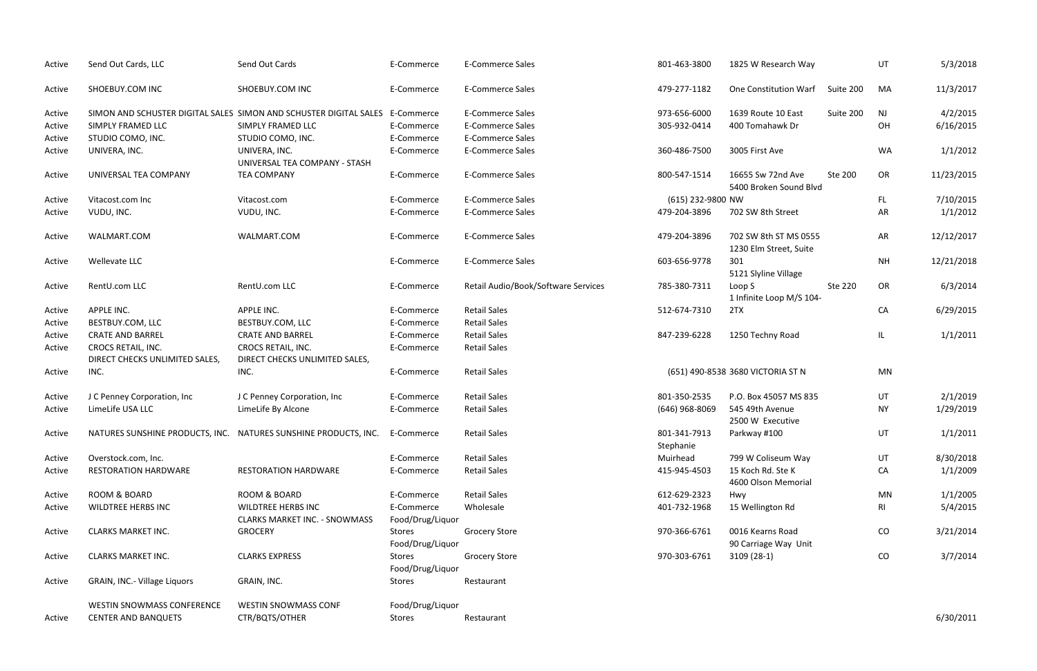| | | | | | | | | | |
|---|---|---|---|---|---|---|---|---|---|
| Active | Send Out Cards, LLC | Send Out Cards | E-Commerce | E-Commerce Sales | 801-463-3800 | 1825 W Research Way | | UT | 5/3/2018 |
| Active | SHOEBUY.COM INC | SHOEBUY.COM INC | E-Commerce | E-Commerce Sales | 479-277-1182 | One Constitution Warf | Suite 200 | MA | 11/3/2017 |
| Active | SIMON AND SCHUSTER DIGITAL SALES | SIMON AND SCHUSTER DIGITAL SALES | E-Commerce | E-Commerce Sales | 973-656-6000 | 1639 Route 10 East | Suite 200 | NJ | 4/2/2015 |
| Active | SIMPLY FRAMED LLC | SIMPLY FRAMED LLC | E-Commerce | E-Commerce Sales | 305-932-0414 | 400 Tomahawk Dr | | OH | 6/16/2015 |
| Active | STUDIO COMO, INC. | STUDIO COMO, INC. | E-Commerce | E-Commerce Sales | | | | | |
| Active | UNIVERA, INC. | UNIVERA, INC. | E-Commerce | E-Commerce Sales | 360-486-7500 | 3005 First Ave | | WA | 1/1/2012 |
| Active | UNIVERSAL TEA COMPANY | UNIVERSAL TEA COMPANY - STASH TEA COMPANY | E-Commerce | E-Commerce Sales | 800-547-1514 | 16655 Sw 72nd Ave | Ste 200 | OR | 11/23/2015 |
| Active | Vitacost.com Inc | Vitacost.com | E-Commerce | E-Commerce Sales | (615) 232-9800 | 5400 Broken Sound Blvd NW | | FL | 7/10/2015 |
| Active | VUDU, INC. | VUDU, INC. | E-Commerce | E-Commerce Sales | 479-204-3896 | 702 SW 8th Street | | AR | 1/1/2012 |
| Active | WALMART.COM | WALMART.COM | E-Commerce | E-Commerce Sales | 479-204-3896 | 702 SW 8th ST MS 0555 | | AR | 12/12/2017 |
| Active | Wellevate LLC | | E-Commerce | E-Commerce Sales | 603-656-9778 | 1230 Elm Street, Suite 301 | | NH | 12/21/2018 |
| Active | RentU.com LLC | RentU.com LLC | E-Commerce | Retail Audio/Book/Software Services | 785-380-7311 | 5121 Slyline Village Loop S | Ste 220 | OR | 6/3/2014 |
| Active | APPLE INC. | APPLE INC. | E-Commerce | Retail Sales | 512-674-7310 | 1 Infinite Loop M/S 104-2TX | | CA | 6/29/2015 |
| Active | BESTBUY.COM, LLC | BESTBUY.COM, LLC | E-Commerce | Retail Sales | | | | | |
| Active | CRATE AND BARREL | CRATE AND BARREL | E-Commerce | Retail Sales | 847-239-6228 | 1250 Techny Road | | IL | 1/1/2011 |
| Active | CROCS RETAIL, INC. | CROCS RETAIL, INC. | E-Commerce | Retail Sales | | | | | |
| Active | DIRECT CHECKS UNLIMITED SALES, INC. | DIRECT CHECKS UNLIMITED SALES, INC. | E-Commerce | Retail Sales | (651) 490-8538 | 3680 VICTORIA ST N | | MN | |
| Active | J C Penney Corporation, Inc | J C Penney Corporation, Inc | E-Commerce | Retail Sales | 801-350-2535 | P.O. Box 45057 MS 835 | | UT | 2/1/2019 |
| Active | LimeLife USA LLC | LimeLife By Alcone | E-Commerce | Retail Sales | (646) 968-8069 | 545 49th Avenue | | NY | 1/29/2019 |
| Active | NATURES SUNSHINE PRODUCTS, INC. | NATURES SUNSHINE PRODUCTS, INC. | E-Commerce | Retail Sales | 801-341-7913 | 2500 W Executive Parkway #100 | | UT | 1/1/2011 |
| Active | Overstock.com, Inc. | | E-Commerce | Retail Sales | Stephanie Muirhead | 799 W Coliseum Way | | UT | 8/30/2018 |
| Active | RESTORATION HARDWARE | RESTORATION HARDWARE | E-Commerce | Retail Sales | 415-945-4503 | 15 Koch Rd. Ste K | | CA | 1/1/2009 |
| Active | ROOM & BOARD | ROOM & BOARD | E-Commerce | Retail Sales | 612-629-2323 | 4600 Olson Memorial Hwy | | MN | 1/1/2005 |
| Active | WILDTREE HERBS INC | WILDTREE HERBS INC | E-Commerce | Wholesale | 401-732-1968 | 15 Wellington Rd | | RI | 5/4/2015 |
| Active | CLARKS MARKET INC. | CLARKS MARKET INC. - SNOWMASS GROCERY | Food/Drug/Liquor Stores | Grocery Store | 970-366-6761 | 0016 Kearns Road | | CO | 3/21/2014 |
| Active | CLARKS MARKET INC. | CLARKS EXPRESS | Food/Drug/Liquor Stores | Grocery Store | 970-303-6761 | 90 Carriage Way Unit 3109 (28-1) | | CO | 3/7/2014 |
| Active | GRAIN, INC.- Village Liquors | GRAIN, INC. | Food/Drug/Liquor Stores | Restaurant | | | | | |
| Active | WESTIN SNOWMASS CONFERENCE CENTER AND BANQUETS | WESTIN SNOWMASS CONF CTR/BQTS/OTHER | Food/Drug/Liquor Stores | Restaurant | | | | | 6/30/2011 |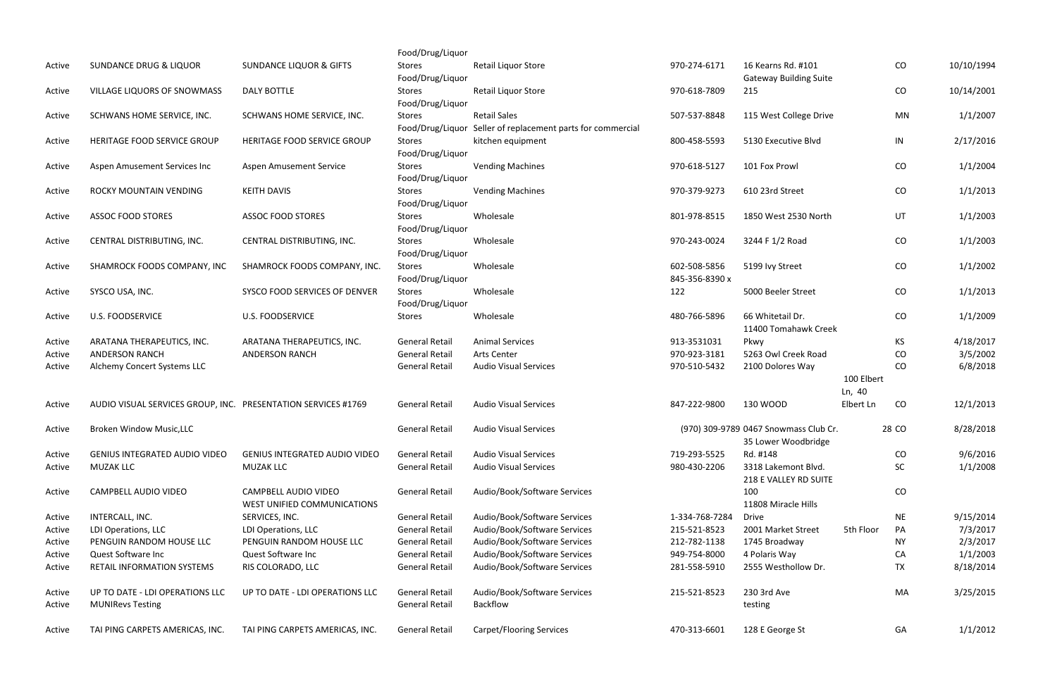| | | | | | | | | | |
|---|---|---|---|---|---|---|---|---|---|
| Active | SUNDANCE DRUG & LIQUOR | SUNDANCE LIQUOR & GIFTS | Food/Drug/Liquor Stores | Retail Liquor Store | 970-274-6171 | 16 Kearns Rd. #101 | | CO | 10/10/1994 |
| Active | VILLAGE LIQUORS OF SNOWMASS | DALY BOTTLE | Food/Drug/Liquor Stores | Retail Liquor Store | 970-618-7809 | Gateway Building Suite 215 | | CO | 10/14/2001 |
| Active | SCHWANS HOME SERVICE, INC. | SCHWANS HOME SERVICE, INC. | Food/Drug/Liquor Stores | Retail Sales | 507-537-8848 | 115 West College Drive | | MN | 1/1/2007 |
| Active | HERITAGE FOOD SERVICE GROUP | HERITAGE FOOD SERVICE GROUP | Food/Drug/Liquor Stores | Seller of replacement parts for commercial kitchen equipment | 800-458-5593 | 5130 Executive Blvd | | IN | 2/17/2016 |
| Active | Aspen Amusement Services Inc | Aspen Amusement Service | Food/Drug/Liquor Stores | Vending Machines | 970-618-5127 | 101 Fox Prowl | | CO | 1/1/2004 |
| Active | ROCKY MOUNTAIN VENDING | KEITH DAVIS | Food/Drug/Liquor Stores | Vending Machines | 970-379-9273 | 610 23rd Street | | CO | 1/1/2013 |
| Active | ASSOC FOOD STORES | ASSOC FOOD STORES | Food/Drug/Liquor Stores | Wholesale | 801-978-8515 | 1850 West 2530 North | | UT | 1/1/2003 |
| Active | CENTRAL DISTRIBUTING, INC. | CENTRAL DISTRIBUTING, INC. | Food/Drug/Liquor Stores | Wholesale | 970-243-0024 | 3244 F 1/2 Road | | CO | 1/1/2003 |
| Active | SHAMROCK FOODS COMPANY, INC | SHAMROCK FOODS COMPANY, INC. | Food/Drug/Liquor Stores | Wholesale | 602-508-5856 | 5199 Ivy Street | | CO | 1/1/2002 |
| Active | SYSCO USA, INC. | SYSCO FOOD SERVICES OF DENVER | Food/Drug/Liquor Stores | Wholesale | 845-356-8390 x 122 | 5000 Beeler Street | | CO | 1/1/2013 |
| Active | U.S. FOODSERVICE | U.S. FOODSERVICE | Food/Drug/Liquor Stores | Wholesale | 480-766-5896 | 66 Whitetail Dr. | | CO | 1/1/2009 |
| Active | ARATANA THERAPEUTICS, INC. | ARATANA THERAPEUTICS, INC. | General Retail | Animal Services | 913-3531031 | 11400 Tomahawk Creek Pkwy | | KS | 4/18/2017 |
| Active | ANDERSON RANCH | ANDERSON RANCH | General Retail | Arts Center | 970-923-3181 | 5263 Owl Creek Road | | CO | 3/5/2002 |
| Active | Alchemy Concert Systems LLC | | General Retail | Audio Visual Services | 970-510-5432 | 2100 Dolores Way | | CO | 6/8/2018 |
| Active | AUDIO VISUAL SERVICES GROUP, INC. | PRESENTATION SERVICES #1769 | General Retail | Audio Visual Services | 847-222-9800 | 130 WOOD | 100 Elbert Ln, 40 Elbert Ln | CO | 12/1/2013 |
| Active | Broken Window Music,LLC | | General Retail | Audio Visual Services | (970) 309-9789 | 0467 Snowmass Club Cr. | 28 | CO | 8/28/2018 |
| Active | GENIUS INTEGRATED AUDIO VIDEO | GENIUS INTEGRATED AUDIO VIDEO | General Retail | Audio Visual Services | 719-293-5525 | 35 Lower Woodbridge Rd. #148 | | CO | 9/6/2016 |
| Active | MUZAK LLC | MUZAK LLC | General Retail | Audio Visual Services | 980-430-2206 | 3318 Lakemont Blvd. | | SC | 1/1/2008 |
| Active | CAMPBELL AUDIO VIDEO | CAMPBELL AUDIO VIDEO | General Retail | Audio/Book/Software Services | | 218 E VALLEY RD SUITE 100 | | CO | |
| Active | INTERCALL, INC. | WEST UNIFIED COMMUNICATIONS SERVICES, INC. | General Retail | Audio/Book/Software Services | 1-334-768-7284 | 11808 Miracle Hills Drive | | NE | 9/15/2014 |
| Active | LDI Operations, LLC | LDI Operations, LLC | General Retail | Audio/Book/Software Services | 215-521-8523 | 2001 Market Street | 5th Floor | PA | 7/3/2017 |
| Active | PENGUIN RANDOM HOUSE LLC | PENGUIN RANDOM HOUSE LLC | General Retail | Audio/Book/Software Services | 212-782-1138 | 1745 Broadway | | NY | 2/3/2017 |
| Active | Quest Software Inc | Quest Software Inc | General Retail | Audio/Book/Software Services | 949-754-8000 | 4 Polaris Way | | CA | 1/1/2003 |
| Active | RETAIL INFORMATION SYSTEMS | RIS COLORADO, LLC | General Retail | Audio/Book/Software Services | 281-558-5910 | 2555 Westhollow Dr. | | TX | 8/18/2014 |
| Active | UP TO DATE - LDI OPERATIONS LLC | UP TO DATE - LDI OPERATIONS LLC | General Retail | Audio/Book/Software Services | 215-521-8523 | 230 3rd Ave | | MA | 3/25/2015 |
| Active | MUNIRevs Testing | | General Retail | Backflow | | testing | | | |
| Active | TAI PING CARPETS AMERICAS, INC. | TAI PING CARPETS AMERICAS, INC. | General Retail | Carpet/Flooring Services | 470-313-6601 | 128 E George St | | GA | 1/1/2012 |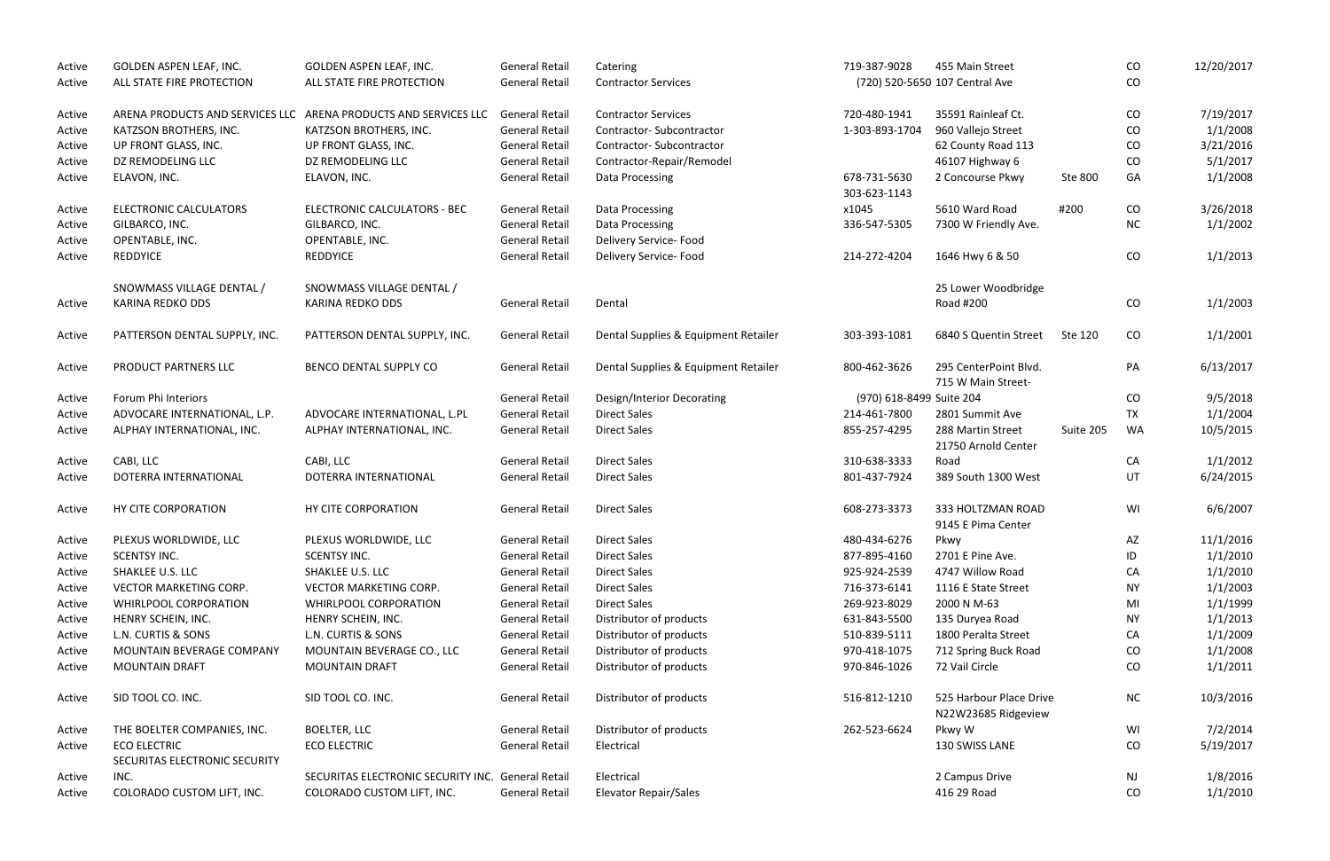| | | | | | | | | | |
|---|---|---|---|---|---|---|---|---|---|
| Active | GOLDEN ASPEN LEAF, INC. | GOLDEN ASPEN LEAF, INC. | General Retail | Catering | 719-387-9028 | 455 Main Street | | CO | 12/20/2017 |
| Active | ALL STATE FIRE PROTECTION | ALL STATE FIRE PROTECTION | General Retail | Contractor Services | (720) 520-5650 | 107 Central Ave | | CO | |
| Active | ARENA PRODUCTS AND SERVICES LLC | ARENA PRODUCTS AND SERVICES LLC | General Retail | Contractor Services | 720-480-1941 | 35591 Rainleaf Ct. | | CO | 7/19/2017 |
| Active | KATZSON BROTHERS, INC. | KATZSON BROTHERS, INC. | General Retail | Contractor- Subcontractor | 1-303-893-1704 | 960 Vallejo Street | | CO | 1/1/2008 |
| Active | UP FRONT GLASS, INC. | UP FRONT GLASS, INC. | General Retail | Contractor- Subcontractor | | 62 County Road 113 | | CO | 3/21/2016 |
| Active | DZ REMODELING LLC | DZ REMODELING LLC | General Retail | Contractor-Repair/Remodel | | 46107 Highway 6 | | CO | 5/1/2017 |
| Active | ELAVON, INC. | ELAVON, INC. | General Retail | Data Processing | 678-731-5630 | 2 Concourse Pkwy | Ste 800 | GA | 1/1/2008 |
| Active | ELECTRONIC CALCULATORS | ELECTRONIC CALCULATORS - BEC | General Retail | Data Processing | 303-623-1143 x1045 | 5610 Ward Road | #200 | CO | 3/26/2018 |
| Active | GILBARCO, INC. | GILBARCO, INC. | General Retail | Data Processing | 336-547-5305 | 7300 W Friendly Ave. | | NC | 1/1/2002 |
| Active | OPENTABLE, INC. | OPENTABLE, INC. | General Retail | Delivery Service- Food | | | | | |
| Active | REDDYICE | REDDYICE | General Retail | Delivery Service- Food | 214-272-4204 | 1646 Hwy 6 & 50 | | CO | 1/1/2013 |
| Active | SNOWMASS VILLAGE DENTAL / KARINA REDKO DDS | SNOWMASS VILLAGE DENTAL / KARINA REDKO DDS | General Retail | Dental | | 25 Lower Woodbridge Road #200 | | CO | 1/1/2003 |
| Active | PATTERSON DENTAL SUPPLY, INC. | PATTERSON DENTAL SUPPLY, INC. | General Retail | Dental Supplies & Equipment Retailer | 303-393-1081 | 6840 S Quentin Street | Ste 120 | CO | 1/1/2001 |
| Active | PRODUCT PARTNERS LLC | BENCO DENTAL SUPPLY CO | General Retail | Dental Supplies & Equipment Retailer | 800-462-3626 | 295 CenterPoint Blvd. | | PA | 6/13/2017 |
| Active | Forum Phi Interiors | | General Retail | Design/Interior Decorating | (970) 618-8499 | 715 W Main Street-Suite 204 | | CO | 9/5/2018 |
| Active | ADVOCARE INTERNATIONAL, L.P. | ADVOCARE INTERNATIONAL, L.PL | General Retail | Direct Sales | 214-461-7800 | 2801 Summit Ave | | TX | 1/1/2004 |
| Active | ALPHAY INTERNATIONAL, INC. | ALPHAY INTERNATIONAL, INC. | General Retail | Direct Sales | 855-257-4295 | 288 Martin Street | Suite 205 | WA | 10/5/2015 |
| Active | CABI, LLC | CABI, LLC | General Retail | Direct Sales | 310-638-3333 | 21750 Arnold Center Road | | CA | 1/1/2012 |
| Active | DOTERRA INTERNATIONAL | DOTERRA INTERNATIONAL | General Retail | Direct Sales | 801-437-7924 | 389 South 1300 West | | UT | 6/24/2015 |
| Active | HY CITE CORPORATION | HY CITE CORPORATION | General Retail | Direct Sales | 608-273-3373 | 333 HOLTZMAN ROAD | | WI | 6/6/2007 |
| Active | PLEXUS WORLDWIDE, LLC | PLEXUS WORLDWIDE, LLC | General Retail | Direct Sales | 480-434-6276 | 9145 E Pima Center Pkwy | | AZ | 11/1/2016 |
| Active | SCENTSY INC. | SCENTSY INC. | General Retail | Direct Sales | 877-895-4160 | 2701 E Pine Ave. | | ID | 1/1/2010 |
| Active | SHAKLEE U.S. LLC | SHAKLEE U.S. LLC | General Retail | Direct Sales | 925-924-2539 | 4747 Willow Road | | CA | 1/1/2010 |
| Active | VECTOR MARKETING CORP. | VECTOR MARKETING CORP. | General Retail | Direct Sales | 716-373-6141 | 1116 E State Street | | NY | 1/1/2003 |
| Active | WHIRLPOOL CORPORATION | WHIRLPOOL CORPORATION | General Retail | Direct Sales | 269-923-8029 | 2000 N M-63 | | MI | 1/1/1999 |
| Active | HENRY SCHEIN, INC. | HENRY SCHEIN, INC. | General Retail | Distributor of products | 631-843-5500 | 135 Duryea Road | | NY | 1/1/2013 |
| Active | L.N. CURTIS & SONS | L.N. CURTIS & SONS | General Retail | Distributor of products | 510-839-5111 | 1800 Peralta Street | | CA | 1/1/2009 |
| Active | MOUNTAIN BEVERAGE COMPANY | MOUNTAIN BEVERAGE CO., LLC | General Retail | Distributor of products | 970-418-1075 | 712 Spring Buck Road | | CO | 1/1/2008 |
| Active | MOUNTAIN DRAFT | MOUNTAIN DRAFT | General Retail | Distributor of products | 970-846-1026 | 72 Vail Circle | | CO | 1/1/2011 |
| Active | SID TOOL CO. INC. | SID TOOL CO. INC. | General Retail | Distributor of products | 516-812-1210 | 525 Harbour Place Drive | | NC | 10/3/2016 |
| Active | THE BOELTER COMPANIES, INC. | BOELTER, LLC | General Retail | Distributor of products | 262-523-6624 | N22W23685 Ridgeview Pkwy W | | WI | 7/2/2014 |
| Active | ECO ELECTRIC | ECO ELECTRIC | General Retail | Electrical | | 130 SWISS LANE | | CO | 5/19/2017 |
| Active | SECURITAS ELECTRONIC SECURITY INC. | SECURITAS ELECTRONIC SECURITY INC. | General Retail | Electrical | | 2 Campus Drive | | NJ | 1/8/2016 |
| Active | COLORADO CUSTOM LIFT, INC. | COLORADO CUSTOM LIFT, INC. | General Retail | Elevator Repair/Sales | | 416 29 Road | | CO | 1/1/2010 |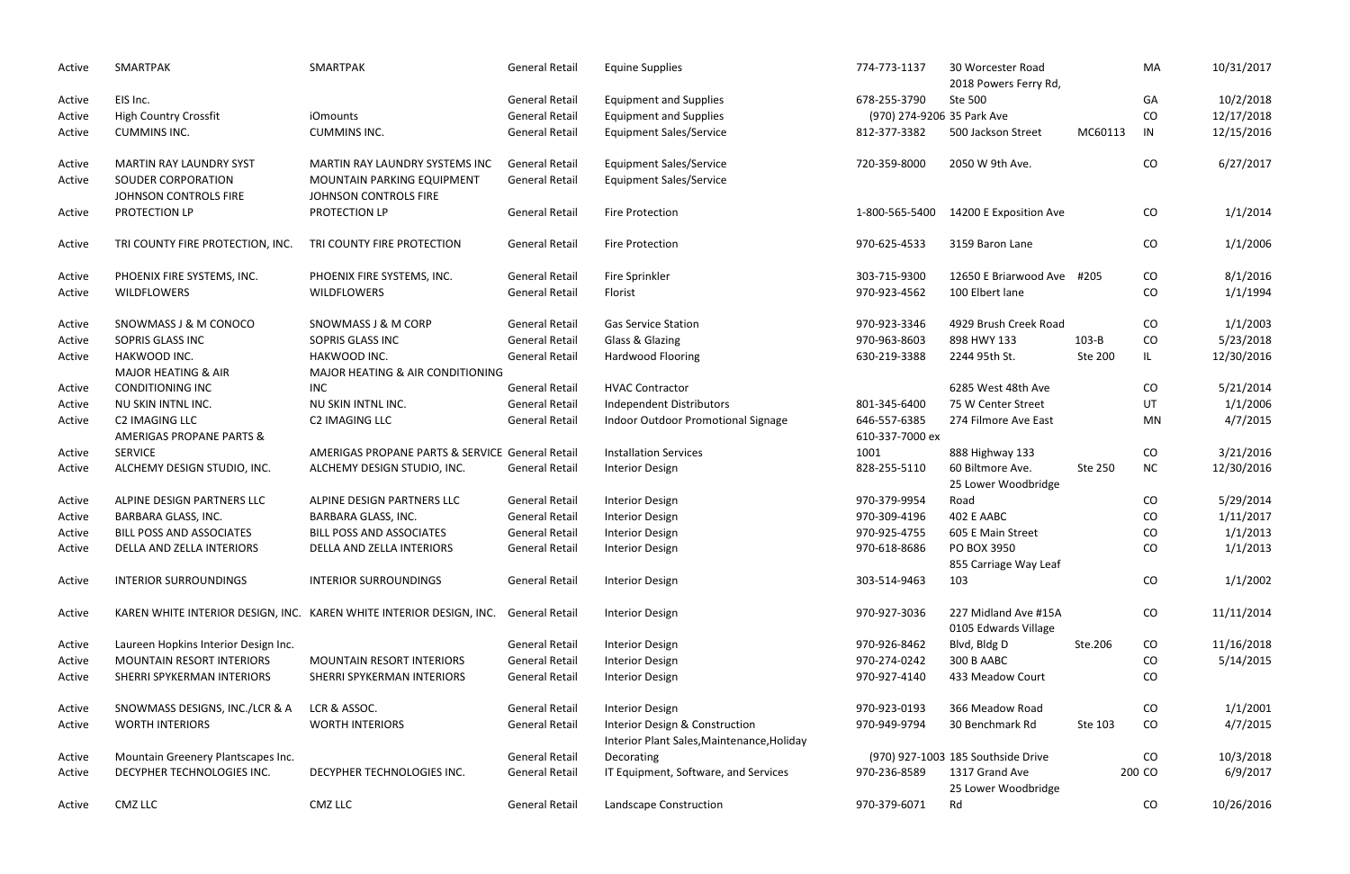| | | | | | | | | | |
|---|---|---|---|---|---|---|---|---|---|
| Active | SMARTPAK | SMARTPAK | General Retail | Equine Supplies | 774-773-1137 | 30 Worcester Road | | MA | 10/31/2017 |
| Active | EIS Inc. | | General Retail | Equipment and Supplies | 678-255-3790 | 2018 Powers Ferry Rd, Ste 500 | | GA | 10/2/2018 |
| Active | High Country Crossfit | iOmounts | General Retail | Equipment and Supplies | (970) 274-9206 | 35 Park Ave | | CO | 12/17/2018 |
| Active | CUMMINS INC. | CUMMINS INC. | General Retail | Equipment Sales/Service | 812-377-3382 | 500 Jackson Street | MC60113 | IN | 12/15/2016 |
| Active | MARTIN RAY LAUNDRY SYST | MARTIN RAY LAUNDRY SYSTEMS INC | General Retail | Equipment Sales/Service | 720-359-8000 | 2050 W 9th Ave. | | CO | 6/27/2017 |
| Active | SOUDER CORPORATION | MOUNTAIN PARKING EQUIPMENT | General Retail | Equipment Sales/Service | | | | | |
| Active | JOHNSON CONTROLS FIRE PROTECTION LP | JOHNSON CONTROLS FIRE PROTECTION LP | General Retail | Fire Protection | 1-800-565-5400 | 14200 E Exposition Ave | | CO | 1/1/2014 |
| Active | TRI COUNTY FIRE PROTECTION, INC. | TRI COUNTY FIRE PROTECTION | General Retail | Fire Protection | 970-625-4533 | 3159 Baron Lane | | CO | 1/1/2006 |
| Active | PHOENIX FIRE SYSTEMS, INC. | PHOENIX FIRE SYSTEMS, INC. | General Retail | Fire Sprinkler | 303-715-9300 | 12650 E Briarwood Ave | #205 | CO | 8/1/2016 |
| Active | WILDFLOWERS | WILDFLOWERS | General Retail | Florist | 970-923-4562 | 100 Elbert lane | | CO | 1/1/1994 |
| Active | SNOWMASS J & M CONOCO | SNOWMASS J & M CORP | General Retail | Gas Service Station | 970-923-3346 | 4929 Brush Creek Road | | CO | 1/1/2003 |
| Active | SOPRIS GLASS INC | SOPRIS GLASS INC | General Retail | Glass & Glazing | 970-963-8603 | 898 HWY 133 | 103-B | CO | 5/23/2018 |
| Active | HAKWOOD INC. | HAKWOOD INC. | General Retail | Hardwood Flooring | 630-219-3388 | 2244 95th St. | Ste 200 | IL | 12/30/2016 |
| Active | MAJOR HEATING & AIR CONDITIONING INC | MAJOR HEATING & AIR CONDITIONING INC | General Retail | HVAC Contractor | | 6285 West 48th Ave | | CO | 5/21/2014 |
| Active | NU SKIN INTNL INC. | NU SKIN INTNL INC. | General Retail | Independent Distributors | 801-345-6400 | 75 W Center Street | | UT | 1/1/2006 |
| Active | C2 IMAGING LLC | C2 IMAGING LLC | General Retail | Indoor Outdoor Promotional Signage | 646-557-6385 | 274 Filmore Ave East | | MN | 4/7/2015 |
| Active | AMERIGAS PROPANE PARTS & SERVICE | AMERIGAS PROPANE PARTS & SERVICE | General Retail | Installation Services | 610-337-7000 ex 1001 | 888 Highway 133 | | CO | 3/21/2016 |
| Active | ALCHEMY DESIGN STUDIO, INC. | ALCHEMY DESIGN STUDIO, INC. | General Retail | Interior Design | 828-255-5110 | 60 Biltmore Ave. | Ste 250 | NC | 12/30/2016 |
| Active | ALPINE DESIGN PARTNERS LLC | ALPINE DESIGN PARTNERS LLC | General Retail | Interior Design | 970-379-9954 | 25 Lower Woodbridge Road | | CO | 5/29/2014 |
| Active | BARBARA GLASS, INC. | BARBARA GLASS, INC. | General Retail | Interior Design | 970-309-4196 | 402 E AABC | | CO | 1/11/2017 |
| Active | BILL POSS AND ASSOCIATES | BILL POSS AND ASSOCIATES | General Retail | Interior Design | 970-925-4755 | 605 E Main Street | | CO | 1/1/2013 |
| Active | DELLA AND ZELLA INTERIORS | DELLA AND ZELLA INTERIORS | General Retail | Interior Design | 970-618-8686 | PO BOX 3950 | | CO | 1/1/2013 |
| Active | INTERIOR SURROUNDINGS | INTERIOR SURROUNDINGS | General Retail | Interior Design | 303-514-9463 | 855 Carriage Way Leaf 103 | | CO | 1/1/2002 |
| Active | KAREN WHITE INTERIOR DESIGN, INC. | KAREN WHITE INTERIOR DESIGN, INC. | General Retail | Interior Design | 970-927-3036 | 227 Midland Ave #15A | | CO | 11/11/2014 |
| Active | Laureen Hopkins Interior Design Inc. | | General Retail | Interior Design | 970-926-8462 | 0105 Edwards Village Blvd, Bldg D | Ste.206 | CO | 11/16/2018 |
| Active | MOUNTAIN RESORT INTERIORS | MOUNTAIN RESORT INTERIORS | General Retail | Interior Design | 970-274-0242 | 300 B AABC | | CO | 5/14/2015 |
| Active | SHERRI SPYKERMAN INTERIORS | SHERRI SPYKERMAN INTERIORS | General Retail | Interior Design | 970-927-4140 | 433 Meadow Court | | CO | |
| Active | SNOWMASS DESIGNS, INC./LCR & A | LCR & ASSOC. | General Retail | Interior Design | 970-923-0193 | 366 Meadow Road | | CO | 1/1/2001 |
| Active | WORTH INTERIORS | WORTH INTERIORS | General Retail | Interior Design & Construction | 970-949-9794 | 30 Benchmark Rd | Ste 103 | CO | 4/7/2015 |
| Active | Mountain Greenery Plantscapes Inc. | | General Retail | Interior Plant Sales,Maintenance,Holiday Decorating | (970) 927-1003 | 185 Southside Drive | | CO | 10/3/2018 |
| Active | DECYPHER TECHNOLOGIES INC. | DECYPHER TECHNOLOGIES INC. | General Retail | IT Equipment, Software, and Services | 970-236-8589 | 1317 Grand Ave | 200 | CO | 6/9/2017 |
| Active | CMZ LLC | CMZ LLC | General Retail | Landscape Construction | 970-379-6071 | 25 Lower Woodbridge Rd | | CO | 10/26/2016 |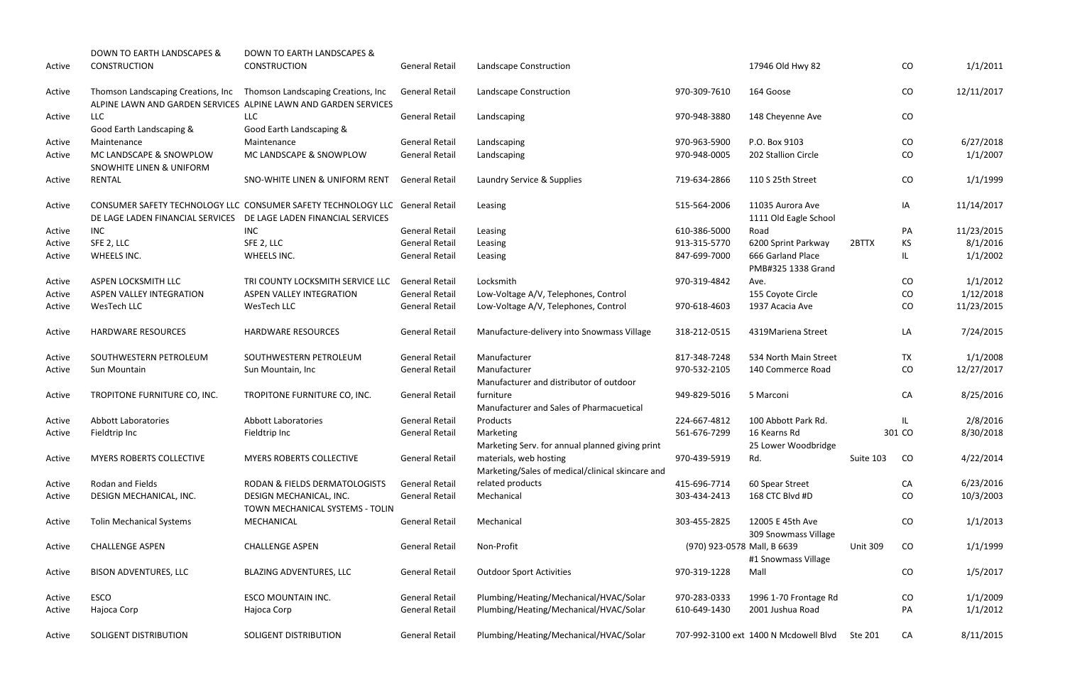| | | | | | | | | | |
|---|---|---|---|---|---|---|---|---|---|
| Active | DOWN TO EARTH LANDSCAPES & CONSTRUCTION | DOWN TO EARTH LANDSCAPES & CONSTRUCTION | General Retail | Landscape Construction | | 17946 Old Hwy 82 | | CO | 1/1/2011 |
| Active | Thomson Landscaping Creations, Inc | Thomson Landscaping Creations, Inc | General Retail | Landscape Construction | 970-309-7610 | 164 Goose | | CO | 12/11/2017 |
| Active | ALPINE LAWN AND GARDEN SERVICES LLC | ALPINE LAWN AND GARDEN SERVICES LLC | General Retail | Landscaping | 970-948-3880 | 148 Cheyenne Ave | | CO | |
| Active | Good Earth Landscaping & Maintenance | Good Earth Landscaping & Maintenance | General Retail | Landscaping | 970-963-5900 | P.O. Box 9103 | | CO | 6/27/2018 |
| Active | MC LANDSCAPE & SNOWPLOW | MC LANDSCAPE & SNOWPLOW | General Retail | Landscaping | 970-948-0005 | 202 Stallion Circle | | CO | 1/1/2007 |
| Active | SNOWHITE LINEN & UNIFORM RENTAL | SNO-WHITE LINEN & UNIFORM RENT | General Retail | Laundry Service & Supplies | 719-634-2866 | 110 S 25th Street | | CO | 1/1/1999 |
| Active | CONSUMER SAFETY TECHNOLOGY LLC | CONSUMER SAFETY TECHNOLOGY LLC | General Retail | Leasing | 515-564-2006 | 11035 Aurora Ave | | IA | 11/14/2017 |
| Active | DE LAGE LADEN FINANCIAL SERVICES INC | DE LAGE LADEN FINANCIAL SERVICES INC | General Retail | Leasing | 610-386-5000 | 1111 Old Eagle School Road | | PA | 11/23/2015 |
| Active | SFE 2, LLC | SFE 2, LLC | General Retail | Leasing | 913-315-5770 | 6200 Sprint Parkway | 2BTTX | KS | 8/1/2016 |
| Active | WHEELS INC. | WHEELS INC. | General Retail | Leasing | 847-699-7000 | 666 Garland Place | | IL | 1/1/2002 |
| Active | ASPEN LOCKSMITH LLC | TRI COUNTY LOCKSMITH SERVICE LLC | General Retail | Locksmith | 970-319-4842 | PMB#325 1338 Grand Ave. | | CO | 1/1/2012 |
| Active | ASPEN VALLEY INTEGRATION | ASPEN VALLEY INTEGRATION | General Retail | Low-Voltage A/V, Telephones, Control | | 155 Coyote Circle | | CO | 1/12/2018 |
| Active | WesTech LLC | WesTech LLC | General Retail | Low-Voltage A/V, Telephones, Control | 970-618-4603 | 1937 Acacia Ave | | CO | 11/23/2015 |
| Active | HARDWARE RESOURCES | HARDWARE RESOURCES | General Retail | Manufacture-delivery into Snowmass Village | 318-212-0515 | 4319Mariena Street | | LA | 7/24/2015 |
| Active | SOUTHWESTERN PETROLEUM | SOUTHWESTERN PETROLEUM | General Retail | Manufacturer | 817-348-7248 | 534 North Main Street | | TX | 1/1/2008 |
| Active | Sun Mountain | Sun Mountain, Inc | General Retail | Manufacturer | 970-532-2105 | 140 Commerce Road | | CO | 12/27/2017 |
| Active | TROPITONE FURNITURE CO, INC. | TROPITONE FURNITURE CO, INC. | General Retail | Manufacturer and distributor of outdoor furniture | 949-829-5016 | 5 Marconi | | CA | 8/25/2016 |
| Active | Abbott Laboratories | Abbott Laboratories | General Retail | Manufacturer and Sales of Pharmacuetical Products | 224-667-4812 | 100 Abbott Park Rd. | | IL | 2/8/2016 |
| Active | Fieldtrip Inc | Fieldtrip Inc | General Retail | Marketing | 561-676-7299 | 16 Kearns Rd | 301 | CO | 8/30/2018 |
| Active | MYERS ROBERTS COLLECTIVE | MYERS ROBERTS COLLECTIVE | General Retail | Marketing Serv. for annual planned giving print materials, web hosting | 970-439-5919 | 25 Lower Woodbridge Rd. | Suite 103 | CO | 4/22/2014 |
| Active | Rodan and Fields | RODAN & FIELDS DERMATOLOGISTS | General Retail | Marketing/Sales of medical/clinical skincare and related products | 415-696-7714 | 60 Spear Street | | CA | 6/23/2016 |
| Active | DESIGN MECHANICAL, INC. | DESIGN MECHANICAL, INC. | General Retail | Mechanical | 303-434-2413 | 168 CTC Blvd #D | | CO | 10/3/2003 |
| Active | Tolin Mechanical Systems | TOWN MECHANICAL SYSTEMS - TOLIN MECHANICAL | General Retail | Mechanical | 303-455-2825 | 12005 E 45th Ave | | CO | 1/1/2013 |
| Active | CHALLENGE ASPEN | CHALLENGE ASPEN | General Retail | Non-Profit | (970) 923-0578 | 309 Snowmass Village Mall, B 6639 | Unit 309 | CO | 1/1/1999 |
| Active | BISON ADVENTURES, LLC | BLAZING ADVENTURES, LLC | General Retail | Outdoor Sport Activities | 970-319-1228 | #1 Snowmass Village Mall | | CO | 1/5/2017 |
| Active | ESCO | ESCO MOUNTAIN INC. | General Retail | Plumbing/Heating/Mechanical/HVAC/Solar | 970-283-0333 | 1996 1-70 Frontage Rd | | CO | 1/1/2009 |
| Active | Hajoca Corp | Hajoca Corp | General Retail | Plumbing/Heating/Mechanical/HVAC/Solar | 610-649-1430 | 2001 Jushua Road | | PA | 1/1/2012 |
| Active | SOLIGENT DISTRIBUTION | SOLIGENT DISTRIBUTION | General Retail | Plumbing/Heating/Mechanical/HVAC/Solar | 707-992-3100 ext | 1400 N Mcdowell Blvd | Ste 201 | CA | 8/11/2015 |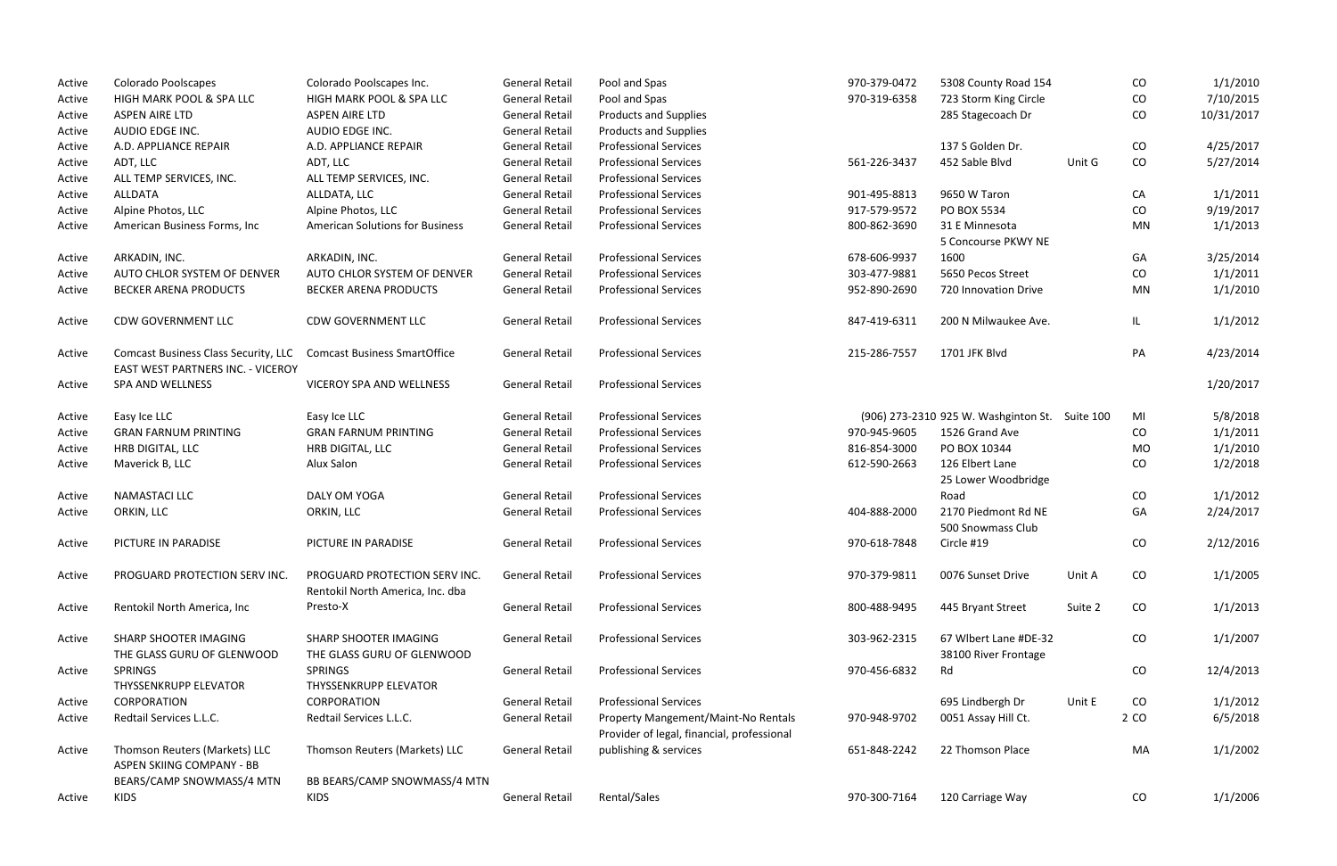| | | | | | | | | | |
|---|---|---|---|---|---|---|---|---|---|
| Active | Colorado Poolscapes | Colorado Poolscapes Inc. | General Retail | Pool and Spas | 970-379-0472 | 5308 County Road 154 | | CO | 1/1/2010 |
| Active | HIGH MARK POOL & SPA LLC | HIGH MARK POOL & SPA LLC | General Retail | Pool and Spas | 970-319-6358 | 723 Storm King Circle | | CO | 7/10/2015 |
| Active | ASPEN AIRE LTD | ASPEN AIRE LTD | General Retail | Products and Supplies | | 285 Stagecoach Dr | | CO | 10/31/2017 |
| Active | AUDIO EDGE INC. | AUDIO EDGE INC. | General Retail | Products and Supplies | | | | | |
| Active | A.D. APPLIANCE REPAIR | A.D. APPLIANCE REPAIR | General Retail | Professional Services | | 137 S Golden Dr. | | CO | 4/25/2017 |
| Active | ADT, LLC | ADT, LLC | General Retail | Professional Services | 561-226-3437 | 452 Sable Blvd | Unit G | CO | 5/27/2014 |
| Active | ALL TEMP SERVICES, INC. | ALL TEMP SERVICES, INC. | General Retail | Professional Services | | | | | |
| Active | ALLDATA | ALLDATA, LLC | General Retail | Professional Services | 901-495-8813 | 9650 W Taron | | CA | 1/1/2011 |
| Active | Alpine Photos, LLC | Alpine Photos, LLC | General Retail | Professional Services | 917-579-9572 | PO BOX 5534 | | CO | 9/19/2017 |
| Active | American Business Forms, Inc | American Solutions for Business | General Retail | Professional Services | 800-862-3690 | 31 E Minnesota | | MN | 1/1/2013 |
| Active | ARKADIN, INC. | ARKADIN, INC. | General Retail | Professional Services | 678-606-9937 | 5 Concourse PKWY NE 1600 | | GA | 3/25/2014 |
| Active | AUTO CHLOR SYSTEM OF DENVER | AUTO CHLOR SYSTEM OF DENVER | General Retail | Professional Services | 303-477-9881 | 5650 Pecos Street | | CO | 1/1/2011 |
| Active | BECKER ARENA PRODUCTS | BECKER ARENA PRODUCTS | General Retail | Professional Services | 952-890-2690 | 720 Innovation Drive | | MN | 1/1/2010 |
| Active | CDW GOVERNMENT LLC | CDW GOVERNMENT LLC | General Retail | Professional Services | 847-419-6311 | 200 N Milwaukee Ave. | | IL | 1/1/2012 |
| Active | Comcast Business Class Security, LLC | Comcast Business SmartOffice | General Retail | Professional Services | 215-286-7557 | 1701 JFK Blvd | | PA | 4/23/2014 |
| Active | EAST WEST PARTNERS INC. - VICEROY SPA AND WELLNESS | VICEROY SPA AND WELLNESS | General Retail | Professional Services | | | | | 1/20/2017 |
| Active | Easy Ice LLC | Easy Ice LLC | General Retail | Professional Services | (906) 273-2310 | 925 W. Washginton St. | Suite 100 | MI | 5/8/2018 |
| Active | GRAN FARNUM PRINTING | GRAN FARNUM PRINTING | General Retail | Professional Services | 970-945-9605 | 1526 Grand Ave | | CO | 1/1/2011 |
| Active | HRB DIGITAL, LLC | HRB DIGITAL, LLC | General Retail | Professional Services | 816-854-3000 | PO BOX 10344 | | MO | 1/1/2010 |
| Active | Maverick B, LLC | Alux Salon | General Retail | Professional Services | 612-590-2663 | 126 Elbert Lane | | CO | 1/2/2018 |
| Active | NAMASTACI LLC | DALY OM YOGA | General Retail | Professional Services | | 25 Lower Woodbridge Road | | CO | 1/1/2012 |
| Active | ORKIN, LLC | ORKIN, LLC | General Retail | Professional Services | 404-888-2000 | 2170 Piedmont Rd NE | | GA | 2/24/2017 |
| Active | PICTURE IN PARADISE | PICTURE IN PARADISE | General Retail | Professional Services | 970-618-7848 | 500 Snowmass Club Circle #19 | | CO | 2/12/2016 |
| Active | PROGUARD PROTECTION SERV INC. | PROGUARD PROTECTION SERV INC. | General Retail | Professional Services | 970-379-9811 | 0076 Sunset Drive | Unit A | CO | 1/1/2005 |
| Active | Rentokil North America, Inc | Rentokil North America, Inc. dba Presto-X | General Retail | Professional Services | 800-488-9495 | 445 Bryant Street | Suite 2 | CO | 1/1/2013 |
| Active | SHARP SHOOTER IMAGING | SHARP SHOOTER IMAGING | General Retail | Professional Services | 303-962-2315 | 67 Wlbert Lane #DE-32 | | CO | 1/1/2007 |
| Active | THE GLASS GURU OF GLENWOOD SPRINGS | THE GLASS GURU OF GLENWOOD SPRINGS | General Retail | Professional Services | 970-456-6832 | 38100 River Frontage Rd | | CO | 12/4/2013 |
| Active | THYSSENKRUPP ELEVATOR CORPORATION | THYSSENKRUPP ELEVATOR CORPORATION | General Retail | Professional Services | | 695 Lindbergh Dr | Unit E | CO | 1/1/2012 |
| Active | Redtail Services L.L.C. | Redtail Services L.L.C. | General Retail | Property Mangement/Maint-No Rentals | 970-948-9702 | 0051 Assay Hill Ct. | 2 | CO | 6/5/2018 |
| Active | Thomson Reuters (Markets) LLC | Thomson Reuters (Markets) LLC | General Retail | Provider of legal, financial, professional publishing & services | 651-848-2242 | 22 Thomson Place | | MA | 1/1/2002 |
| Active | ASPEN SKIING COMPANY - BB BEARS/CAMP SNOWMASS/4 MTN KIDS | BB BEARS/CAMP SNOWMASS/4 MTN KIDS | General Retail | Rental/Sales | 970-300-7164 | 120 Carriage Way | | CO | 1/1/2006 |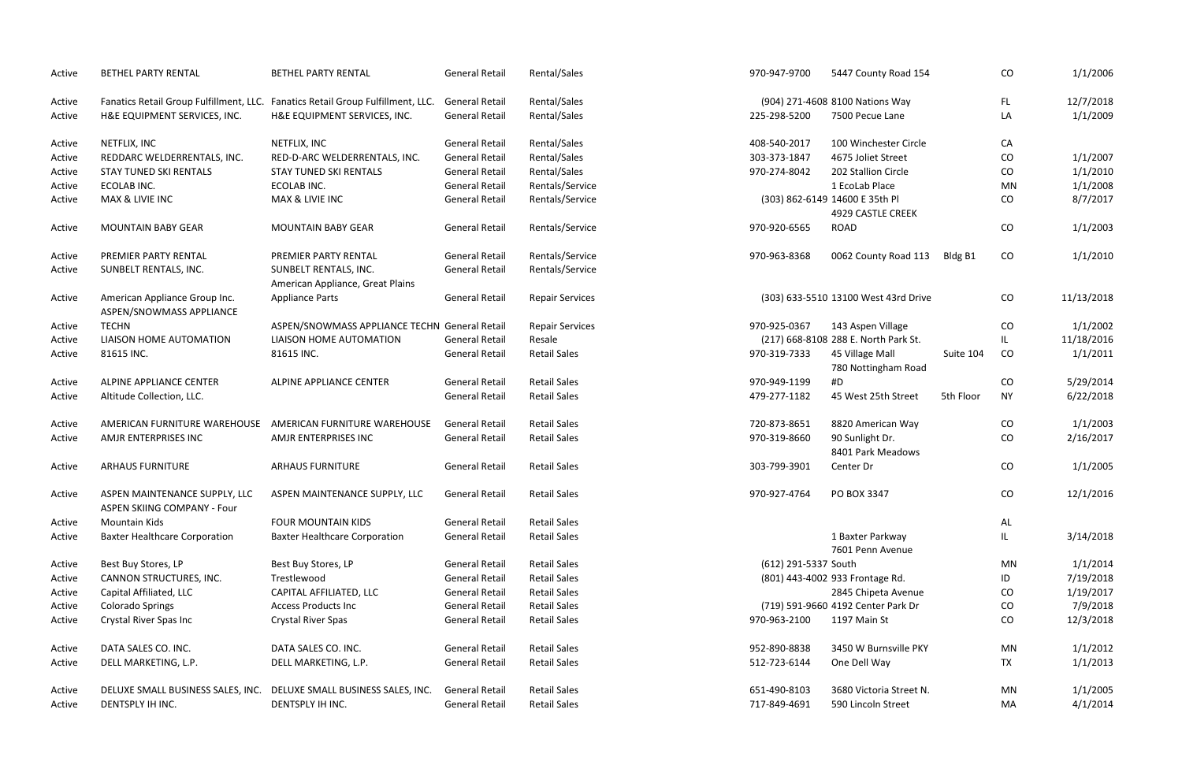| | | | | | | | | | | |
|---|---|---|---|---|---|---|---|---|---|---|
| Active | BETHEL PARTY RENTAL | BETHEL PARTY RENTAL | General Retail | Rental/Sales | 970-947-9700 | 5447 County Road 154 | | CO | 1/1/2006 |
| Active | Fanatics Retail Group Fulfillment, LLC. | Fanatics Retail Group Fulfillment, LLC. | General Retail | Rental/Sales | (904) 271-4608 | 8100 Nations Way | | FL | 12/7/2018 |
| Active | H&E EQUIPMENT SERVICES, INC. | H&E EQUIPMENT SERVICES, INC. | General Retail | Rental/Sales | 225-298-5200 | 7500 Pecue Lane | | LA | 1/1/2009 |
| Active | NETFLIX, INC | NETFLIX, INC | General Retail | Rental/Sales | 408-540-2017 | 100 Winchester Circle | | CA | |
| Active | REDDARC WELDERRENTALS, INC. | RED-D-ARC WELDERRENTALS, INC. | General Retail | Rental/Sales | 303-373-1847 | 4675 Joliet Street | | CO | 1/1/2007 |
| Active | STAY TUNED SKI RENTALS | STAY TUNED SKI RENTALS | General Retail | Rental/Sales | 970-274-8042 | 202 Stallion Circle | | CO | 1/1/2010 |
| Active | ECOLAB INC. | ECOLAB INC. | General Retail | Rentals/Service | | 1 EcoLab Place | | MN | 1/1/2008 |
| Active | MAX & LIVIE INC | MAX & LIVIE INC | General Retail | Rentals/Service | (303) 862-6149 | 14600 E 35th Pl | | CO | 8/7/2017 |
| Active | MOUNTAIN BABY GEAR | MOUNTAIN BABY GEAR | General Retail | Rentals/Service | 970-920-6565 | 4929 CASTLE CREEK ROAD | | CO | 1/1/2003 |
| Active | PREMIER PARTY RENTAL | PREMIER PARTY RENTAL | General Retail | Rentals/Service | 970-963-8368 | 0062 County Road 113 | Bldg B1 | CO | 1/1/2010 |
| Active | SUNBELT RENTALS, INC. | SUNBELT RENTALS, INC. | General Retail | Rentals/Service | | | | | |
| Active | American Appliance Group Inc. | American Appliance, Great Plains Appliance Parts | General Retail | Repair Services | (303) 633-5510 | 13100 West 43rd Drive | | CO | 11/13/2018 |
| Active | ASPEN/SNOWMASS APPLIANCE TECHN | ASPEN/SNOWMASS APPLIANCE TECHN | General Retail | Repair Services | 970-925-0367 | 143 Aspen Village | | CO | 1/1/2002 |
| Active | LIAISON HOME AUTOMATION | LIAISON HOME AUTOMATION | General Retail | Resale | (217) 668-8108 | 288 E. North Park St. | | IL | 11/18/2016 |
| Active | 81615 INC. | 81615 INC. | General Retail | Retail Sales | 970-319-7333 | 45 Village Mall | Suite 104 | CO | 1/1/2011 |
| Active | ALPINE APPLIANCE CENTER | ALPINE APPLIANCE CENTER | General Retail | Retail Sales | 970-949-1199 | 780 Nottingham Road #D | | CO | 5/29/2014 |
| Active | Altitude Collection, LLC. | | General Retail | Retail Sales | 479-277-1182 | 45 West 25th Street | 5th Floor | NY | 6/22/2018 |
| Active | AMERICAN FURNITURE WAREHOUSE | AMERICAN FURNITURE WAREHOUSE | General Retail | Retail Sales | 720-873-8651 | 8820 American Way | | CO | 1/1/2003 |
| Active | AMJR ENTERPRISES INC | AMJR ENTERPRISES INC | General Retail | Retail Sales | 970-319-8660 | 90 Sunlight Dr. | | CO | 2/16/2017 |
| Active | ARHAUS FURNITURE | ARHAUS FURNITURE | General Retail | Retail Sales | 303-799-3901 | 8401 Park Meadows Center Dr | | CO | 1/1/2005 |
| Active | ASPEN MAINTENANCE SUPPLY, LLC | ASPEN MAINTENANCE SUPPLY, LLC | General Retail | Retail Sales | 970-927-4764 | PO BOX 3347 | | CO | 12/1/2016 |
| Active | ASPEN SKIING COMPANY - Four Mountain Kids | FOUR MOUNTAIN KIDS | General Retail | Retail Sales | | | | AL | |
| Active | Baxter Healthcare Corporation | Baxter Healthcare Corporation | General Retail | Retail Sales | | 1 Baxter Parkway | | IL | 3/14/2018 |
| Active | Best Buy Stores, LP | Best Buy Stores, LP | General Retail | Retail Sales | (612) 291-5337 | 7601 Penn Avenue South | | MN | 1/1/2014 |
| Active | CANNON STRUCTURES, INC. | Trestlewood | General Retail | Retail Sales | (801) 443-4002 | 933 Frontage Rd. | | ID | 7/19/2018 |
| Active | Capital Affiliated, LLC | CAPITAL AFFILIATED, LLC | General Retail | Retail Sales | | 2845 Chipeta Avenue | | CO | 1/19/2017 |
| Active | Colorado Springs | Access Products Inc | General Retail | Retail Sales | (719) 591-9660 | 4192 Center Park Dr | | CO | 7/9/2018 |
| Active | Crystal River Spas Inc | Crystal River Spas | General Retail | Retail Sales | 970-963-2100 | 1197 Main St | | CO | 12/3/2018 |
| Active | DATA SALES CO. INC. | DATA SALES CO. INC. | General Retail | Retail Sales | 952-890-8838 | 3450 W Burnsville PKY | | MN | 1/1/2012 |
| Active | DELL MARKETING, L.P. | DELL MARKETING, L.P. | General Retail | Retail Sales | 512-723-6144 | One Dell Way | | TX | 1/1/2013 |
| Active | DELUXE SMALL BUSINESS SALES, INC. | DELUXE SMALL BUSINESS SALES, INC. | General Retail | Retail Sales | 651-490-8103 | 3680 Victoria Street N. | | MN | 1/1/2005 |
| Active | DENTSPLY IH INC. | DENTSPLY IH INC. | General Retail | Retail Sales | 717-849-4691 | 590 Lincoln Street | | MA | 4/1/2014 |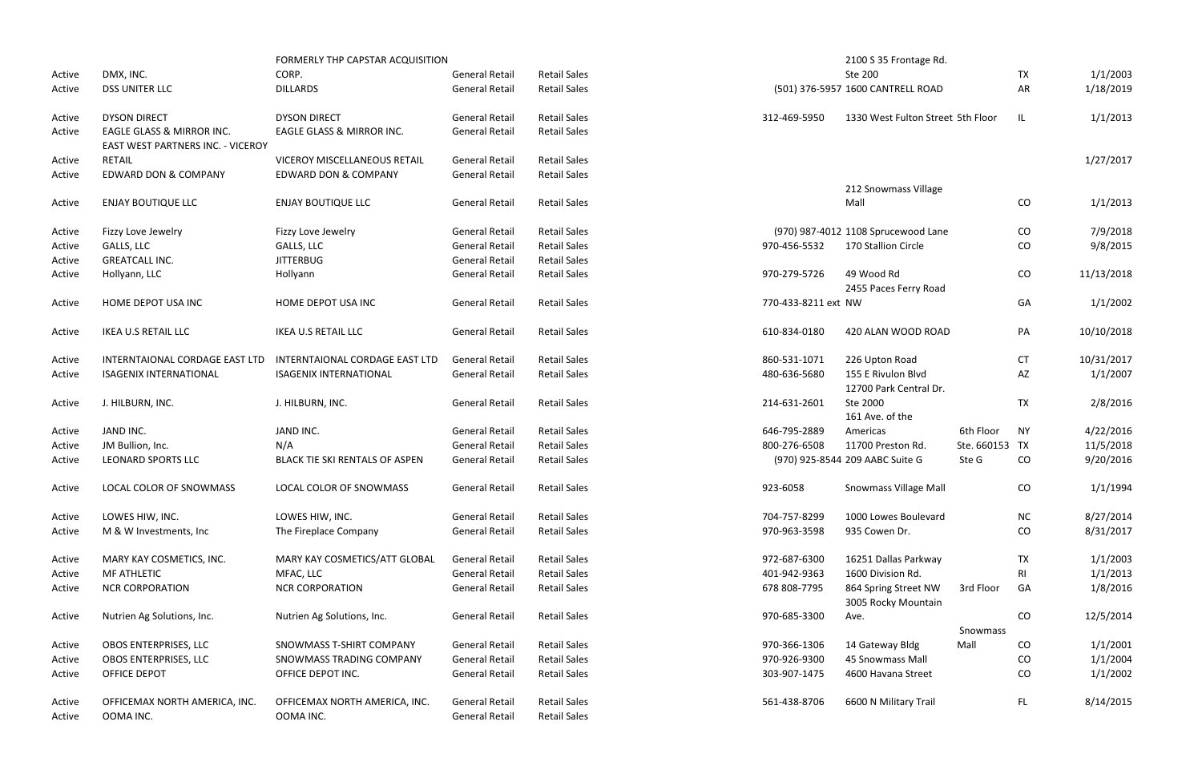| | | | | | | | | | | |
|---|---|---|---|---|---|---|---|---|---|---|
| Active | DMX, INC. | FORMERLY THP CAPSTAR ACQUISITION CORP. | General Retail | Retail Sales | | | 2100 S 35 Frontage Rd. Ste 200 | | TX | 1/1/2003 |
| Active | DSS UNITER LLC | DILLARDS | General Retail | Retail Sales | | (501) 376-5957 | 1600 CANTRELL ROAD | | AR | 1/18/2019 |
| Active | DYSON DIRECT | DYSON DIRECT | General Retail | Retail Sales | | 312-469-5950 | 1330 West Fulton Street 5th Floor | | IL | 1/1/2013 |
| Active | EAGLE GLASS & MIRROR INC. | EAGLE GLASS & MIRROR INC. | General Retail | Retail Sales | | | | | | |
| Active | EAST WEST PARTNERS INC. - VICEROY RETAIL | VICEROY MISCELLANEOUS RETAIL | General Retail | Retail Sales | | | | | | 1/27/2017 |
| Active | EDWARD DON & COMPANY | EDWARD DON & COMPANY | General Retail | Retail Sales | | | | | | |
| Active | ENJAY BOUTIQUE LLC | ENJAY BOUTIQUE LLC | General Retail | Retail Sales | | | 212 Snowmass Village Mall | | CO | 1/1/2013 |
| Active | Fizzy Love Jewelry | Fizzy Love Jewelry | General Retail | Retail Sales | | (970) 987-4012 | 1108 Sprucewood Lane | | CO | 7/9/2018 |
| Active | GALLS, LLC | GALLS, LLC | General Retail | Retail Sales | | 970-456-5532 | 170 Stallion Circle | | CO | 9/8/2015 |
| Active | GREATCALL INC. | JITTERBUG | General Retail | Retail Sales | | | | | | |
| Active | Hollyann, LLC | Hollyann | General Retail | Retail Sales | | 970-279-5726 | 49 Wood Rd | | CO | 11/13/2018 |
| Active | HOME DEPOT USA INC | HOME DEPOT USA INC | General Retail | Retail Sales | | 770-433-8211 ext | 2455 Paces Ferry Road NW | | GA | 1/1/2002 |
| Active | IKEA U.S RETAIL LLC | IKEA U.S RETAIL LLC | General Retail | Retail Sales | | 610-834-0180 | 420 ALAN WOOD ROAD | | PA | 10/10/2018 |
| Active | INTERNTAIONAL CORDAGE EAST LTD | INTERNTAIONAL CORDAGE EAST LTD | General Retail | Retail Sales | | 860-531-1071 | 226 Upton Road | | CT | 10/31/2017 |
| Active | ISAGENIX INTERNATIONAL | ISAGENIX INTERNATIONAL | General Retail | Retail Sales | | 480-636-5680 | 155 E Rivulon Blvd | | AZ | 1/1/2007 |
| Active | J. HILBURN, INC. | J. HILBURN, INC. | General Retail | Retail Sales | | 214-631-2601 | 12700 Park Central Dr. Ste 2000 | | TX | 2/8/2016 |
| Active | JAND INC. | JAND INC. | General Retail | Retail Sales | | 646-795-2889 | 161 Ave. of the Americas | 6th Floor | NY | 4/22/2016 |
| Active | JM Bullion, Inc. | N/A | General Retail | Retail Sales | | 800-276-6508 | 11700 Preston Rd. | Ste. 660153 | TX | 11/5/2018 |
| Active | LEONARD SPORTS LLC | BLACK TIE SKI RENTALS OF ASPEN | General Retail | Retail Sales | | (970) 925-8544 | 209 AABC Suite G | Ste G | CO | 9/20/2016 |
| Active | LOCAL COLOR OF SNOWMASS | LOCAL COLOR OF SNOWMASS | General Retail | Retail Sales | | 923-6058 | Snowmass Village Mall | | CO | 1/1/1994 |
| Active | LOWES HIW, INC. | LOWES HIW, INC. | General Retail | Retail Sales | | 704-757-8299 | 1000 Lowes Boulevard | | NC | 8/27/2014 |
| Active | M & W Investments, Inc | The Fireplace Company | General Retail | Retail Sales | | 970-963-3598 | 935 Cowen Dr. | | CO | 8/31/2017 |
| Active | MARY KAY COSMETICS, INC. | MARY KAY COSMETICS/ATT GLOBAL | General Retail | Retail Sales | | 972-687-6300 | 16251 Dallas Parkway | | TX | 1/1/2003 |
| Active | MF ATHLETIC | MFAC, LLC | General Retail | Retail Sales | | 401-942-9363 | 1600 Division Rd. | | RI | 1/1/2013 |
| Active | NCR CORPORATION | NCR CORPORATION | General Retail | Retail Sales | | 678 808-7795 | 864 Spring Street NW | 3rd Floor | GA | 1/8/2016 |
| Active | Nutrien Ag Solutions, Inc. | Nutrien Ag Solutions, Inc. | General Retail | Retail Sales | | 970-685-3300 | 3005 Rocky Mountain Ave. | | CO | 12/5/2014 |
| Active | OBOS ENTERPRISES, LLC | SNOWMASS T-SHIRT COMPANY | General Retail | Retail Sales | | 970-366-1306 | 14 Gateway Bldg | Snowmass Mall | CO | 1/1/2001 |
| Active | OBOS ENTERPRISES, LLC | SNOWMASS TRADING COMPANY | General Retail | Retail Sales | | 970-926-9300 | 45 Snowmass Mall | | CO | 1/1/2004 |
| Active | OFFICE DEPOT | OFFICE DEPOT INC. | General Retail | Retail Sales | | 303-907-1475 | 4600 Havana Street | | CO | 1/1/2002 |
| Active | OFFICEMAX NORTH AMERICA, INC. | OFFICEMAX NORTH AMERICA, INC. | General Retail | Retail Sales | | 561-438-8706 | 6600 N Military Trail | | FL | 8/14/2015 |
| Active | OOMA INC. | OOMA INC. | General Retail | Retail Sales | | | | | | |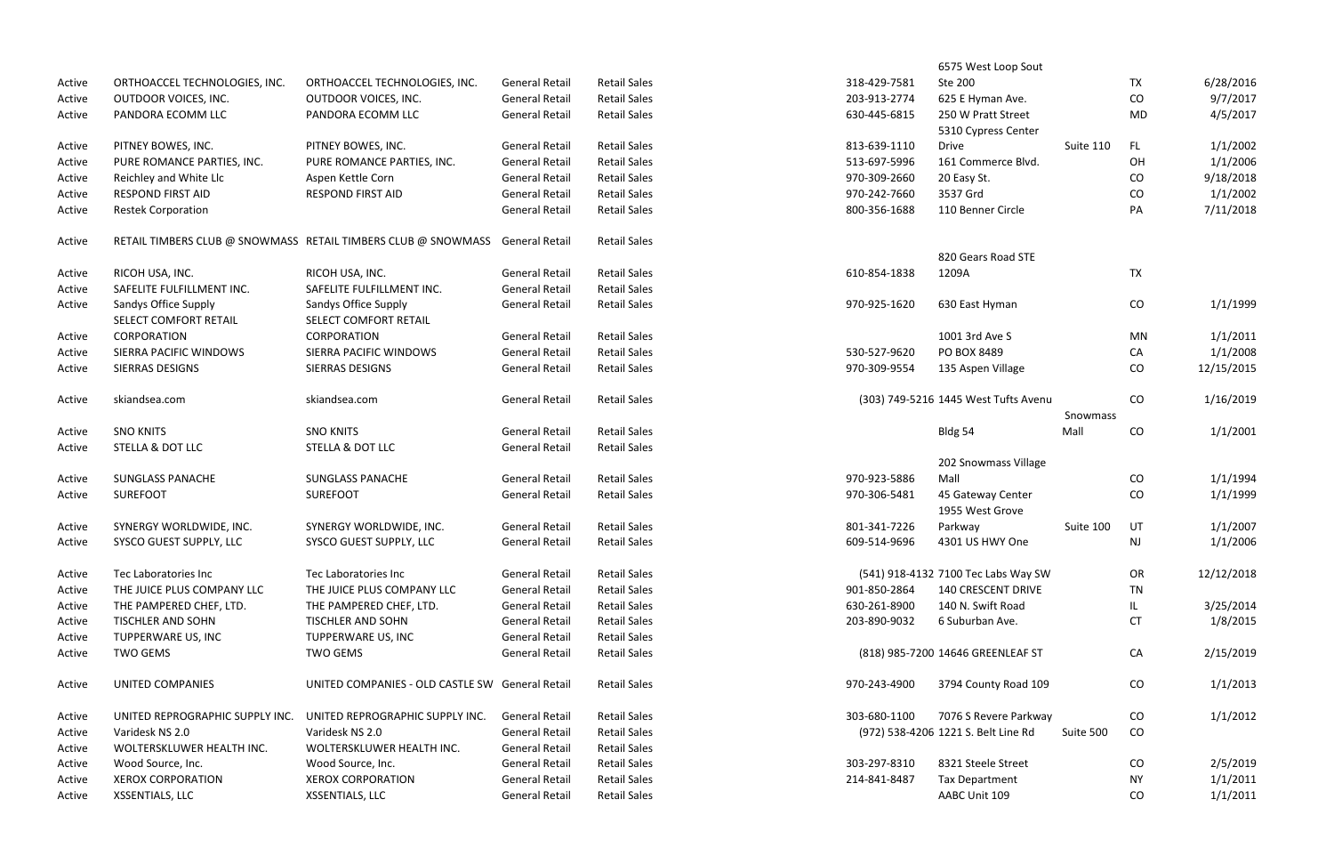| | | | | | | | | | | |
|---|---|---|---|---|---|---|---|---|---|---|
| Active | ORTHOACCEL TECHNOLOGIES, INC. | ORTHOACCEL TECHNOLOGIES, INC. | General Retail | Retail Sales | | 318-429-7581 | 6575 West Loop Sout Ste 200 | | TX | 6/28/2016 |
| Active | OUTDOOR VOICES, INC. | OUTDOOR VOICES, INC. | General Retail | Retail Sales | | 203-913-2774 | 625 E Hyman Ave. | | CO | 9/7/2017 |
| Active | PANDORA ECOMM LLC | PANDORA ECOMM LLC | General Retail | Retail Sales | | 630-445-6815 | 250 W Pratt Street | | MD | 4/5/2017 |
| Active | PITNEY BOWES, INC. | PITNEY BOWES, INC. | General Retail | Retail Sales | | 813-639-1110 | 5310 Cypress Center Drive | Suite 110 | FL | 1/1/2002 |
| Active | PURE ROMANCE PARTIES, INC. | PURE ROMANCE PARTIES, INC. | General Retail | Retail Sales | | 513-697-5996 | 161 Commerce Blvd. | | OH | 1/1/2006 |
| Active | Reichley and White Llc | Aspen Kettle Corn | General Retail | Retail Sales | | 970-309-2660 | 20 Easy St. | | CO | 9/18/2018 |
| Active | RESPOND FIRST AID | RESPOND FIRST AID | General Retail | Retail Sales | | 970-242-7660 | 3537 Grd | | CO | 1/1/2002 |
| Active | Restek Corporation | | General Retail | Retail Sales | | 800-356-1688 | 110 Benner Circle | | PA | 7/11/2018 |
| Active | RETAIL TIMBERS CLUB @ SNOWMASS | RETAIL TIMBERS CLUB @ SNOWMASS | General Retail | Retail Sales | | | | | | |
| Active | RICOH USA, INC. | RICOH USA, INC. | General Retail | Retail Sales | | 610-854-1838 | 820 Gears Road STE 1209A | | TX | |
| Active | SAFELITE FULFILLMENT INC. | SAFELITE FULFILLMENT INC. | General Retail | Retail Sales | | | | | | |
| Active | Sandys Office Supply | Sandys Office Supply | General Retail | Retail Sales | | 970-925-1620 | 630 East Hyman | | CO | 1/1/1999 |
| Active | SELECT COMFORT RETAIL CORPORATION | SELECT COMFORT RETAIL CORPORATION | General Retail | Retail Sales | | | 1001 3rd Ave S | | MN | 1/1/2011 |
| Active | SIERRA PACIFIC WINDOWS | SIERRA PACIFIC WINDOWS | General Retail | Retail Sales | | 530-527-9620 | PO BOX 8489 | | CA | 1/1/2008 |
| Active | SIERRAS DESIGNS | SIERRAS DESIGNS | General Retail | Retail Sales | | 970-309-9554 | 135 Aspen Village | | CO | 12/15/2015 |
| Active | skiandsea.com | skiandsea.com | General Retail | Retail Sales | | (303) 749-5216 | 1445 West Tufts Avenu | | CO | 1/16/2019 |
| Active | SNO KNITS | SNO KNITS | General Retail | Retail Sales | | | Bldg 54 | Snowmass Mall | CO | 1/1/2001 |
| Active | STELLA & DOT LLC | STELLA & DOT LLC | General Retail | Retail Sales | | | | | | |
| Active | SUNGLASS PANACHE | SUNGLASS PANACHE | General Retail | Retail Sales | | 970-923-5886 | 202 Snowmass Village Mall | | CO | 1/1/1994 |
| Active | SUREFOOT | SUREFOOT | General Retail | Retail Sales | | 970-306-5481 | 45 Gateway Center | | CO | 1/1/1999 |
| Active | SYNERGY WORLDWIDE, INC. | SYNERGY WORLDWIDE, INC. | General Retail | Retail Sales | | 801-341-7226 | 1955 West Grove Parkway | Suite 100 | UT | 1/1/2007 |
| Active | SYSCO GUEST SUPPLY, LLC | SYSCO GUEST SUPPLY, LLC | General Retail | Retail Sales | | 609-514-9696 | 4301 US HWY One | | NJ | 1/1/2006 |
| Active | Tec Laboratories Inc | Tec Laboratories Inc | General Retail | Retail Sales | | (541) 918-4132 | 7100 Tec Labs Way SW | | OR | 12/12/2018 |
| Active | THE JUICE PLUS COMPANY LLC | THE JUICE PLUS COMPANY LLC | General Retail | Retail Sales | | 901-850-2864 | 140 CRESCENT DRIVE | | TN | |
| Active | THE PAMPERED CHEF, LTD. | THE PAMPERED CHEF, LTD. | General Retail | Retail Sales | | 630-261-8900 | 140 N. Swift Road | | IL | 3/25/2014 |
| Active | TISCHLER AND SOHN | TISCHLER AND SOHN | General Retail | Retail Sales | | 203-890-9032 | 6 Suburban Ave. | | CT | 1/8/2015 |
| Active | TUPPERWARE US, INC | TUPPERWARE US, INC | General Retail | Retail Sales | | | | | | |
| Active | TWO GEMS | TWO GEMS | General Retail | Retail Sales | | (818) 985-7200 | 14646 GREENLEAF ST | | CA | 2/15/2019 |
| Active | UNITED COMPANIES | UNITED COMPANIES - OLD CASTLE SW | General Retail | Retail Sales | | 970-243-4900 | 3794 County Road 109 | | CO | 1/1/2013 |
| Active | UNITED REPROGRAPHIC SUPPLY INC. | UNITED REPROGRAPHIC SUPPLY INC. | General Retail | Retail Sales | | 303-680-1100 | 7076 S Revere Parkway | | CO | 1/1/2012 |
| Active | Varidesk NS 2.0 | Varidesk NS 2.0 | General Retail | Retail Sales | | (972) 538-4206 | 1221 S. Belt Line Rd | Suite 500 | CO | |
| Active | WOLTERSKLUWER HEALTH INC. | WOLTERSKLUWER HEALTH INC. | General Retail | Retail Sales | | | | | | |
| Active | Wood Source, Inc. | Wood Source, Inc. | General Retail | Retail Sales | | 303-297-8310 | 8321 Steele Street | | CO | 2/5/2019 |
| Active | XEROX CORPORATION | XEROX CORPORATION | General Retail | Retail Sales | | 214-841-8487 | Tax Department | | NY | 1/1/2011 |
| Active | XSSENTIALS, LLC | XSSENTIALS, LLC | General Retail | Retail Sales | | | AABC Unit 109 | | CO | 1/1/2011 |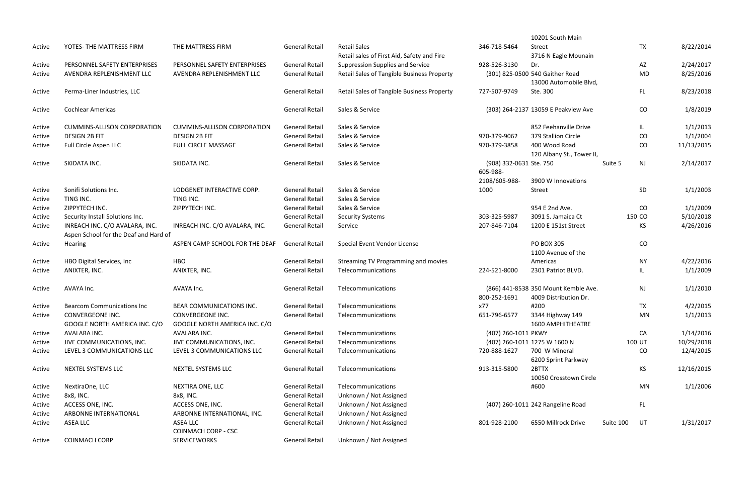| | | | | | | | | | |
|---|---|---|---|---|---|---|---|---|---|
| Active | YOTES- THE MATTRESS FIRM | THE MATTRESS FIRM | General Retail | Retail Sales | 346-718-5464 | 10201 South Main Street | | TX | 8/22/2014 |
| Active | PERSONNEL SAFETY ENTERPRISES | PERSONNEL SAFETY ENTERPRISES | General Retail | Retail sales of First Aid, Safety and Fire Suppression Supplies and Service | 928-526-3130 | 3716 N Eagle Mounain Dr. | | AZ | 2/24/2017 |
| Active | AVENDRA REPLENISHMENT LLC | AVENDRA REPLENISHMENT LLC | General Retail | Retail Sales of Tangible Business Property | (301) 825-0500 | 540 Gaither Road | | MD | 8/25/2016 |
| Active | Perma-Liner Industries, LLC | | General Retail | Retail Sales of Tangible Business Property | 727-507-9749 | 13000 Automobile Blvd, Ste. 300 | | FL | 8/23/2018 |
| Active | Cochlear Americas | | General Retail | Sales & Service | (303) 264-2137 | 13059 E Peakview Ave | | CO | 1/8/2019 |
| Active | CUMMINS-ALLISON CORPORATION | CUMMINS-ALLISON CORPORATION | General Retail | Sales & Service | | 852 Feehanville Drive | | IL | 1/1/2013 |
| Active | DESIGN 2B FIT | DESIGN 2B FIT | General Retail | Sales & Service | 970-379-9062 | 379 Stallion Circle | | CO | 1/1/2004 |
| Active | Full Circle Aspen LLC | FULL CIRCLE MASSAGE | General Retail | Sales & Service | 970-379-3858 | 400 Wood Road | | CO | 11/13/2015 |
| Active | SKIDATA INC. | SKIDATA INC. | General Retail | Sales & Service | (908) 332-0631 | 120 Albany St., Tower II, Ste. 750 | Suite 5 | NJ | 2/14/2017 |
| Active | Sonifi Solutions Inc. | LODGENET INTERACTIVE CORP. | General Retail | Sales & Service | 605-988-2108/605-988-1000 | 3900 W Innovations Street | | SD | 1/1/2003 |
| Active | TING INC. | TING INC. | General Retail | Sales & Service | | | | | |
| Active | ZIPPYTECH INC. | ZIPPYTECH INC. | General Retail | Sales & Service | | 954 E 2nd Ave. | | CO | 1/1/2009 |
| Active | Security Install Solutions Inc. | | General Retail | Security Systems | 303-325-5987 | 3091 S. Jamaica Ct | 150 | CO | 5/10/2018 |
| Active | INREACH INC. C/O AVALARA, INC. | INREACH INC. C/O AVALARA, INC. | General Retail | Service | 207-846-7104 | 1200 E 151st Street | | KS | 4/26/2016 |
| Active | Aspen School for the Deaf and Hard of Hearing | ASPEN CAMP SCHOOL FOR THE DEAF | General Retail | Special Event Vendor License | | PO BOX 305 | | CO | |
| Active | HBO Digital Services, Inc | HBO | General Retail | Streaming TV Programming and movies | | 1100 Avenue of the Americas | | NY | 4/22/2016 |
| Active | ANIXTER, INC. | ANIXTER, INC. | General Retail | Telecommunications | 224-521-8000 | 2301 Patriot BLVD. | | IL | 1/1/2009 |
| Active | AVAYA Inc. | AVAYA Inc. | General Retail | Telecommunications | (866) 441-8538 | 350 Mount Kemble Ave. | | NJ | 1/1/2010 |
| Active | Bearcom Communications Inc | BEAR COMMUNICATIONS INC. | General Retail | Telecommunications | 800-252-1691 x77 | 4009 Distribution Dr. #200 | | TX | 4/2/2015 |
| Active | CONVERGEONE INC. | CONVERGEONE INC. | General Retail | Telecommunications | 651-796-6577 | 3344 Highway 149 | | MN | 1/1/2013 |
| Active | GOOGLE NORTH AMERICA INC. C/O AVALARA INC. | GOOGLE NORTH AMERICA INC. C/O AVALARA INC. | General Retail | Telecommunications | (407) 260-1011 | 1600 AMPHITHEATRE PKWY | | CA | 1/14/2016 |
| Active | JIVE COMMUNICATIONS, INC. | JIVE COMMUNICATIONS, INC. | General Retail | Telecommunications | (407) 260-1011 | 1275 W 1600 N | 100 | UT | 10/29/2018 |
| Active | LEVEL 3 COMMUNICATIONS LLC | LEVEL 3 COMMUNICATIONS LLC | General Retail | Telecommunications | 720-888-1627 | 700 W Mineral | | CO | 12/4/2015 |
| Active | NEXTEL SYSTEMS LLC | NEXTEL SYSTEMS LLC | General Retail | Telecommunications | 913-315-5800 | 6200 Sprint Parkway 2BTTX | | KS | 12/16/2015 |
| Active | NextiraOne, LLC | NEXTIRA ONE, LLC | General Retail | Telecommunications | | 10050 Crosstown Circle #600 | | MN | 1/1/2006 |
| Active | 8x8, INC. | 8x8, INC. | General Retail | Unknown / Not Assigned | | | | | |
| Active | ACCESS ONE, INC. | ACCESS ONE, INC. | General Retail | Unknown / Not Assigned | (407) 260-1011 | 242 Rangeline Road | | FL | |
| Active | ARBONNE INTERNATIONAL | ARBONNE INTERNATIONAL, INC. | General Retail | Unknown / Not Assigned | | | | | |
| Active | ASEA LLC | ASEA LLC | General Retail | Unknown / Not Assigned | 801-928-2100 | 6550 Millrock Drive | Suite 100 | UT | 1/31/2017 |
| Active | COINMACH CORP | COINMACH CORP - CSC SERVICEWORKS | General Retail | Unknown / Not Assigned | | | | | |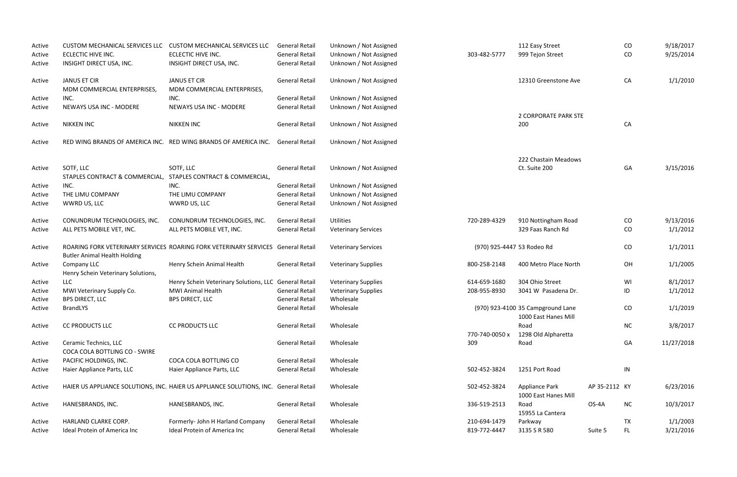| | | | | | | | | | | |
|---|---|---|---|---|---|---|---|---|---|---|
| Active | CUSTOM MECHANICAL SERVICES LLC | CUSTOM MECHANICAL SERVICES LLC | General Retail | Unknown / Not Assigned | | 112 Easy Street | | CO | 9/18/2017 |
| Active | ECLECTIC HIVE INC. | ECLECTIC HIVE INC. | General Retail | Unknown / Not Assigned | 303-482-5777 | 999 Tejon Street | | CO | 9/25/2014 |
| Active | INSIGHT DIRECT USA, INC. | INSIGHT DIRECT USA, INC. | General Retail | Unknown / Not Assigned | | | | | |
| Active | JANUS ET CIR | JANUS ET CIR | General Retail | Unknown / Not Assigned | | 12310 Greenstone Ave | | CA | 1/1/2010 |
| Active | MDM COMMERCIAL ENTERPRISES, INC. | MDM COMMERCIAL ENTERPRISES, INC. | General Retail | Unknown / Not Assigned | | | | | |
| Active | NEWAYS USA INC - MODERE | NEWAYS USA INC - MODERE | General Retail | Unknown / Not Assigned | | | | | |
| Active | NIKKEN INC | NIKKEN INC | General Retail | Unknown / Not Assigned | | 2 CORPORATE PARK STE 200 | | CA | |
| Active | RED WING BRANDS OF AMERICA INC. | RED WING BRANDS OF AMERICA INC. | General Retail | Unknown / Not Assigned | | | | | |
| Active | SOTF, LLC | SOTF, LLC | General Retail | Unknown / Not Assigned | | 222 Chastain Meadows Ct. Suite 200 | | GA | 3/15/2016 |
| Active | STAPLES CONTRACT & COMMERCIAL, INC. | STAPLES CONTRACT & COMMERCIAL, INC. | General Retail | Unknown / Not Assigned | | | | | |
| Active | THE LIMU COMPANY | THE LIMU COMPANY | General Retail | Unknown / Not Assigned | | | | | |
| Active | WWRD US, LLC | WWRD US, LLC | General Retail | Unknown / Not Assigned | | | | | |
| Active | CONUNDRUM TECHNOLOGIES, INC. | CONUNDRUM TECHNOLOGIES, INC. | General Retail | Utilities | 720-289-4329 | 910 Nottingham Road | | CO | 9/13/2016 |
| Active | ALL PETS MOBILE VET, INC. | ALL PETS MOBILE VET, INC. | General Retail | Veterinary Services | | 329 Faas Ranch Rd | | CO | 1/1/2012 |
| Active | ROARING FORK VETERINARY SERVICES | ROARING FORK VETERINARY SERVICES | General Retail | Veterinary Services | (970) 925-4447 | 53 Rodeo Rd | | CO | 1/1/2011 |
| Active | Butler Animal Health Holding Company LLC | Henry Schein Animal Health | General Retail | Veterinary Supplies | 800-258-2148 | 400 Metro Place North | | OH | 1/1/2005 |
| Active | Henry Schein Veterinary Solutions, LLC | Henry Schein Veterinary Solutions, LLC | General Retail | Veterinary Supplies | 614-659-1680 | 304 Ohio Street | | WI | 8/1/2017 |
| Active | MWI Veterinary Supply Co. | MWI Animal Health | General Retail | Veterinary Supplies | 208-955-8930 | 3041 W Pasadena Dr. | | ID | 1/1/2012 |
| Active | BPS DIRECT, LLC | BPS DIRECT, LLC | General Retail | Wholesale | | | | | |
| Active | BrandLYS | | General Retail | Wholesale | (970) 923-4100 | 35 Campground Lane | | CO | 1/1/2019 |
| Active | CC PRODUCTS LLC | CC PRODUCTS LLC | General Retail | Wholesale | | 1000 East Hanes Mill Road | | NC | 3/8/2017 |
| Active | Ceramic Technics, LLC | | General Retail | Wholesale | 770-740-0050 x 309 | 1298 Old Alpharetta Road | | GA | 11/27/2018 |
| Active | COCA COLA BOTTLING CO - SWIRE PACIFIC HOLDINGS, INC. | COCA COLA BOTTLING CO | General Retail | Wholesale | | | | | |
| Active | Haier Appliance Parts, LLC | Haier Appliance Parts, LLC | General Retail | Wholesale | 502-452-3824 | 1251 Port Road | | IN | |
| Active | HAIER US APPLIANCE SOLUTIONS, INC. | HAIER US APPLIANCE SOLUTIONS, INC. | General Retail | Wholesale | 502-452-3824 | Appliance Park | AP 35-2112 | KY | 6/23/2016 |
| Active | HANESBRANDS, INC. | HANESBRANDS, INC. | General Retail | Wholesale | 336-519-2513 | 1000 East Hanes Mill Road | OS-4A | NC | 10/3/2017 |
| Active | HARLAND CLARKE CORP. | Formerly- John H Harland Company | General Retail | Wholesale | 210-694-1479 | 15955 La Cantera Parkway | | TX | 1/1/2003 |
| Active | Ideal Protein of America Inc | Ideal Protein of America Inc | General Retail | Wholesale | 819-772-4447 | 3135 S R 580 | Suite 5 | FL | 3/21/2016 |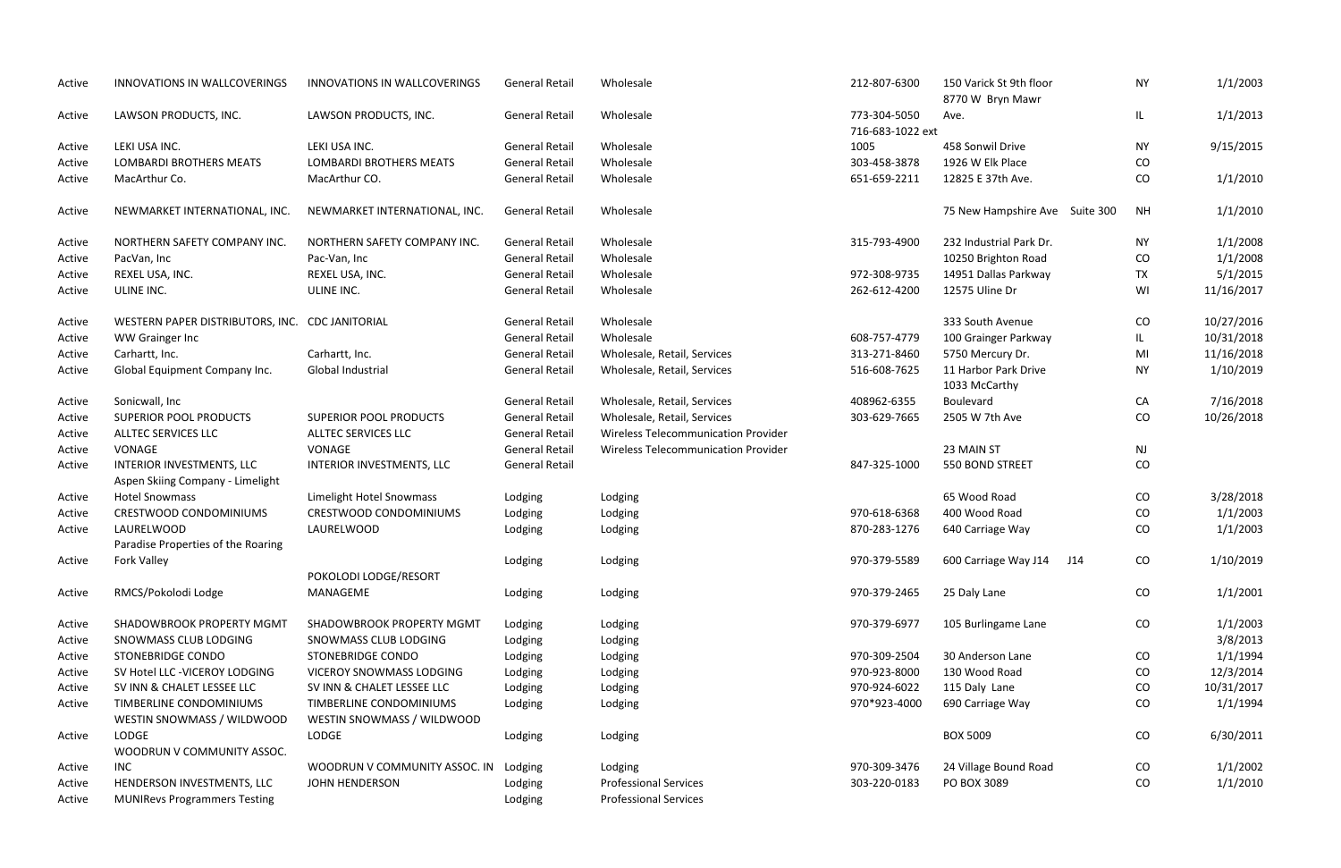| | | | | | | | | |
|---|---|---|---|---|---|---|---|---|
| Active | INNOVATIONS IN WALLCOVERINGS | INNOVATIONS IN WALLCOVERINGS | General Retail | Wholesale | 212-807-6300 | 150 Varick St 9th floor | NY | 1/1/2003 |
| Active | LAWSON PRODUCTS, INC. | LAWSON PRODUCTS, INC. | General Retail | Wholesale | 773-304-5050 | 8770 W Bryn Mawr Ave. | IL | 1/1/2013 |
| Active | LEKI USA INC. | LEKI USA INC. | General Retail | Wholesale | 716-683-1022 ext 1005 | 458 Sonwil Drive | NY | 9/15/2015 |
| Active | LOMBARDI BROTHERS MEATS | LOMBARDI BROTHERS MEATS | General Retail | Wholesale | 303-458-3878 | 1926 W Elk Place | CO | |
| Active | MacArthur Co. | MacArthur CO. | General Retail | Wholesale | 651-659-2211 | 12825 E 37th Ave. | CO | 1/1/2010 |
| Active | NEWMARKET INTERNATIONAL, INC. | NEWMARKET INTERNATIONAL, INC. | General Retail | Wholesale | | 75 New Hampshire Ave Suite 300 | NH | 1/1/2010 |
| Active | NORTHERN SAFETY COMPANY INC. | NORTHERN SAFETY COMPANY INC. | General Retail | Wholesale | 315-793-4900 | 232 Industrial Park Dr. | NY | 1/1/2008 |
| Active | PacVan, Inc | Pac-Van, Inc | General Retail | Wholesale | | 10250 Brighton Road | CO | 1/1/2008 |
| Active | REXEL USA, INC. | REXEL USA, INC. | General Retail | Wholesale | 972-308-9735 | 14951 Dallas Parkway | TX | 5/1/2015 |
| Active | ULINE INC. | ULINE INC. | General Retail | Wholesale | 262-612-4200 | 12575 Uline Dr | WI | 11/16/2017 |
| Active | WESTERN PAPER DISTRIBUTORS, INC. | CDC JANITORIAL | General Retail | Wholesale | | 333 South Avenue | CO | 10/27/2016 |
| Active | WW Grainger Inc | | General Retail | Wholesale | 608-757-4779 | 100 Grainger Parkway | IL | 10/31/2018 |
| Active | Carhartt, Inc. | Carhartt, Inc. | General Retail | Wholesale, Retail, Services | 313-271-8460 | 5750 Mercury Dr. | MI | 11/16/2018 |
| Active | Global Equipment Company Inc. | Global Industrial | General Retail | Wholesale, Retail, Services | 516-608-7625 | 11 Harbor Park Drive | NY | 1/10/2019 |
| Active | Sonicwall, Inc | | General Retail | Wholesale, Retail, Services | 408962-6355 | 1033 McCarthy Boulevard | CA | 7/16/2018 |
| Active | SUPERIOR POOL PRODUCTS | SUPERIOR POOL PRODUCTS | General Retail | Wholesale, Retail, Services | 303-629-7665 | 2505 W 7th Ave | CO | 10/26/2018 |
| Active | ALLTEC SERVICES LLC | ALLTEC SERVICES LLC | General Retail | Wireless Telecommunication Provider | | | | |
| Active | VONAGE | VONAGE | General Retail | Wireless Telecommunication Provider | | 23 MAIN ST | NJ | |
| Active | INTERIOR INVESTMENTS, LLC | INTERIOR INVESTMENTS, LLC | General Retail | | 847-325-1000 | 550 BOND STREET | CO | |
| Active | Aspen Skiing Company - Limelight Hotel Snowmass | Limelight Hotel Snowmass | Lodging | Lodging | | 65 Wood Road | CO | 3/28/2018 |
| Active | CRESTWOOD CONDOMINIUMS | CRESTWOOD CONDOMINIUMS | Lodging | Lodging | 970-618-6368 | 400 Wood Road | CO | 1/1/2003 |
| Active | LAURELWOOD | LAURELWOOD | Lodging | Lodging | 870-283-1276 | 640 Carriage Way | CO | 1/1/2003 |
| Active | Paradise Properties of the Roaring Fork Valley | | Lodging | Lodging | 970-379-5589 | 600 Carriage Way J14 J14 | CO | 1/10/2019 |
| Active | RMCS/Pokolodi Lodge | POKOLODI LODGE/RESORT MANAGEME | Lodging | Lodging | 970-379-2465 | 25 Daly Lane | CO | 1/1/2001 |
| Active | SHADOWBROOK PROPERTY MGMT | SHADOWBROOK PROPERTY MGMT | Lodging | Lodging | 970-379-6977 | 105 Burlingame Lane | CO | 1/1/2003 |
| Active | SNOWMASS CLUB LODGING | SNOWMASS CLUB LODGING | Lodging | Lodging | | | | 3/8/2013 |
| Active | STONEBRIDGE CONDO | STONEBRIDGE CONDO | Lodging | Lodging | 970-309-2504 | 30 Anderson Lane | CO | 1/1/1994 |
| Active | SV Hotel LLC -VICEROY LODGING | VICEROY SNOWMASS LODGING | Lodging | Lodging | 970-923-8000 | 130 Wood Road | CO | 12/3/2014 |
| Active | SV INN & CHALET LESSEE LLC | SV INN & CHALET LESSEE LLC | Lodging | Lodging | 970-924-6022 | 115 Daly Lane | CO | 10/31/2017 |
| Active | TIMBERLINE CONDOMINIUMS | TIMBERLINE CONDOMINIUMS | Lodging | Lodging | 970*923-4000 | 690 Carriage Way | CO | 1/1/1994 |
| Active | WESTIN SNOWMASS / WILDWOOD LODGE | WESTIN SNOWMASS / WILDWOOD LODGE | Lodging | Lodging | | BOX 5009 | CO | 6/30/2011 |
| Active | WOODRUN V COMMUNITY ASSOC. INC | WOODRUN V COMMUNITY ASSOC. IN | Lodging | Lodging | 970-309-3476 | 24 Village Bound Road | CO | 1/1/2002 |
| Active | HENDERSON INVESTMENTS, LLC | JOHN HENDERSON | Lodging | Professional Services | 303-220-0183 | PO BOX 3089 | CO | 1/1/2010 |
| Active | MUNIRevs Programmers Testing | | Lodging | Professional Services | | | | |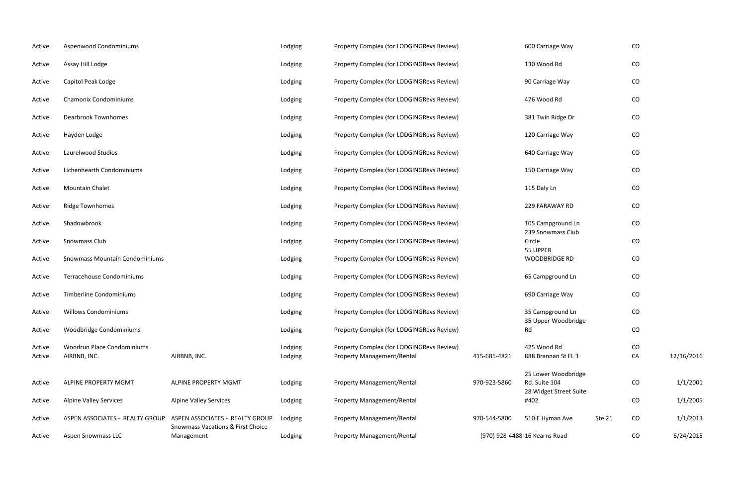| | | | | | | | | | |
|---|---|---|---|---|---|---|---|---|---|
| Active | Aspenwood Condominiums | | Lodging | Property Complex (for LODGINGRevs Review) | | 600 Carriage Way | | CO | |
| Active | Assay Hill Lodge | | Lodging | Property Complex (for LODGINGRevs Review) | | 130 Wood Rd | | CO | |
| Active | Capitol Peak Lodge | | Lodging | Property Complex (for LODGINGRevs Review) | | 90 Carriage Way | | CO | |
| Active | Chamonix Condominiums | | Lodging | Property Complex (for LODGINGRevs Review) | | 476 Wood Rd | | CO | |
| Active | Dearbrook Townhomes | | Lodging | Property Complex (for LODGINGRevs Review) | | 381 Twin Ridge Dr | | CO | |
| Active | Hayden Lodge | | Lodging | Property Complex (for LODGINGRevs Review) | | 120 Carriage Way | | CO | |
| Active | Laurelwood Studios | | Lodging | Property Complex (for LODGINGRevs Review) | | 640 Carriage Way | | CO | |
| Active | Lichenhearth Condominiums | | Lodging | Property Complex (for LODGINGRevs Review) | | 150 Carriage Way | | CO | |
| Active | Mountain Chalet | | Lodging | Property Complex (for LODGINGRevs Review) | | 115 Daly Ln | | CO | |
| Active | Ridge Townhomes | | Lodging | Property Complex (for LODGINGRevs Review) | | 229 FARAWAY RD | | CO | |
| Active | Shadowbrook | | Lodging | Property Complex (for LODGINGRevs Review) | | 105 Campground Ln | | CO | |
| Active | Snowmass Club | | Lodging | Property Complex (for LODGINGRevs Review) | | 239 Snowmass Club Circle | | CO | |
| Active | Snowmass Mountain Condominiums | | Lodging | Property Complex (for LODGINGRevs Review) | | 55 UPPER WOODBRIDGE RD | | CO | |
| Active | Terracehouse Condominiums | | Lodging | Property Complex (for LODGINGRevs Review) | | 65 Campground Ln | | CO | |
| Active | Timberline Condominiums | | Lodging | Property Complex (for LODGINGRevs Review) | | 690 Carriage Way | | CO | |
| Active | Willows Condominiums | | Lodging | Property Complex (for LODGINGRevs Review) | | 35 Campground Ln | | CO | |
| Active | Woodbridge Condominiums | | Lodging | Property Complex (for LODGINGRevs Review) | | 35 Upper Woodbridge Rd | | CO | |
| Active | Woodrun Place Condominiums | | Lodging | Property Complex (for LODGINGRevs Review) | | 425 Wood Rd | | CO | |
| Active | AIRBNB, INC. | AIRBNB, INC. | Lodging | Property Management/Rental | 415-685-4821 | 888 Brannan St FL 3 | | CA | 12/16/2016 |
| Active | ALPINE PROPERTY MGMT | ALPINE PROPERTY MGMT | Lodging | Property Management/Rental | 970-923-5860 | 25 Lower Woodbridge Rd. Suite 104 | | CO | 1/1/2001 |
| Active | Alpine Valley Services | Alpine Valley Services | Lodging | Property Management/Rental | | 28 Widget Street Suite #402 | | CO | 1/1/2005 |
| Active | ASPEN ASSOCIATES - REALTY GROUP | ASPEN ASSOCIATES - REALTY GROUP | Lodging | Property Management/Rental | 970-544-5800 | 510 E Hyman Ave | Ste 21 | CO | 1/1/2013 |
| Active | Aspen Snowmass LLC | Snowmass Vacations & First Choice Management | Lodging | Property Management/Rental | (970) 928-4488 | 16 Kearns Road | | CO | 6/24/2015 |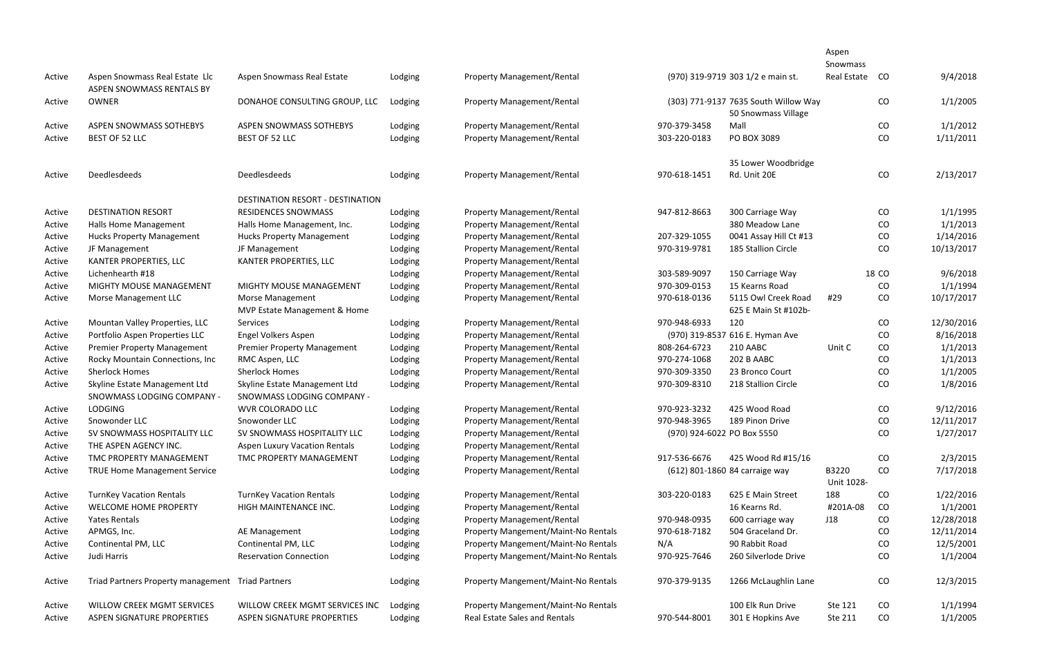| | | | | | | | | | |
|---|---|---|---|---|---|---|---|---|---|
| Active | Aspen Snowmass Real Estate Llc | Aspen Snowmass Real Estate | Lodging | Property Management/Rental | (970) 319-9719 | 303 1/2 e main st. | Aspen Snowmass Real Estate | CO | 9/4/2018 |
| Active | ASPEN SNOWMASS RENTALS BY OWNER | DONAHOE CONSULTING GROUP, LLC | Lodging | Property Management/Rental | (303) 771-9137 | 7635 South Willow Way | | CO | 1/1/2005 |
| Active | ASPEN SNOWMASS SOTHEBYS | ASPEN SNOWMASS SOTHEBYS | Lodging | Property Management/Rental | 970-379-3458 | 50 Snowmass Village Mall | | CO | 1/1/2012 |
| Active | BEST OF 52 LLC | BEST OF 52 LLC | Lodging | Property Management/Rental | 303-220-0183 | PO BOX 3089 | | CO | 1/11/2011 |
| Active | Deedlesdeeds | Deedlesdeeds | Lodging | Property Management/Rental | 970-618-1451 | 35 Lower Woodbridge Rd. Unit 20E | | CO | 2/13/2017 |
| Active | DESTINATION RESORT | DESTINATION RESORT - DESTINATION RESIDENCES SNOWMASS | Lodging | Property Management/Rental | 947-812-8663 | 300 Carriage Way | | CO | 1/1/1995 |
| Active | Halls Home Management | Halls Home Management, Inc. | Lodging | Property Management/Rental | | 380 Meadow Lane | | CO | 1/1/2013 |
| Active | Hucks Property Management | Hucks Property Management | Lodging | Property Management/Rental | 207-329-1055 | 0041 Assay Hill Ct #13 | | CO | 1/14/2016 |
| Active | JF Management | JF Management | Lodging | Property Management/Rental | 970-319-9781 | 185 Stallion Circle | | CO | 10/13/2017 |
| Active | KANTER PROPERTIES, LLC | KANTER PROPERTIES, LLC | Lodging | Property Management/Rental | | | | | |
| Active | Lichenhearth #18 | | Lodging | Property Management/Rental | 303-589-9097 | 150 Carriage Way | 18 | CO | 9/6/2018 |
| Active | MIGHTY MOUSE MANAGEMENT | MIGHTY MOUSE MANAGEMENT | Lodging | Property Management/Rental | 970-309-0153 | 15 Kearns Road | | CO | 1/1/1994 |
| Active | Morse Management LLC | Morse Management | Lodging | Property Management/Rental | 970-618-0136 | 5115 Owl Creek Road | #29 | CO | 10/17/2017 |
| Active | Mountan Valley Properties, LLC | MVP Estate Management & Home Services | Lodging | Property Management/Rental | 970-948-6933 | 625 E Main St #102b-120 | | CO | 12/30/2016 |
| Active | Portfolio Aspen Properties LLC | Engel Volkers Aspen | Lodging | Property Management/Rental | (970) 319-8537 | 616 E. Hyman Ave | | CO | 8/16/2018 |
| Active | Premier Property Management | Premier Property Management | Lodging | Property Management/Rental | 808-264-6723 | 210 AABC | Unit C | CO | 1/1/2013 |
| Active | Rocky Mountain Connections, Inc | RMC Aspen, LLC | Lodging | Property Management/Rental | 970-274-1068 | 202 B AABC | | CO | 1/1/2013 |
| Active | Sherlock Homes | Sherlock Homes | Lodging | Property Management/Rental | 970-309-3350 | 23 Bronco Court | | CO | 1/1/2005 |
| Active | Skyline Estate Management Ltd | Skyline Estate Management Ltd | Lodging | Property Management/Rental | 970-309-8310 | 218 Stallion Circle | | CO | 1/8/2016 |
| Active | SNOWMASS LODGING COMPANY - LODGING | SNOWMASS LODGING COMPANY - WVR COLORADO LLC | Lodging | Property Management/Rental | 970-923-3232 | 425 Wood Road | | CO | 9/12/2016 |
| Active | Snowonder LLC | Snowonder LLC | Lodging | Property Management/Rental | 970-948-3965 | 189 Pinon Drive | | CO | 12/11/2017 |
| Active | SV SNOWMASS HOSPITALITY LLC | SV SNOWMASS HOSPITALITY LLC | Lodging | Property Management/Rental | (970) 924-6022 | PO Box 5550 | | CO | 1/27/2017 |
| Active | THE ASPEN AGENCY INC. | Aspen Luxury Vacation Rentals | Lodging | Property Management/Rental | | | | | |
| Active | TMC PROPERTY MANAGEMENT | TMC PROPERTY MANAGEMENT | Lodging | Property Management/Rental | 917-536-6676 | 425 Wood Rd #15/16 | | CO | 2/3/2015 |
| Active | TRUE Home Management Service | | Lodging | Property Management/Rental | (612) 801-1860 | 84 carraige way | B3220 | CO | 7/17/2018 |
| Active | TurnKey Vacation Rentals | TurnKey Vacation Rentals | Lodging | Property Management/Rental | 303-220-0183 | 625 E Main Street | Unit 1028-188 | CO | 1/22/2016 |
| Active | WELCOME HOME PROPERTY | HIGH MAINTENANCE INC. | Lodging | Property Management/Rental | | 16 Kearns Rd. | #201A-08 | CO | 1/1/2001 |
| Active | Yates Rentals | | Lodging | Property Management/Rental | 970-948-0935 | 600 carriage way | J18 | CO | 12/28/2018 |
| Active | APMGS, Inc. | AE Management | Lodging | Property Mangement/Maint-No Rentals | 970-618-7182 | 504 Graceland Dr. | | CO | 12/11/2014 |
| Active | Continental PM, LLC | Continental PM, LLC | Lodging | Property Mangement/Maint-No Rentals | N/A | 90 Rabbit Road | | CO | 12/5/2001 |
| Active | Judi Harris | Reservation Connection | Lodging | Property Mangement/Maint-No Rentals | 970-925-7646 | 260 Silverlode Drive | | CO | 1/1/2004 |
| Active | Triad Partners Property management | Triad Partners | Lodging | Property Mangement/Maint-No Rentals | 970-379-9135 | 1266 McLaughlin Lane | | CO | 12/3/2015 |
| Active | WILLOW CREEK MGMT SERVICES | WILLOW CREEK MGMT SERVICES INC | Lodging | Property Mangement/Maint-No Rentals | | 100 Elk Run Drive | Ste 121 | CO | 1/1/1994 |
| Active | ASPEN SIGNATURE PROPERTIES | ASPEN SIGNATURE PROPERTIES | Lodging | Real Estate Sales and Rentals | 970-544-8001 | 301 E Hopkins Ave | Ste 211 | CO | 1/1/2005 |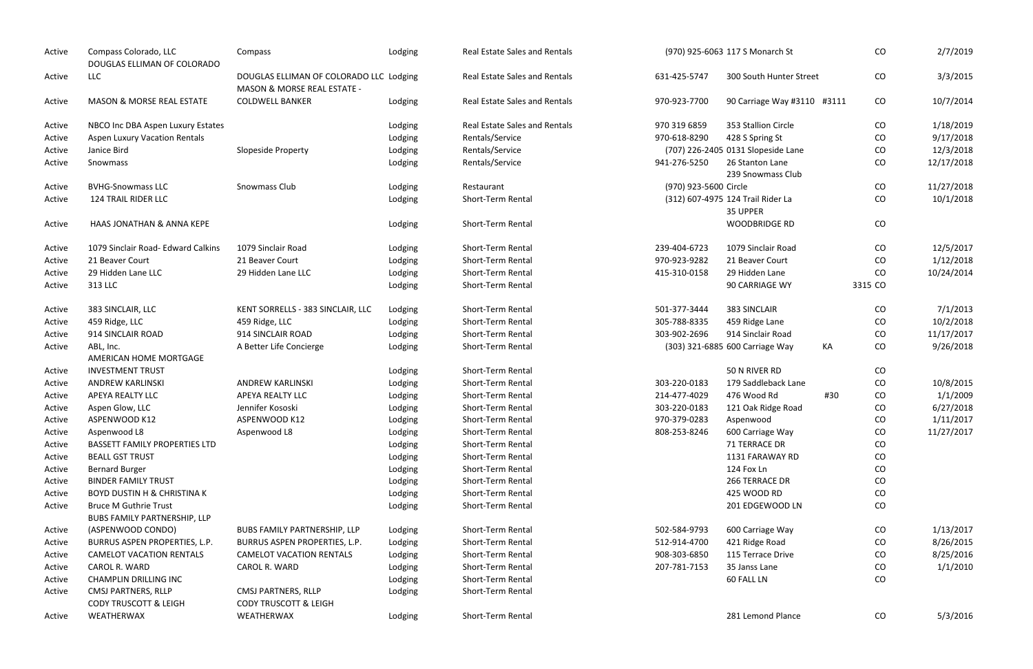| | | | | | | | | | |
|---|---|---|---|---|---|---|---|---|---|
| Active | Compass Colorado, LLC | Compass | Lodging | Real Estate Sales and Rentals | (970) 925-6063 | 117 S Monarch St | | CO | 2/7/2019 |
| Active | DOUGLAS ELLIMAN OF COLORADO LLC | DOUGLAS ELLIMAN OF COLORADO LLC | Lodging | Real Estate Sales and Rentals | 631-425-5747 | 300 South Hunter Street | | CO | 3/3/2015 |
| Active | MASON & MORSE REAL ESTATE | MASON & MORSE REAL ESTATE - COLDWELL BANKER | Lodging | Real Estate Sales and Rentals | 970-923-7700 | 90 Carriage Way #3110 | #3111 | CO | 10/7/2014 |
| Active | NBCO Inc DBA Aspen Luxury Estates | | Lodging | Real Estate Sales and Rentals | 970 319 6859 | 353 Stallion Circle | | CO | 1/18/2019 |
| Active | Aspen Luxury Vacation Rentals | | Lodging | Rentals/Service | 970-618-8290 | 428 S Spring St | | CO | 9/17/2018 |
| Active | Janice Bird | Slopeside Property | Lodging | Rentals/Service | (707) 226-2405 | 0131 Slopeside Lane | | CO | 12/3/2018 |
| Active | Snowmass | | Lodging | Rentals/Service | 941-276-5250 | 26 Stanton Lane | | CO | 12/17/2018 |
| Active | BVHG-Snowmass LLC | Snowmass Club | Lodging | Restaurant | (970) 923-5600 | 239 Snowmass Club Circle | | CO | 11/27/2018 |
| Active | 124 TRAIL RIDER LLC | | Lodging | Short-Term Rental | (312) 607-4975 | 124 Trail Rider La | | CO | 10/1/2018 |
| Active | HAAS JONATHAN & ANNA KEPE | | Lodging | Short-Term Rental | | 35 UPPER WOODBRIDGE RD | | CO | |
| Active | 1079 Sinclair Road- Edward Calkins | 1079 Sinclair Road | Lodging | Short-Term Rental | 239-404-6723 | 1079 Sinclair Road | | CO | 12/5/2017 |
| Active | 21 Beaver Court | 21 Beaver Court | Lodging | Short-Term Rental | 970-923-9282 | 21 Beaver Court | | CO | 1/12/2018 |
| Active | 29 Hidden Lane LLC | 29 Hidden Lane LLC | Lodging | Short-Term Rental | 415-310-0158 | 29 Hidden Lane | | CO | 10/24/2014 |
| Active | 313 LLC | | Lodging | Short-Term Rental | | 90 CARRIAGE WY | 3315 | CO | |
| Active | 383 SINCLAIR, LLC | KENT SORRELLS - 383 SINCLAIR, LLC | Lodging | Short-Term Rental | 501-377-3444 | 383 SINCLAIR | | CO | 7/1/2013 |
| Active | 459 Ridge, LLC | 459 Ridge, LLC | Lodging | Short-Term Rental | 305-788-8335 | 459 Ridge Lane | | CO | 10/2/2018 |
| Active | 914 SINCLAIR ROAD | 914 SINCLAIR ROAD | Lodging | Short-Term Rental | 303-902-2696 | 914 Sinclair Road | | CO | 11/17/2017 |
| Active | ABL, Inc. | A Better Life Concierge | Lodging | Short-Term Rental | (303) 321-6885 | 600 Carriage Way | KA | CO | 9/26/2018 |
| Active | AMERICAN HOME MORTGAGE INVESTMENT TRUST | | Lodging | Short-Term Rental | | 50 N RIVER RD | | CO | |
| Active | ANDREW KARLINSKI | ANDREW KARLINSKI | Lodging | Short-Term Rental | 303-220-0183 | 179 Saddleback Lane | | CO | 10/8/2015 |
| Active | APEYA REALTY LLC | APEYA REALTY LLC | Lodging | Short-Term Rental | 214-477-4029 | 476 Wood Rd | #30 | CO | 1/1/2009 |
| Active | Aspen Glow, LLC | Jennifer Kososki | Lodging | Short-Term Rental | 303-220-0183 | 121 Oak Ridge Road | | CO | 6/27/2018 |
| Active | ASPENWOOD K12 | ASPENWOOD K12 | Lodging | Short-Term Rental | 970-379-0283 | Aspenwood | | CO | 1/11/2017 |
| Active | Aspenwood L8 | Aspenwood L8 | Lodging | Short-Term Rental | 808-253-8246 | 600 Carriage Way | | CO | 11/27/2017 |
| Active | BASSETT FAMILY PROPERTIES LTD | | Lodging | Short-Term Rental | | 71 TERRACE DR | | CO | |
| Active | BEALL GST TRUST | | Lodging | Short-Term Rental | | 1131 FARAWAY RD | | CO | |
| Active | Bernard Burger | | Lodging | Short-Term Rental | | 124 Fox Ln | | CO | |
| Active | BINDER FAMILY TRUST | | Lodging | Short-Term Rental | | 266 TERRACE DR | | CO | |
| Active | BOYD DUSTIN H & CHRISTINA K | | Lodging | Short-Term Rental | | 425 WOOD RD | | CO | |
| Active | Bruce M Guthrie Trust | | Lodging | Short-Term Rental | | 201 EDGEWOOD LN | | CO | |
| Active | BUBS FAMILY PARTNERSHIP, LLP (ASPENWOOD CONDO) | BUBS FAMILY PARTNERSHIP, LLP | Lodging | Short-Term Rental | 502-584-9793 | 600 Carriage Way | | CO | 1/13/2017 |
| Active | BURRUS ASPEN PROPERTIES, L.P. | BURRUS ASPEN PROPERTIES, L.P. | Lodging | Short-Term Rental | 512-914-4700 | 421 Ridge Road | | CO | 8/26/2015 |
| Active | CAMELOT VACATION RENTALS | CAMELOT VACATION RENTALS | Lodging | Short-Term Rental | 908-303-6850 | 115 Terrace Drive | | CO | 8/25/2016 |
| Active | CAROL R. WARD | CAROL R. WARD | Lodging | Short-Term Rental | 207-781-7153 | 35 Janss Lane | | CO | 1/1/2010 |
| Active | CHAMPLIN DRILLING INC | | Lodging | Short-Term Rental | | 60 FALL LN | | CO | |
| Active | CMSJ PARTNERS, RLLP | CMSJ PARTNERS, RLLP | Lodging | Short-Term Rental | | | | | |
| Active | CODY TRUSCOTT & LEIGH WEATHERWAX | CODY TRUSCOTT & LEIGH WEATHERWAX | Lodging | Short-Term Rental | | 281 Lemond Plance | | CO | 5/3/2016 |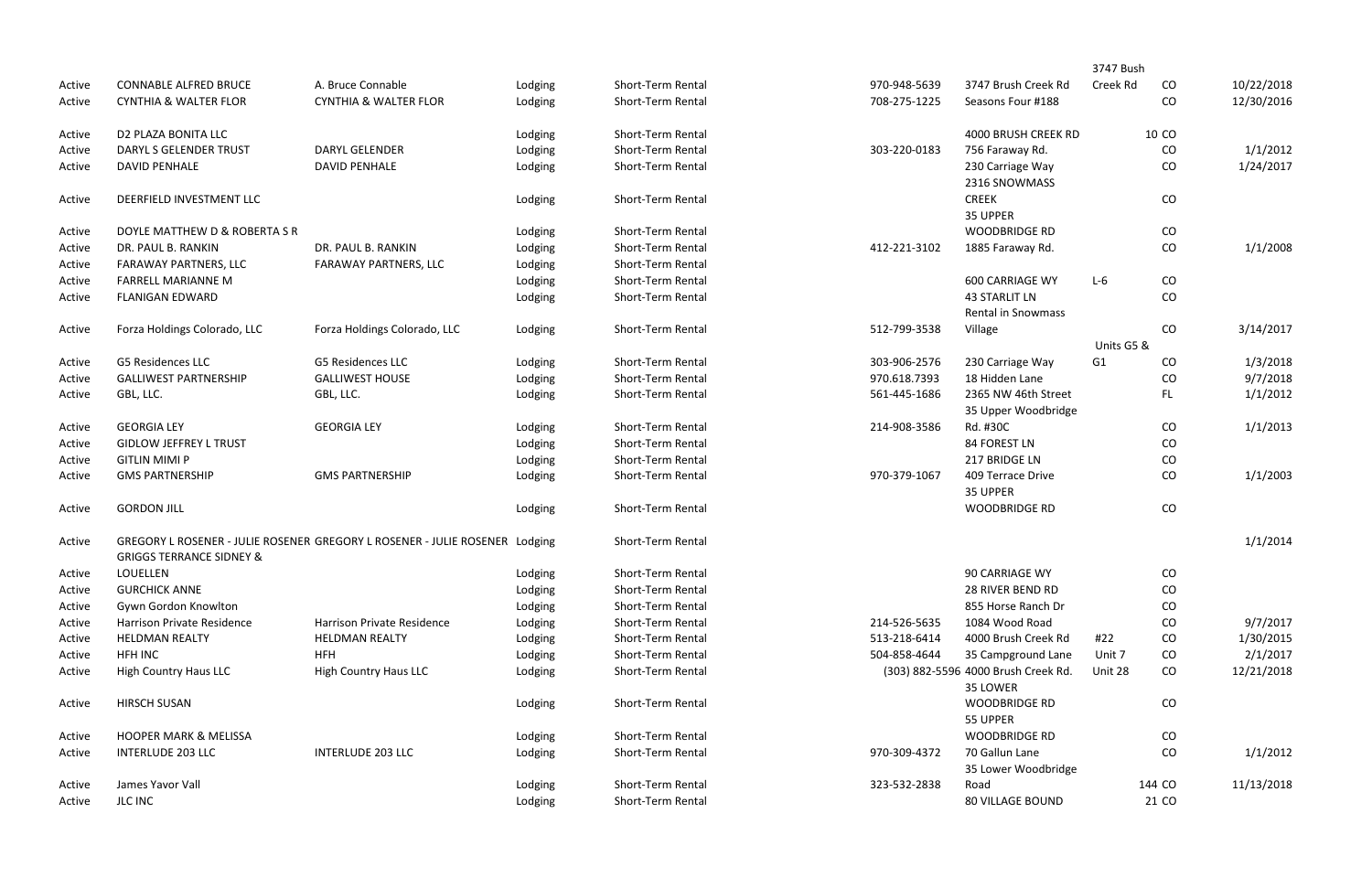| | | | | | | | | | |
|---|---|---|---|---|---|---|---|---|---|
| Active | CONNABLE ALFRED BRUCE | A. Bruce Connable | Lodging | Short-Term Rental | 970-948-5639 | 3747 Brush Creek Rd | 3747 Bush Creek Rd | CO | 10/22/2018 |
| Active | CYNTHIA & WALTER FLOR | CYNTHIA & WALTER FLOR | Lodging | Short-Term Rental | 708-275-1225 | Seasons Four #188 | | CO | 12/30/2016 |
| Active | D2 PLAZA BONITA LLC | | Lodging | Short-Term Rental | | 4000 BRUSH CREEK RD | 10 | CO | |
| Active | DARYL S GELENDER TRUST | DARYL GELENDER | Lodging | Short-Term Rental | 303-220-0183 | 756 Faraway Rd. | | CO | 1/1/2012 |
| Active | DAVID PENHALE | DAVID PENHALE | Lodging | Short-Term Rental | | 230 Carriage Way | | CO | 1/24/2017 |
| Active | DEERFIELD INVESTMENT LLC | | Lodging | Short-Term Rental | | 2316 SNOWMASS CREEK | | CO | |
| Active | DOYLE MATTHEW D & ROBERTA S R | | Lodging | Short-Term Rental | | 35 UPPER WOODBRIDGE RD | | CO | |
| Active | DR. PAUL B. RANKIN | DR. PAUL B. RANKIN | Lodging | Short-Term Rental | 412-221-3102 | 1885 Faraway Rd. | | CO | 1/1/2008 |
| Active | FARAWAY PARTNERS, LLC | FARAWAY PARTNERS, LLC | Lodging | Short-Term Rental | | | | | |
| Active | FARRELL MARIANNE M | | Lodging | Short-Term Rental | | 600 CARRIAGE WY | L-6 | CO | |
| Active | FLANIGAN EDWARD | | Lodging | Short-Term Rental | | 43 STARLIT LN | | CO | |
| Active | Forza Holdings Colorado, LLC | Forza Holdings Colorado, LLC | Lodging | Short-Term Rental | 512-799-3538 | Rental in Snowmass Village | | CO | 3/14/2017 |
| Active | G5 Residences LLC | G5 Residences LLC | Lodging | Short-Term Rental | 303-906-2576 | 230 Carriage Way | Units G5 & G1 | CO | 1/3/2018 |
| Active | GALLIWEST PARTNERSHIP | GALLIWEST HOUSE | Lodging | Short-Term Rental | 970.618.7393 | 18 Hidden Lane | | CO | 9/7/2018 |
| Active | GBL, LLC. | GBL, LLC. | Lodging | Short-Term Rental | 561-445-1686 | 2365 NW 46th Street | | FL | 1/1/2012 |
| Active | GEORGIA LEY | GEORGIA LEY | Lodging | Short-Term Rental | 214-908-3586 | 35 Upper Woodbridge Rd. #30C | | CO | 1/1/2013 |
| Active | GIDLOW JEFFREY L TRUST | | Lodging | Short-Term Rental | | 84 FOREST LN | | CO | |
| Active | GITLIN MIMI P | | Lodging | Short-Term Rental | | 217 BRIDGE LN | | CO | |
| Active | GMS PARTNERSHIP | GMS PARTNERSHIP | Lodging | Short-Term Rental | 970-379-1067 | 409 Terrace Drive | | CO | 1/1/2003 |
| Active | GORDON JILL | | Lodging | Short-Term Rental | | 35 UPPER WOODBRIDGE RD | | CO | |
| Active | GREGORY L ROSENER - JULIE ROSENER | GREGORY L ROSENER - JULIE ROSENER | Lodging | Short-Term Rental | | | | | 1/1/2014 |
| Active | GRIGGS TERRANCE SIDNEY & LOUELLEN | | Lodging | Short-Term Rental | | 90 CARRIAGE WY | | CO | |
| Active | GURCHICK ANNE | | Lodging | Short-Term Rental | | 28 RIVER BEND RD | | CO | |
| Active | Gywn Gordon Knowlton | | Lodging | Short-Term Rental | | 855 Horse Ranch Dr | | CO | |
| Active | Harrison Private Residence | Harrison Private Residence | Lodging | Short-Term Rental | 214-526-5635 | 1084 Wood Road | | CO | 9/7/2017 |
| Active | HELDMAN REALTY | HELDMAN REALTY | Lodging | Short-Term Rental | 513-218-6414 | 4000 Brush Creek Rd | #22 | CO | 1/30/2015 |
| Active | HFH INC | HFH | Lodging | Short-Term Rental | 504-858-4644 | 35 Campground Lane | Unit 7 | CO | 2/1/2017 |
| Active | High Country Haus LLC | High Country Haus LLC | Lodging | Short-Term Rental | (303) 882-5596 | 4000 Brush Creek Rd. | Unit 28 | CO | 12/21/2018 |
| Active | HIRSCH SUSAN | | Lodging | Short-Term Rental | | 35 LOWER WOODBRIDGE RD | | CO | |
| Active | HOOPER MARK & MELISSA | | Lodging | Short-Term Rental | | 55 UPPER WOODBRIDGE RD | | CO | |
| Active | INTERLUDE 203 LLC | INTERLUDE 203 LLC | Lodging | Short-Term Rental | 970-309-4372 | 70 Gallun Lane | | CO | 1/1/2012 |
| Active | James Yavor Vall | | Lodging | Short-Term Rental | 323-532-2838 | 35 Lower Woodbridge Road | 144 | CO | 11/13/2018 |
| Active | JLC INC | | Lodging | Short-Term Rental | | 80 VILLAGE BOUND | 21 | CO | |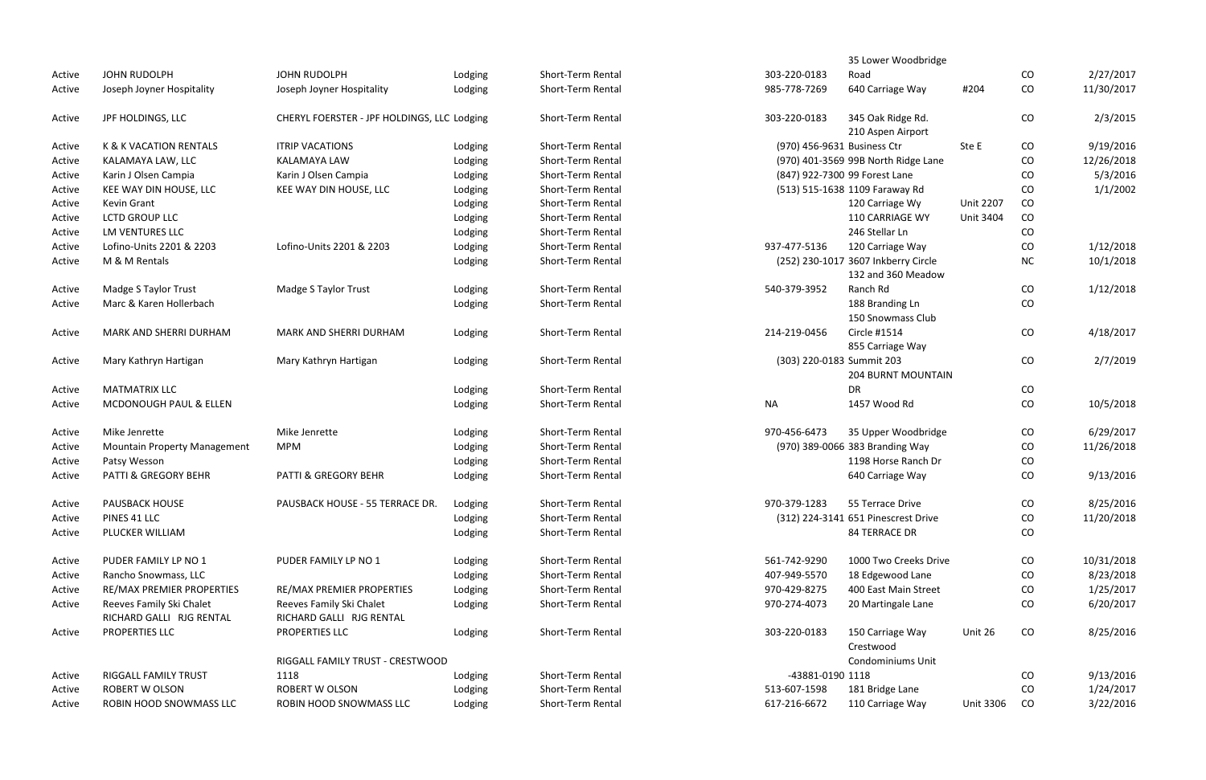| | | | | | | | | | |
|---|---|---|---|---|---|---|---|---|---|
| Active | JOHN RUDOLPH | JOHN RUDOLPH | Lodging | Short-Term Rental | 303-220-0183 | 35 Lower Woodbridge Road | | CO | 2/27/2017 |
| Active | Joseph Joyner Hospitality | Joseph Joyner Hospitality | Lodging | Short-Term Rental | 985-778-7269 | 640 Carriage Way | #204 | CO | 11/30/2017 |
| Active | JPF HOLDINGS, LLC | CHERYL FOERSTER - JPF HOLDINGS, LLC | Lodging | Short-Term Rental | 303-220-0183 | 345 Oak Ridge Rd. | | CO | 2/3/2015 |
| Active | K & K VACATION RENTALS | ITRIP VACATIONS | Lodging | Short-Term Rental | (970) 456-9631 | 210 Aspen Airport Business Ctr | Ste E | CO | 9/19/2016 |
| Active | KALAMAYA LAW, LLC | KALAMAYA LAW | Lodging | Short-Term Rental | (970) 401-3569 | 99B North Ridge Lane | | CO | 12/26/2018 |
| Active | Karin J Olsen Campia | Karin J Olsen Campia | Lodging | Short-Term Rental | (847) 922-7300 | 99 Forest Lane | | CO | 5/3/2016 |
| Active | KEE WAY DIN HOUSE, LLC | KEE WAY DIN HOUSE, LLC | Lodging | Short-Term Rental | (513) 515-1638 | 1109 Faraway Rd | | CO | 1/1/2002 |
| Active | Kevin Grant | | Lodging | Short-Term Rental | | 120 Carriage Wy | Unit 2207 | CO | |
| Active | LCTD GROUP LLC | | Lodging | Short-Term Rental | | 110 CARRIAGE WY | Unit 3404 | CO | |
| Active | LM VENTURES LLC | | Lodging | Short-Term Rental | | 246 Stellar Ln | | CO | |
| Active | Lofino-Units 2201 & 2203 | Lofino-Units 2201 & 2203 | Lodging | Short-Term Rental | 937-477-5136 | 120 Carriage Way | | CO | 1/12/2018 |
| Active | M & M Rentals | | Lodging | Short-Term Rental | (252) 230-1017 | 3607 Inkberry Circle | | NC | 10/1/2018 |
| Active | Madge S Taylor Trust | Madge S Taylor Trust | Lodging | Short-Term Rental | 540-379-3952 | 132 and 360 Meadow Ranch Rd | | CO | 1/12/2018 |
| Active | Marc & Karen Hollerbach | | Lodging | Short-Term Rental | | 188 Branding Ln | | CO | |
| Active | MARK AND SHERRI DURHAM | MARK AND SHERRI DURHAM | Lodging | Short-Term Rental | 214-219-0456 | 150 Snowmass Club Circle #1514 | | CO | 4/18/2017 |
| Active | Mary Kathryn Hartigan | Mary Kathryn Hartigan | Lodging | Short-Term Rental | (303) 220-0183 | 855 Carriage Way Summit 203 | | CO | 2/7/2019 |
| Active | MATMATRIX LLC | | Lodging | Short-Term Rental | | 204 BURNT MOUNTAIN DR | | CO | |
| Active | MCDONOUGH PAUL & ELLEN | | Lodging | Short-Term Rental | NA | 1457 Wood Rd | | CO | 10/5/2018 |
| Active | Mike Jenrette | Mike Jenrette | Lodging | Short-Term Rental | 970-456-6473 | 35 Upper Woodbridge | | CO | 6/29/2017 |
| Active | Mountain Property Management | MPM | Lodging | Short-Term Rental | (970) 389-0066 | 383 Branding Way | | CO | 11/26/2018 |
| Active | Patsy Wesson | | Lodging | Short-Term Rental | | 1198 Horse Ranch Dr | | CO | |
| Active | PATTI & GREGORY BEHR | PATTI & GREGORY BEHR | Lodging | Short-Term Rental | | 640 Carriage Way | | CO | 9/13/2016 |
| Active | PAUSBACK HOUSE | PAUSBACK HOUSE - 55 TERRACE DR. | Lodging | Short-Term Rental | 970-379-1283 | 55 Terrace Drive | | CO | 8/25/2016 |
| Active | PINES 41 LLC | | Lodging | Short-Term Rental | (312) 224-3141 | 651 Pinescrest Drive | | CO | 11/20/2018 |
| Active | PLUCKER WILLIAM | | Lodging | Short-Term Rental | | 84 TERRACE DR | | CO | |
| Active | PUDER FAMILY LP NO 1 | PUDER FAMILY LP NO 1 | Lodging | Short-Term Rental | 561-742-9290 | 1000 Two Creeks Drive | | CO | 10/31/2018 |
| Active | Rancho Snowmass, LLC | | Lodging | Short-Term Rental | 407-949-5570 | 18 Edgewood Lane | | CO | 8/23/2018 |
| Active | RE/MAX PREMIER PROPERTIES | RE/MAX PREMIER PROPERTIES | Lodging | Short-Term Rental | 970-429-8275 | 400 East Main Street | | CO | 1/25/2017 |
| Active | Reeves Family Ski Chalet | Reeves Family Ski Chalet | Lodging | Short-Term Rental | 970-274-4073 | 20 Martingale Lane | | CO | 6/20/2017 |
| Active | RICHARD GALLI RJG RENTAL PROPERTIES LLC | RICHARD GALLI RJG RENTAL PROPERTIES LLC | Lodging | Short-Term Rental | 303-220-0183 | 150 Carriage Way | Unit 26 | CO | 8/25/2016 |
| Active | RIGGALL FAMILY TRUST | RIGGALL FAMILY TRUST - CRESTWOOD 1118 | Lodging | Short-Term Rental | -43881-0190 | Crestwood Condominiums Unit 1118 | | CO | 9/13/2016 |
| Active | ROBERT W OLSON | ROBERT W OLSON | Lodging | Short-Term Rental | 513-607-1598 | 181 Bridge Lane | | CO | 1/24/2017 |
| Active | ROBIN HOOD SNOWMASS LLC | ROBIN HOOD SNOWMASS LLC | Lodging | Short-Term Rental | 617-216-6672 | 110 Carriage Way | Unit 3306 | CO | 3/22/2016 |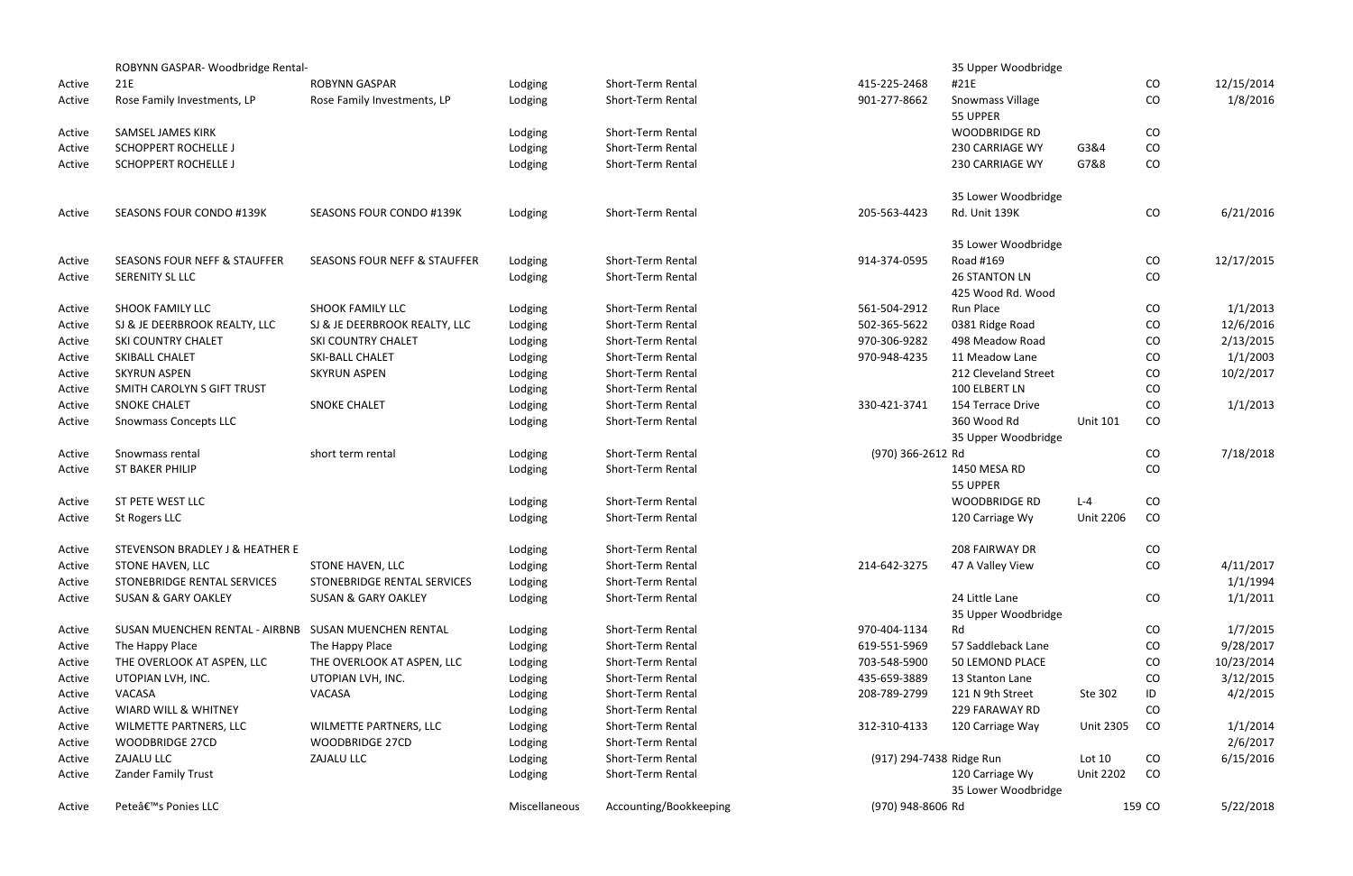| | | | | | | | | | |
|---|---|---|---|---|---|---|---|---|---|
| Active | ROBYNN GASPAR- Woodbridge Rental-21E | ROBYNN GASPAR | Lodging | Short-Term Rental | 415-225-2468 | 35 Upper Woodbridge #21E | | CO | 12/15/2014 |
| Active | Rose Family Investments, LP | Rose Family Investments, LP | Lodging | Short-Term Rental | 901-277-8662 | Snowmass Village | | CO | 1/8/2016 |
| Active | SAMSEL JAMES KIRK | | Lodging | Short-Term Rental | | 55 UPPER WOODBRIDGE RD | | CO | |
| Active | SCHOPPERT ROCHELLE J | | Lodging | Short-Term Rental | | 230 CARRIAGE WY | G3&4 | CO | |
| Active | SCHOPPERT ROCHELLE J | | Lodging | Short-Term Rental | | 230 CARRIAGE WY | G7&8 | CO | |
| Active | SEASONS FOUR CONDO #139K | SEASONS FOUR CONDO #139K | Lodging | Short-Term Rental | 205-563-4423 | 35 Lower Woodbridge Rd. Unit 139K | | CO | 6/21/2016 |
| Active | SEASONS FOUR NEFF & STAUFFER | SEASONS FOUR NEFF & STAUFFER | Lodging | Short-Term Rental | 914-374-0595 | 35 Lower Woodbridge Road #169 | | CO | 12/17/2015 |
| Active | SERENITY SL LLC | | Lodging | Short-Term Rental | | 26 STANTON LN | | CO | |
| Active | SHOOK FAMILY LLC | SHOOK FAMILY LLC | Lodging | Short-Term Rental | 561-504-2912 | 425 Wood Rd. Wood Run Place | | CO | 1/1/2013 |
| Active | SJ & JE DEERBROOK REALTY, LLC | SJ & JE DEERBROOK REALTY, LLC | Lodging | Short-Term Rental | 502-365-5622 | 0381 Ridge Road | | CO | 12/6/2016 |
| Active | SKI COUNTRY CHALET | SKI COUNTRY CHALET | Lodging | Short-Term Rental | 970-306-9282 | 498 Meadow Road | | CO | 2/13/2015 |
| Active | SKIBALL CHALET | SKI-BALL CHALET | Lodging | Short-Term Rental | 970-948-4235 | 11 Meadow Lane | | CO | 1/1/2003 |
| Active | SKYRUN ASPEN | SKYRUN ASPEN | Lodging | Short-Term Rental | | 212 Cleveland Street | | CO | 10/2/2017 |
| Active | SMITH CAROLYN S GIFT TRUST | | Lodging | Short-Term Rental | | 100 ELBERT LN | | CO | |
| Active | SNOKE CHALET | SNOKE CHALET | Lodging | Short-Term Rental | 330-421-3741 | 154 Terrace Drive | | CO | 1/1/2013 |
| Active | Snowmass Concepts LLC | | Lodging | Short-Term Rental | | 360 Wood Rd | Unit 101 | CO | |
| Active | Snowmass rental | short term rental | Lodging | Short-Term Rental | (970) 366-2612 | 35 Upper Woodbridge Rd | | CO | 7/18/2018 |
| Active | ST BAKER PHILIP | | Lodging | Short-Term Rental | | 1450 MESA RD | | CO | |
| Active | ST PETE WEST LLC | | Lodging | Short-Term Rental | | 55 UPPER WOODBRIDGE RD | L-4 | CO | |
| Active | St Rogers LLC | | Lodging | Short-Term Rental | | 120 Carriage Wy | Unit 2206 | CO | |
| Active | STEVENSON BRADLEY J & HEATHER E | | Lodging | Short-Term Rental | | 208 FAIRWAY DR | | CO | |
| Active | STONE HAVEN, LLC | STONE HAVEN, LLC | Lodging | Short-Term Rental | 214-642-3275 | 47 A Valley View | | CO | 4/11/2017 |
| Active | STONEBRIDGE RENTAL SERVICES | STONEBRIDGE RENTAL SERVICES | Lodging | Short-Term Rental | | | | | 1/1/1994 |
| Active | SUSAN & GARY OAKLEY | SUSAN & GARY OAKLEY | Lodging | Short-Term Rental | | 24 Little Lane | | CO | 1/1/2011 |
| Active | SUSAN MUENCHEN RENTAL - AIRBNB | SUSAN MUENCHEN RENTAL | Lodging | Short-Term Rental | 970-404-1134 | 35 Upper Woodbridge Rd | | CO | 1/7/2015 |
| Active | The Happy Place | The Happy Place | Lodging | Short-Term Rental | 619-551-5969 | 57 Saddleback Lane | | CO | 9/28/2017 |
| Active | THE OVERLOOK AT ASPEN, LLC | THE OVERLOOK AT ASPEN, LLC | Lodging | Short-Term Rental | 703-548-5900 | 50 LEMOND PLACE | | CO | 10/23/2014 |
| Active | UTOPIAN LVH, INC. | UTOPIAN LVH, INC. | Lodging | Short-Term Rental | 435-659-3889 | 13 Stanton Lane | | CO | 3/12/2015 |
| Active | VACASA | VACASA | Lodging | Short-Term Rental | 208-789-2799 | 121 N 9th Street | Ste 302 | ID | 4/2/2015 |
| Active | WIARD WILL & WHITNEY | | Lodging | Short-Term Rental | | 229 FARAWAY RD | | CO | |
| Active | WILMETTE PARTNERS, LLC | WILMETTE PARTNERS, LLC | Lodging | Short-Term Rental | 312-310-4133 | 120 Carriage Way | Unit 2305 | CO | 1/1/2014 |
| Active | WOODBRIDGE 27CD | WOODBRIDGE 27CD | Lodging | Short-Term Rental | | | | | 2/6/2017 |
| Active | ZAJALU LLC | ZAJALU LLC | Lodging | Short-Term Rental | (917) 294-7438 | Ridge Run | Lot 10 | CO | 6/15/2016 |
| Active | Zander Family Trust | | Lodging | Short-Term Rental | | 120 Carriage Wy | Unit 2202 | CO | |
| Active | Peteâ€™s Ponies LLC | | Miscellaneous | Accounting/Bookkeeping | (970) 948-8606 | 35 Lower Woodbridge Rd | 159 | CO | 5/22/2018 |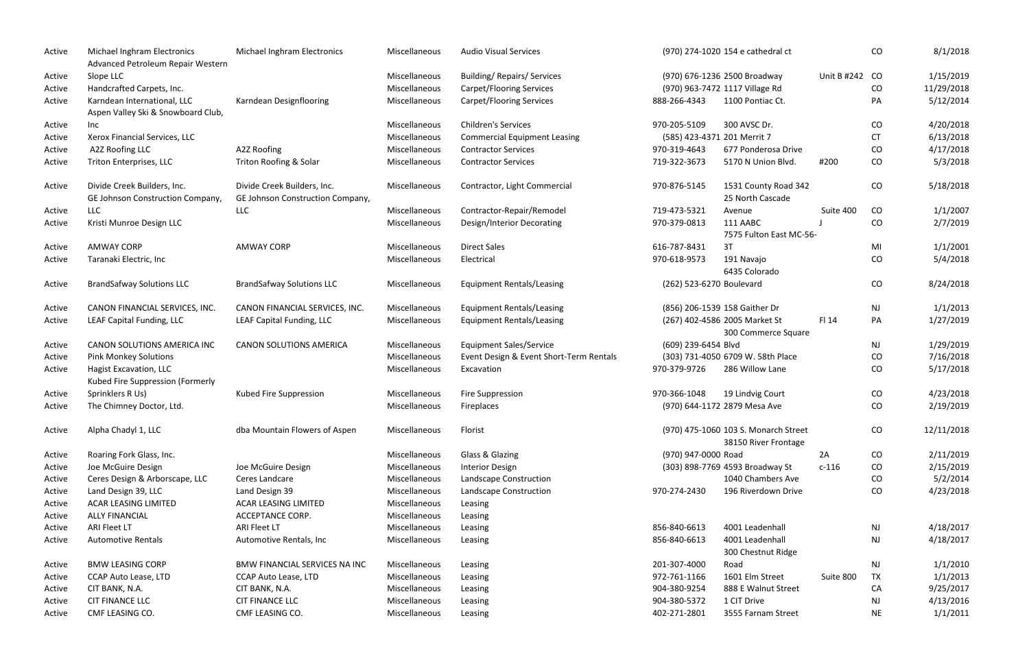| | | | | | | | | | |
|---|---|---|---|---|---|---|---|---|---|
| Active | Michael Inghram Electronics | Michael Inghram Electronics | Miscellaneous | Audio Visual Services | (970) 274-1020 | 154 e cathedral ct | | CO | 8/1/2018 |
| Active | Advanced Petroleum Repair Western Slope LLC | | Miscellaneous | Building/ Repairs/ Services | (970) 676-1236 | 2500 Broadway | Unit B #242 | CO | 1/15/2019 |
| Active | Handcrafted Carpets, Inc. | | Miscellaneous | Carpet/Flooring Services | (970) 963-7472 | 1117 Village Rd | | CO | 11/29/2018 |
| Active | Karndean International, LLC | Karndean Designflooring | Miscellaneous | Carpet/Flooring Services | 888-266-4343 | 1100 Pontiac Ct. | | PA | 5/12/2014 |
| Active | Aspen Valley Ski & Snowboard Club, Inc | | Miscellaneous | Children's Services | 970-205-5109 | 300 AVSC Dr. | | CO | 4/20/2018 |
| Active | Xerox Financial Services, LLC | | Miscellaneous | Commercial Equipment Leasing | (585) 423-4371 | 201 Merrit 7 | | CT | 6/13/2018 |
| Active | A2Z Roofing LLC | A2Z Roofing | Miscellaneous | Contractor Services | 970-319-4643 | 677 Ponderosa Drive | | CO | 4/17/2018 |
| Active | Triton Enterprises, LLC | Triton Roofing & Solar | Miscellaneous | Contractor Services | 719-322-3673 | 5170 N Union Blvd. | #200 | CO | 5/3/2018 |
| Active | Divide Creek Builders, Inc. | Divide Creek Builders, Inc. | Miscellaneous | Contractor, Light Commercial | 970-876-5145 | 1531 County Road 342 | | CO | 5/18/2018 |
| Active | GE Johnson Construction Company, LLC | GE Johnson Construction Company, LLC | Miscellaneous | Contractor-Repair/Remodel | 719-473-5321 | 25 North Cascade Avenue | Suite 400 | CO | 1/1/2007 |
| Active | Kristi Munroe Design LLC | | Miscellaneous | Design/Interior Decorating | 970-379-0813 | 111 AABC | J | CO | 2/7/2019 |
| Active | AMWAY CORP | AMWAY CORP | Miscellaneous | Direct Sales | 616-787-8431 | 7575 Fulton East MC-56-3T | | MI | 1/1/2001 |
| Active | Taranaki Electric, Inc | | Miscellaneous | Electrical | 970-618-9573 | 191 Navajo | | CO | 5/4/2018 |
| Active | BrandSafway Solutions LLC | BrandSafway Solutions LLC | Miscellaneous | Equipment Rentals/Leasing | (262) 523-6270 | 6435 Colorado Boulevard | | CO | 8/24/2018 |
| Active | CANON FINANCIAL SERVICES, INC. | CANON FINANCIAL SERVICES, INC. | Miscellaneous | Equipment Rentals/Leasing | (856) 206-1539 | 158 Gaither Dr | | NJ | 1/1/2013 |
| Active | LEAF Capital Funding, LLC | LEAF Capital Funding, LLC | Miscellaneous | Equipment Rentals/Leasing | (267) 402-4586 | 2005 Market St | Fl 14 | PA | 1/27/2019 |
| Active | CANON SOLUTIONS AMERICA INC | CANON SOLUTIONS AMERICA | Miscellaneous | Equipment Sales/Service | (609) 239-6454 | 300 Commerce Square Blvd | | NJ | 1/29/2019 |
| Active | Pink Monkey Solutions | | Miscellaneous | Event Design & Event Short-Term Rentals | (303) 731-4050 | 6709 W. 58th Place | | CO | 7/16/2018 |
| Active | Hagist Excavation, LLC | | Miscellaneous | Excavation | 970-379-9726 | 286 Willow Lane | | CO | 5/17/2018 |
| Active | Kubed Fire Suppression (Formerly Sprinklers R Us) | Kubed Fire Suppression | Miscellaneous | Fire Suppression | 970-366-1048 | 19 Lindvig Court | | CO | 4/23/2018 |
| Active | The Chimney Doctor, Ltd. | | Miscellaneous | Fireplaces | (970) 644-1172 | 2879 Mesa Ave | | CO | 2/19/2019 |
| Active | Alpha Chadyl 1, LLC | dba Mountain Flowers of Aspen | Miscellaneous | Florist | (970) 475-1060 | 103 S. Monarch Street | | CO | 12/11/2018 |
| Active | Roaring Fork Glass, Inc. | | Miscellaneous | Glass & Glazing | (970) 947-0000 | 38150 River Frontage Road | 2A | CO | 2/11/2019 |
| Active | Joe McGuire Design | Joe McGuire Design | Miscellaneous | Interior Design | (303) 898-7769 | 4593 Broadway St | c-116 | CO | 2/15/2019 |
| Active | Ceres Design & Arborscape, LLC | Ceres Landcare | Miscellaneous | Landscape Construction | | 1040 Chambers Ave | | CO | 5/2/2014 |
| Active | Land Design 39, LLC | Land Design 39 | Miscellaneous | Landscape Construction | 970-274-2430 | 196 Riverdown Drive | | CO | 4/23/2018 |
| Active | ACAR LEASING LIMITED | ACAR LEASING LIMITED | Miscellaneous | Leasing | | | | | |
| Active | ALLY FINANCIAL | ACCEPTANCE CORP. | Miscellaneous | Leasing | | | | | |
| Active | ARI Fleet LT | ARI Fleet LT | Miscellaneous | Leasing | 856-840-6613 | 4001 Leadenhall | | NJ | 4/18/2017 |
| Active | Automotive Rentals | Automotive Rentals, Inc | Miscellaneous | Leasing | 856-840-6613 | 4001 Leadenhall | | NJ | 4/18/2017 |
| Active | BMW LEASING CORP | BMW FINANCIAL SERVICES NA INC | Miscellaneous | Leasing | 201-307-4000 | 300 Chestnut Ridge Road | | NJ | 1/1/2010 |
| Active | CCAP Auto Lease, LTD | CCAP Auto Lease, LTD | Miscellaneous | Leasing | 972-761-1166 | 1601 Elm Street | Suite 800 | TX | 1/1/2013 |
| Active | CIT BANK, N.A. | CIT BANK, N.A. | Miscellaneous | Leasing | 904-380-9254 | 888 E Walnut Street | | CA | 9/25/2017 |
| Active | CIT FINANCE LLC | CIT FINANCE LLC | Miscellaneous | Leasing | 904-380-5372 | 1 CIT Drive | | NJ | 4/13/2016 |
| Active | CMF LEASING CO. | CMF LEASING CO. | Miscellaneous | Leasing | 402-271-2801 | 3555 Farnam Street | | NE | 1/1/2011 |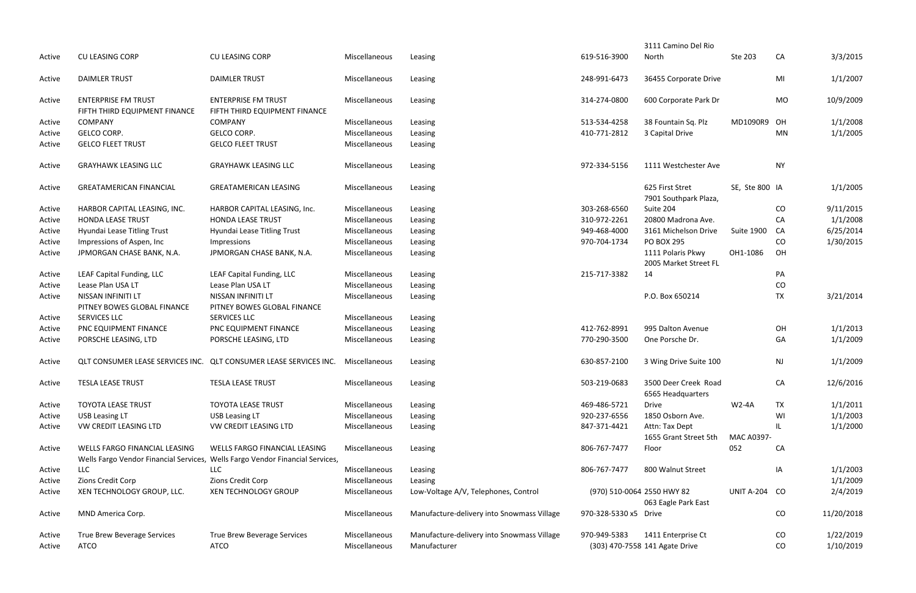| | | | | | | | | | |
|---|---|---|---|---|---|---|---|---|---|
| Active | CU LEASING CORP | CU LEASING CORP | Miscellaneous | Leasing | 619-516-3900 | 3111 Camino Del Rio North | Ste 203 | CA | 3/3/2015 |
| Active | DAIMLER TRUST | DAIMLER TRUST | Miscellaneous | Leasing | 248-991-6473 | 36455 Corporate Drive | | MI | 1/1/2007 |
| Active | ENTERPRISE FM TRUST | ENTERPRISE FM TRUST | Miscellaneous | Leasing | 314-274-0800 | 600 Corporate Park Dr | | MO | 10/9/2009 |
| Active | FIFTH THIRD EQUIPMENT FINANCE COMPANY | FIFTH THIRD EQUIPMENT FINANCE COMPANY | Miscellaneous | Leasing | 513-534-4258 | 38 Fountain Sq. Plz | MD1090R9 | OH | 1/1/2008 |
| Active | GELCO CORP. | GELCO CORP. | Miscellaneous | Leasing | 410-771-2812 | 3 Capital Drive | | MN | 1/1/2005 |
| Active | GELCO FLEET TRUST | GELCO FLEET TRUST | Miscellaneous | Leasing | | | | | |
| Active | GRAYHAWK LEASING LLC | GRAYHAWK LEASING LLC | Miscellaneous | Leasing | 972-334-5156 | 1111 Westchester Ave | | NY | |
| Active | GREATAMERICAN FINANCIAL | GREATAMERICAN LEASING | Miscellaneous | Leasing | | 625 First Stret | SE, Ste 800 | IA | 1/1/2005 |
| Active | HARBOR CAPITAL LEASING, INC. | HARBOR CAPITAL LEASING, Inc. | Miscellaneous | Leasing | 303-268-6560 | 7901 Southpark Plaza, Suite 204 | | CO | 9/11/2015 |
| Active | HONDA LEASE TRUST | HONDA LEASE TRUST | Miscellaneous | Leasing | 310-972-2261 | 20800 Madrona Ave. | | CA | 1/1/2008 |
| Active | Hyundai Lease Titling Trust | Hyundai Lease Titling Trust | Miscellaneous | Leasing | 949-468-4000 | 3161 Michelson Drive | Suite 1900 | CA | 6/25/2014 |
| Active | Impressions of Aspen, Inc | Impressions | Miscellaneous | Leasing | 970-704-1734 | PO BOX 295 | | CO | 1/30/2015 |
| Active | JPMORGAN CHASE BANK, N.A. | JPMORGAN CHASE BANK, N.A. | Miscellaneous | Leasing | | 1111 Polaris Pkwy | OH1-1086 | OH | |
| Active | LEAF Capital Funding, LLC | LEAF Capital Funding, LLC | Miscellaneous | Leasing | 215-717-3382 | 2005 Market Street FL 14 | | PA | |
| Active | Lease Plan USA LT | Lease Plan USA LT | Miscellaneous | Leasing | | | | CO | |
| Active | NISSAN INFINITI LT | NISSAN INFINITI LT | Miscellaneous | Leasing | | P.O. Box 650214 | | TX | 3/21/2014 |
| Active | PITNEY BOWES GLOBAL FINANCE SERVICES LLC | PITNEY BOWES GLOBAL FINANCE SERVICES LLC | Miscellaneous | Leasing | | | | | |
| Active | PNC EQUIPMENT FINANCE | PNC EQUIPMENT FINANCE | Miscellaneous | Leasing | 412-762-8991 | 995 Dalton Avenue | | OH | 1/1/2013 |
| Active | PORSCHE LEASING, LTD | PORSCHE LEASING, LTD | Miscellaneous | Leasing | 770-290-3500 | One Porsche Dr. | | GA | 1/1/2009 |
| Active | QLT CONSUMER LEASE SERVICES INC. | QLT CONSUMER LEASE SERVICES INC. | Miscellaneous | Leasing | 630-857-2100 | 3 Wing Drive Suite 100 | | NJ | 1/1/2009 |
| Active | TESLA LEASE TRUST | TESLA LEASE TRUST | Miscellaneous | Leasing | 503-219-0683 | 3500 Deer Creek Road | | CA | 12/6/2016 |
| Active | TOYOTA LEASE TRUST | TOYOTA LEASE TRUST | Miscellaneous | Leasing | 469-486-5721 | 6565 Headquarters Drive | W2-4A | TX | 1/1/2011 |
| Active | USB Leasing LT | USB Leasing LT | Miscellaneous | Leasing | 920-237-6556 | 1850 Osborn Ave. | | WI | 1/1/2003 |
| Active | VW CREDIT LEASING LTD | VW CREDIT LEASING LTD | Miscellaneous | Leasing | 847-371-4421 | Attn: Tax Dept | | IL | 1/1/2000 |
| Active | WELLS FARGO FINANCIAL LEASING | WELLS FARGO FINANCIAL LEASING | Miscellaneous | Leasing | 806-767-7477 | 1655 Grant Street 5th Floor | MAC A0397-052 | CA | |
| Active | Wells Fargo Vendor Financial Services, LLC | Wells Fargo Vendor Financial Services, LLC | Miscellaneous | Leasing | 806-767-7477 | 800 Walnut Street | | IA | 1/1/2003 |
| Active | Zions Credit Corp | Zions Credit Corp | Miscellaneous | Leasing | | | | | 1/1/2009 |
| Active | XEN TECHNOLOGY GROUP, LLC. | XEN TECHNOLOGY GROUP | Miscellaneous | Low-Voltage A/V, Telephones, Control | (970) 510-0064 | 2550 HWY 82 | UNIT A-204 | CO | 2/4/2019 |
| Active | MND America Corp. | | Miscellaneous | Manufacture-delivery into Snowmass Village | 970-328-5330 x5 | 063 Eagle Park East Drive | | CO | 11/20/2018 |
| Active | True Brew Beverage Services | True Brew Beverage Services | Miscellaneous | Manufacture-delivery into Snowmass Village | 970-949-5383 | 1411 Enterprise Ct | | CO | 1/22/2019 |
| Active | ATCO | ATCO | Miscellaneous | Manufacturer | (303) 470-7558 | 141 Agate Drive | | CO | 1/10/2019 |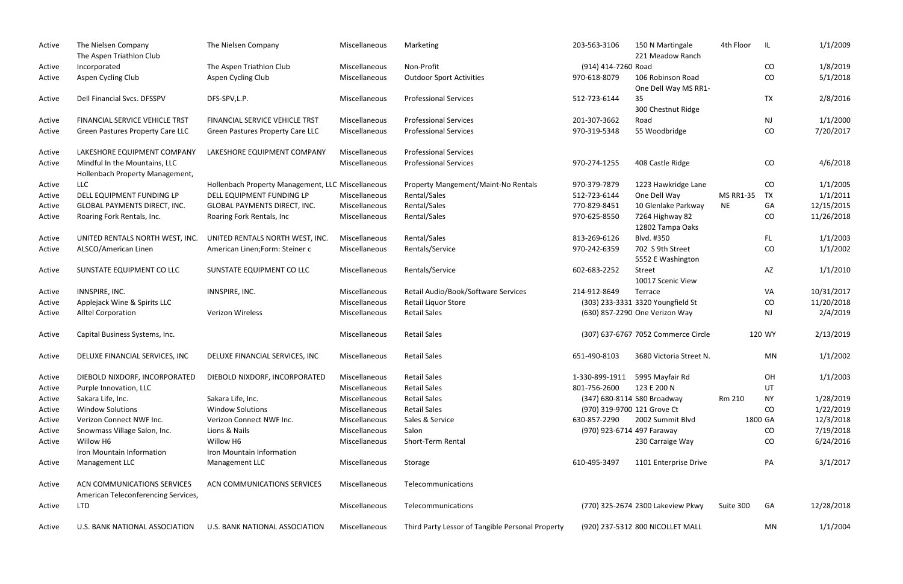| | | | | | | | | | |
|---|---|---|---|---|---|---|---|---|---|
| Active | The Nielsen Company | The Nielsen Company | Miscellaneous | Marketing | 203-563-3106 | 150 N Martingale | 4th Floor | IL | 1/1/2009 |
| Active | The Aspen Triathlon Club Incorporated | The Aspen Triathlon Club | Miscellaneous | Non-Profit | (914) 414-7260 | 221 Meadow Ranch Road | | CO | 1/8/2019 |
| Active | Aspen Cycling Club | Aspen Cycling Club | Miscellaneous | Outdoor Sport Activities | 970-618-8079 | 106 Robinson Road | | CO | 5/1/2018 |
| Active | Dell Financial Svcs. DFSSPV | DFS-SPV,L.P. | Miscellaneous | Professional Services | 512-723-6144 | One Dell Way MS RR1-35 | | TX | 2/8/2016 |
| Active | FINANCIAL SERVICE VEHICLE TRST | FINANCIAL SERVICE VEHICLE TRST | Miscellaneous | Professional Services | 201-307-3662 | 300 Chestnut Ridge Road | | NJ | 1/1/2000 |
| Active | Green Pastures Property Care LLC | Green Pastures Property Care LLC | Miscellaneous | Professional Services | 970-319-5348 | 55 Woodbridge | | CO | 7/20/2017 |
| Active | LAKESHORE EQUIPMENT COMPANY | LAKESHORE EQUIPMENT COMPANY | Miscellaneous | Professional Services | | | | | |
| Active | Mindful In the Mountains, LLC | | Miscellaneous | Professional Services | 970-274-1255 | 408 Castle Ridge | | CO | 4/6/2018 |
| Active | Hollenbach Property Management, LLC | Hollenbach Property Management, LLC | Miscellaneous | Property Mangement/Maint-No Rentals | 970-379-7879 | 1223 Hawkridge Lane | | CO | 1/1/2005 |
| Active | DELL EQUIPMENT FUNDING LP | DELL EQUIPMENT FUNDING LP | Miscellaneous | Rental/Sales | 512-723-6144 | One Dell Way | MS RR1-35 | TX | 1/1/2011 |
| Active | GLOBAL PAYMENTS DIRECT, INC. | GLOBAL PAYMENTS DIRECT, INC. | Miscellaneous | Rental/Sales | 770-829-8451 | 10 Glenlake Parkway | NE | GA | 12/15/2015 |
| Active | Roaring Fork Rentals, Inc. | Roaring Fork Rentals, Inc | Miscellaneous | Rental/Sales | 970-625-8550 | 7264 Highway 82 | | CO | 11/26/2018 |
| Active | UNITED RENTALS NORTH WEST, INC. | UNITED RENTALS NORTH WEST, INC. | Miscellaneous | Rental/Sales | 813-269-6126 | 12802 Tampa Oaks Blvd. #350 | | FL | 1/1/2003 |
| Active | ALSCO/American Linen | American Linen;Form: Steiner c | Miscellaneous | Rentals/Service | 970-242-6359 | 702 S 9th Street | | CO | 1/1/2002 |
| Active | SUNSTATE EQUIPMENT CO LLC | SUNSTATE EQUIPMENT CO LLC | Miscellaneous | Rentals/Service | 602-683-2252 | 5552 E Washington Street | | AZ | 1/1/2010 |
| Active | INNSPIRE, INC. | INNSPIRE, INC. | Miscellaneous | Retail Audio/Book/Software Services | 214-912-8649 | 10017 Scenic View Terrace | | VA | 10/31/2017 |
| Active | Applejack Wine & Spirits LLC | | Miscellaneous | Retail Liquor Store | (303) 233-3331 | 3320 Youngfield St | | CO | 11/20/2018 |
| Active | Alltel Corporation | Verizon Wireless | Miscellaneous | Retail Sales | (630) 857-2290 | One Verizon Way | | NJ | 2/4/2019 |
| Active | Capital Business Systems, Inc. | | Miscellaneous | Retail Sales | (307) 637-6767 | 7052 Commerce Circle | 120 | WY | 2/13/2019 |
| Active | DELUXE FINANCIAL SERVICES, INC | DELUXE FINANCIAL SERVICES, INC | Miscellaneous | Retail Sales | 651-490-8103 | 3680 Victoria Street N. | | MN | 1/1/2002 |
| Active | DIEBOLD NIXDORF, INCORPORATED | DIEBOLD NIXDORF, INCORPORATED | Miscellaneous | Retail Sales | 1-330-899-1911 | 5995 Mayfair Rd | | OH | 1/1/2003 |
| Active | Purple Innovation, LLC | | Miscellaneous | Retail Sales | 801-756-2600 | 123 E 200 N | | UT | |
| Active | Sakara Life, Inc. | Sakara Life, Inc. | Miscellaneous | Retail Sales | (347) 680-8114 | 580 Broadway | Rm 210 | NY | 1/28/2019 |
| Active | Window Solutions | Window Solutions | Miscellaneous | Retail Sales | (970) 319-9700 | 121 Grove Ct | | CO | 1/22/2019 |
| Active | Verizon Connect NWF Inc. | Verizon Connect NWF Inc. | Miscellaneous | Sales & Service | 630-857-2290 | 2002 Summit Blvd | 1800 | GA | 12/3/2018 |
| Active | Snowmass Village Salon, Inc. | Lions & Nails | Miscellaneous | Salon | (970) 923-6714 | 497 Faraway | | CO | 7/19/2018 |
| Active | Willow H6 | Willow H6 | Miscellaneous | Short-Term Rental | | 230 Carraige Way | | CO | 6/24/2016 |
| Active | Iron Mountain Information Management LLC | Iron Mountain Information Management LLC | Miscellaneous | Storage | 610-495-3497 | 1101 Enterprise Drive | | PA | 3/1/2017 |
| Active | ACN COMMUNICATIONS SERVICES | ACN COMMUNICATIONS SERVICES | Miscellaneous | Telecommunications | | | | | |
| Active | American Teleconferencing Services, LTD | | Miscellaneous | Telecommunications | (770) 325-2674 | 2300 Lakeview Pkwy | Suite 300 | GA | 12/28/2018 |
| Active | U.S. BANK NATIONAL ASSOCIATION | U.S. BANK NATIONAL ASSOCIATION | Miscellaneous | Third Party Lessor of Tangible Personal Property | (920) 237-5312 | 800 NICOLLET MALL | | MN | 1/1/2004 |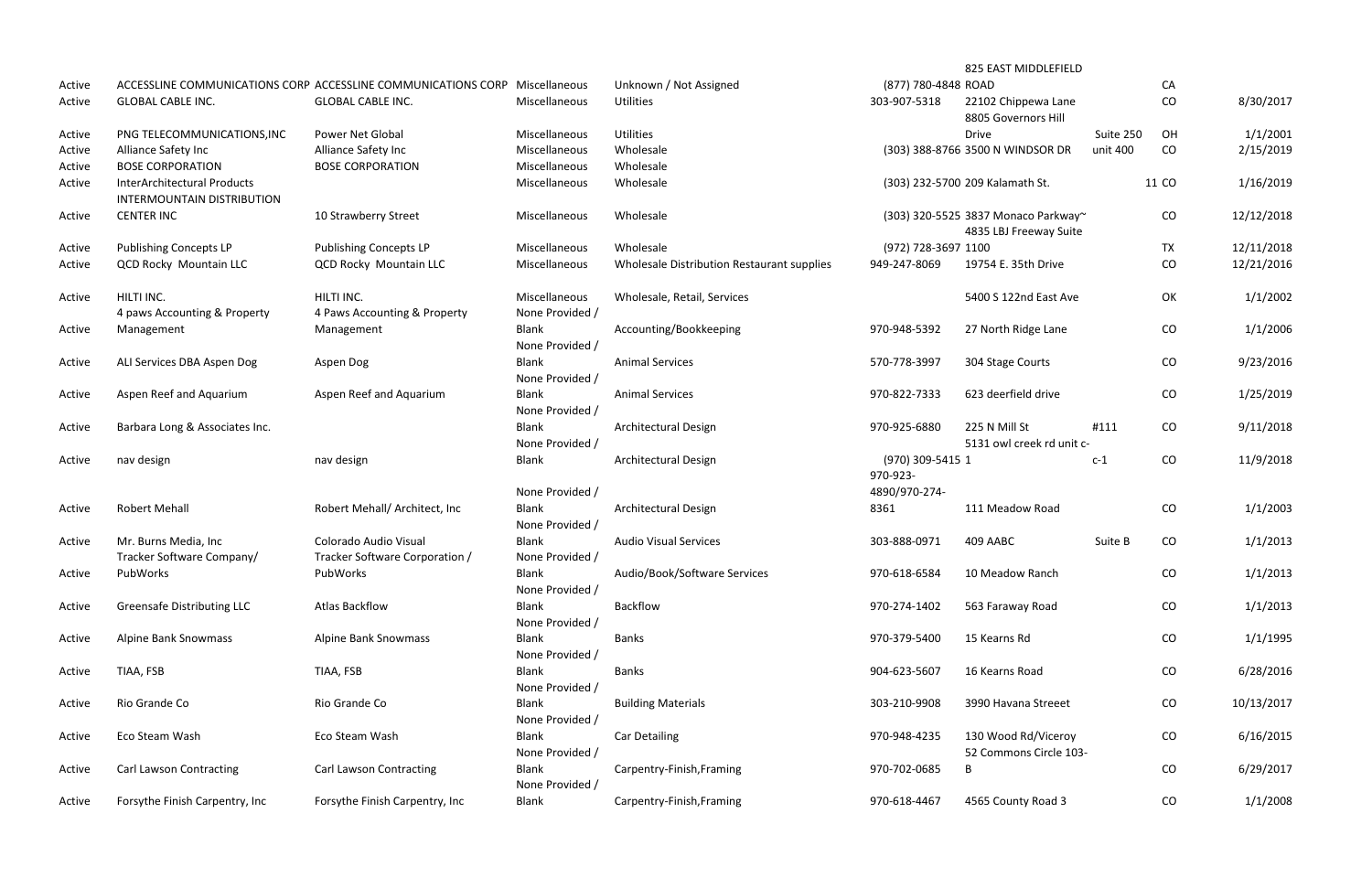| | | | | | | | | | |
|---|---|---|---|---|---|---|---|---|---|
| Active | ACCESSLINE COMMUNICATIONS CORP | ACCESSLINE COMMUNICATIONS CORP | Miscellaneous | Unknown / Not Assigned | (877) 780-4848 | 825 EAST MIDDLEFIELD ROAD | | CA | |
| Active | GLOBAL CABLE INC. | GLOBAL CABLE INC. | Miscellaneous | Utilities | 303-907-5318 | 22102 Chippewa Lane | | CO | 8/30/2017 |
| Active | PNG TELECOMMUNICATIONS,INC | Power Net Global | Miscellaneous | Utilities | | 8805 Governors Hill Drive | Suite 250 | OH | 1/1/2001 |
| Active | Alliance Safety Inc | Alliance Safety Inc | Miscellaneous | Wholesale | (303) 388-8766 | 3500 N WINDSOR DR | unit 400 | CO | 2/15/2019 |
| Active | BOSE CORPORATION | BOSE CORPORATION | Miscellaneous | Wholesale | | | | | |
| Active | InterArchitectural Products | | Miscellaneous | Wholesale | (303) 232-5700 | 209 Kalamath St. | 11 | CO | 1/16/2019 |
| Active | INTERMOUNTAIN DISTRIBUTION CENTER INC | 10 Strawberry Street | Miscellaneous | Wholesale | (303) 320-5525 | 3837 Monaco Parkway~ | | CO | 12/12/2018 |
| Active | Publishing Concepts LP | Publishing Concepts LP | Miscellaneous | Wholesale | (972) 728-3697 | 4835 LBJ Freeway Suite 1100 | | TX | 12/11/2018 |
| Active | QCD Rocky Mountain LLC | QCD Rocky Mountain LLC | Miscellaneous | Wholesale Distribution Restaurant supplies | 949-247-8069 | 19754 E. 35th Drive | | CO | 12/21/2016 |
| Active | HILTI INC. | HILTI INC. | Miscellaneous | Wholesale, Retail, Services | | 5400 S 122nd East Ave | | OK | 1/1/2002 |
| Active | 4 paws Accounting & Property Management | 4 Paws Accounting & Property Management | None Provided / Blank | Accounting/Bookkeeping | 970-948-5392 | 27 North Ridge Lane | | CO | 1/1/2006 |
| Active | ALI Services DBA Aspen Dog | Aspen Dog | None Provided / Blank | Animal Services | 570-778-3997 | 304 Stage Courts | | CO | 9/23/2016 |
| Active | Aspen Reef and Aquarium | Aspen Reef and Aquarium | None Provided / Blank | Animal Services | 970-822-7333 | 623 deerfield drive | | CO | 1/25/2019 |
| Active | Barbara Long & Associates Inc. | | None Provided / Blank | Architectural Design | 970-925-6880 | 225 N Mill St | #111 | CO | 9/11/2018 |
| Active | nav design | nav design | None Provided / Blank | Architectural Design | (970) 309-5415 | 5131 owl creek rd unit c-1 | c-1 | CO | 11/9/2018 |
| Active | Robert Mehall | Robert Mehall/ Architect, Inc | None Provided / Blank | Architectural Design | 970-923-4890/970-274-8361 | 111 Meadow Road | | CO | 1/1/2003 |
| Active | Mr. Burns Media, Inc | Colorado Audio Visual | None Provided / Blank | Audio Visual Services | 303-888-0971 | 409 AABC | Suite B | CO | 1/1/2013 |
| Active | Tracker Software Company/ PubWorks | Tracker Software Corporation / PubWorks | None Provided / Blank | Audio/Book/Software Services | 970-618-6584 | 10 Meadow Ranch | | CO | 1/1/2013 |
| Active | Greensafe Distributing LLC | Atlas Backflow | None Provided / Blank | Backflow | 970-274-1402 | 563 Faraway Road | | CO | 1/1/2013 |
| Active | Alpine Bank Snowmass | Alpine Bank Snowmass | None Provided / Blank | Banks | 970-379-5400 | 15 Kearns Rd | | CO | 1/1/1995 |
| Active | TIAA, FSB | TIAA, FSB | None Provided / Blank | Banks | 904-623-5607 | 16 Kearns Road | | CO | 6/28/2016 |
| Active | Rio Grande Co | Rio Grande Co | None Provided / Blank | Building Materials | 303-210-9908 | 3990 Havana Streeet | | CO | 10/13/2017 |
| Active | Eco Steam Wash | Eco Steam Wash | None Provided / Blank | Car Detailing | 970-948-4235 | 130 Wood Rd/Viceroy | | CO | 6/16/2015 |
| Active | Carl Lawson Contracting | Carl Lawson Contracting | None Provided / Blank | Carpentry-Finish,Framing | 970-702-0685 | 52 Commons Circle 103-B | | CO | 6/29/2017 |
| Active | Forsythe Finish Carpentry, Inc | Forsythe Finish Carpentry, Inc | None Provided / Blank | Carpentry-Finish,Framing | 970-618-4467 | 4565 County Road 3 | | CO | 1/1/2008 |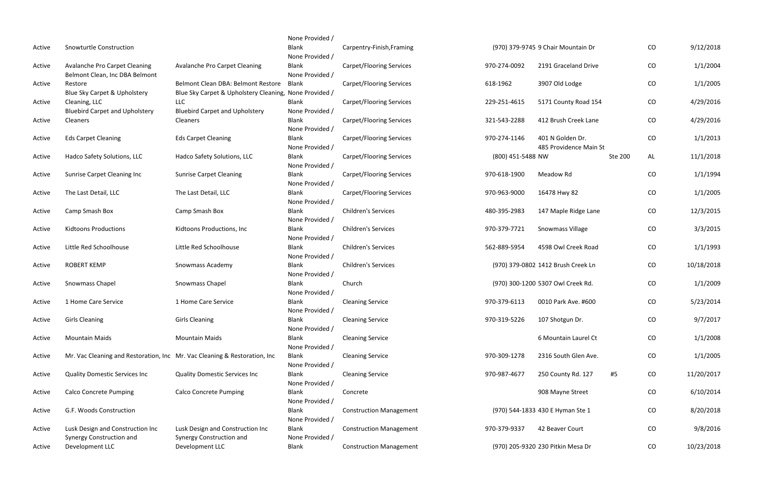| | | | | | | | | | |
|---|---|---|---|---|---|---|---|---|---|
| Active | Snowturtle Construction | | None Provided / Blank | Carpentry-Finish,Framing | (970) 379-9745 | 9 Chair Mountain Dr | | CO | 9/12/2018 |
| Active | Avalanche Pro Carpet Cleaning | Avalanche Pro Carpet Cleaning | None Provided / Blank | Carpet/Flooring Services | 970-274-0092 | 2191 Graceland Drive | | CO | 1/1/2004 |
| Active | Belmont Clean, Inc DBA Belmont Restore | Belmont Clean DBA: Belmont Restore | None Provided / Blank | Carpet/Flooring Services | 618-1962 | 3907 Old Lodge | | CO | 1/1/2005 |
| Active | Blue Sky Carpet & Upholstery Cleaning, LLC | Blue Sky Carpet & Upholstery Cleaning, LLC | None Provided / Blank | Carpet/Flooring Services | 229-251-4615 | 5171 County Road 154 | | CO | 4/29/2016 |
| Active | Bluebird Carpet and Upholstery Cleaners | Bluebird Carpet and Upholstery Cleaners | None Provided / Blank | Carpet/Flooring Services | 321-543-2288 | 412 Brush Creek Lane | | CO | 4/29/2016 |
| Active | Eds Carpet Cleaning | Eds Carpet Cleaning | None Provided / Blank | Carpet/Flooring Services | 970-274-1146 | 401 N Golden Dr. | | CO | 1/1/2013 |
| Active | Hadco Safety Solutions, LLC | Hadco Safety Solutions, LLC | None Provided / Blank | Carpet/Flooring Services | (800) 451-5488 | 485 Providence Main St NW | Ste 200 | AL | 11/1/2018 |
| Active | Sunrise Carpet Cleaning Inc | Sunrise Carpet Cleaning | None Provided / Blank | Carpet/Flooring Services | 970-618-1900 | Meadow Rd | | CO | 1/1/1994 |
| Active | The Last Detail, LLC | The Last Detail, LLC | None Provided / Blank | Carpet/Flooring Services | 970-963-9000 | 16478 Hwy 82 | | CO | 1/1/2005 |
| Active | Camp Smash Box | Camp Smash Box | None Provided / Blank | Children's Services | 480-395-2983 | 147 Maple Ridge Lane | | CO | 12/3/2015 |
| Active | Kidtoons Productions | Kidtoons Productions, Inc | None Provided / Blank | Children's Services | 970-379-7721 | Snowmass Village | | CO | 3/3/2015 |
| Active | Little Red Schoolhouse | Little Red Schoolhouse | None Provided / Blank | Children's Services | 562-889-5954 | 4598 Owl Creek Road | | CO | 1/1/1993 |
| Active | ROBERT KEMP | Snowmass Academy | None Provided / Blank | Children's Services | (970) 379-0802 | 1412 Brush Creek Ln | | CO | 10/18/2018 |
| Active | Snowmass Chapel | Snowmass Chapel | None Provided / Blank | Church | (970) 300-1200 | 5307 Owl Creek Rd. | | CO | 1/1/2009 |
| Active | 1 Home Care Service | 1 Home Care Service | None Provided / Blank | Cleaning Service | 970-379-6113 | 0010 Park Ave. #600 | | CO | 5/23/2014 |
| Active | Girls Cleaning | Girls Cleaning | None Provided / Blank | Cleaning Service | 970-319-5226 | 107 Shotgun Dr. | | CO | 9/7/2017 |
| Active | Mountain Maids | Mountain Maids | None Provided / Blank | Cleaning Service | | 6 Mountain Laurel Ct | | CO | 1/1/2008 |
| Active | Mr. Vac Cleaning and Restoration, Inc | Mr. Vac Cleaning & Restoration, Inc | None Provided / Blank | Cleaning Service | 970-309-1278 | 2316 South Glen Ave. | | CO | 1/1/2005 |
| Active | Quality Domestic Services Inc | Quality Domestic Services Inc | None Provided / Blank | Cleaning Service | 970-987-4677 | 250 County Rd. 127 | #5 | CO | 11/20/2017 |
| Active | Calco Concrete Pumping | Calco Concrete Pumping | None Provided / Blank | Concrete | | 908 Mayne Street | | CO | 6/10/2014 |
| Active | G.F. Woods Construction | | None Provided / Blank | Construction Management | (970) 544-1833 | 430 E Hyman Ste 1 | | CO | 8/20/2018 |
| Active | Lusk Design and Construction Inc | Lusk Design and Construction Inc | None Provided / Blank | Construction Management | 970-379-9337 | 42 Beaver Court | | CO | 9/8/2016 |
| Active | Synergy Construction and Development LLC | Synergy Construction and Development LLC | None Provided / Blank | Construction Management | (970) 205-9320 | 230 Pitkin Mesa Dr | | CO | 10/23/2018 |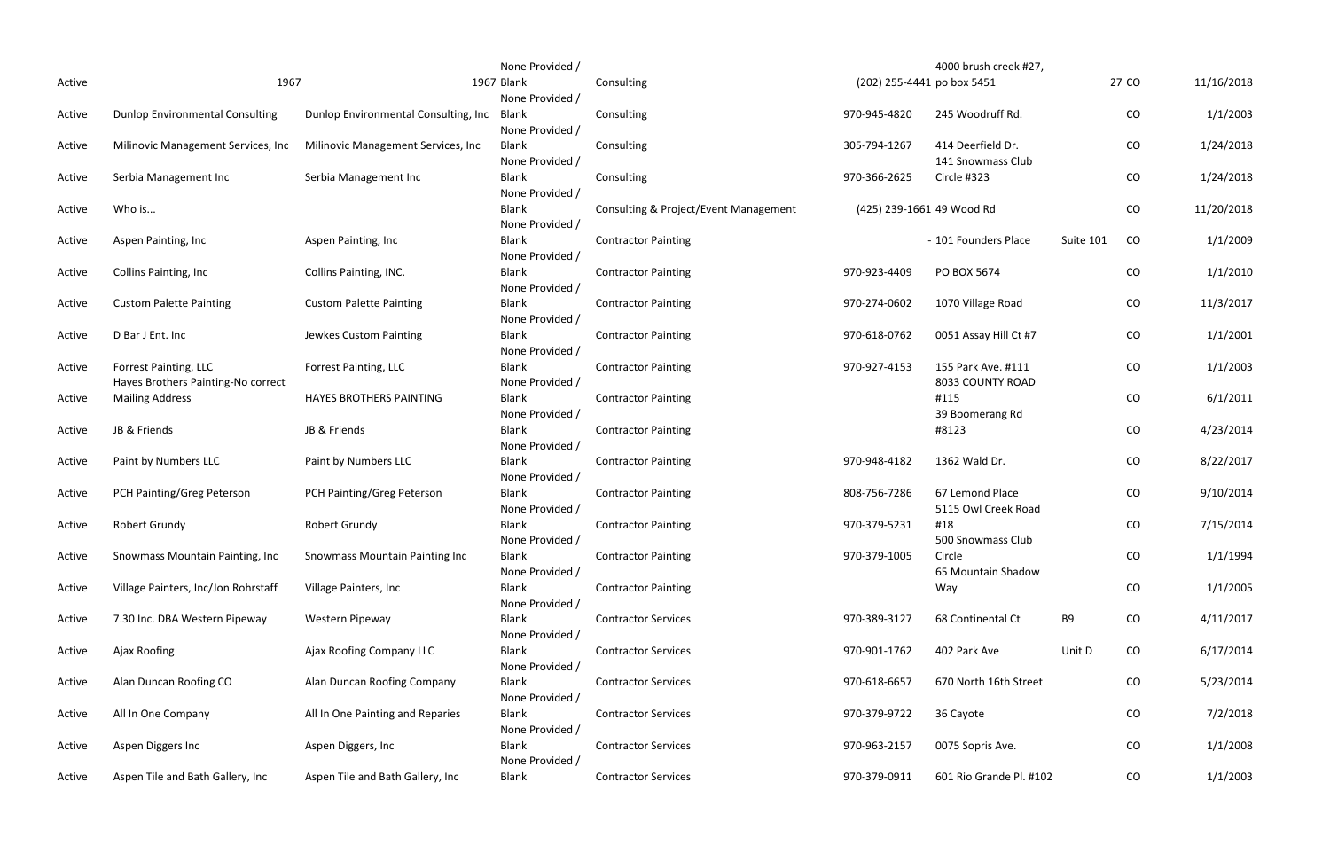| | | | | | | | | | |
|---|---|---|---|---|---|---|---|---|---|
| Active | 1967 | 1967 | None Provided / Blank | Consulting | (202) 255-4441 | 4000 brush creek #27, po box 5451 | 27 | CO | 11/16/2018 |
| Active | Dunlop Environmental Consulting | Dunlop Environmental Consulting, Inc | None Provided / Blank | Consulting | 970-945-4820 | 245 Woodruff Rd. | | CO | 1/1/2003 |
| Active | Milinovic Management Services, Inc | Milinovic Management Services, Inc | None Provided / Blank | Consulting | 305-794-1267 | 414 Deerfield Dr. | | CO | 1/24/2018 |
| Active | Serbia Management Inc | Serbia Management Inc | None Provided / Blank | Consulting | 970-366-2625 | 141 Snowmass Club Circle #323 | | CO | 1/24/2018 |
| Active | Who is... | | None Provided / Blank | Consulting & Project/Event Management | (425) 239-1661 | 49 Wood Rd | | CO | 11/20/2018 |
| Active | Aspen Painting, Inc | Aspen Painting, Inc | None Provided / Blank | Contractor Painting | | - 101 Founders Place | Suite 101 | CO | 1/1/2009 |
| Active | Collins Painting, Inc | Collins Painting, INC. | None Provided / Blank | Contractor Painting | 970-923-4409 | PO BOX 5674 | | CO | 1/1/2010 |
| Active | Custom Palette Painting | Custom Palette Painting | None Provided / Blank | Contractor Painting | 970-274-0602 | 1070 Village Road | | CO | 11/3/2017 |
| Active | D Bar J Ent. Inc | Jewkes Custom Painting | None Provided / Blank | Contractor Painting | 970-618-0762 | 0051 Assay Hill Ct #7 | | CO | 1/1/2001 |
| Active | Forrest Painting, LLC | Forrest Painting, LLC | None Provided / Blank | Contractor Painting | 970-927-4153 | 155 Park Ave. #111 | | CO | 1/1/2003 |
| Active | Hayes Brothers Painting-No correct Mailing Address | HAYES BROTHERS PAINTING | None Provided / Blank | Contractor Painting | | 8033 COUNTY ROAD #115 | | CO | 6/1/2011 |
| Active | JB & Friends | JB & Friends | None Provided / Blank | Contractor Painting | | 39 Boomerang Rd #8123 | | CO | 4/23/2014 |
| Active | Paint by Numbers LLC | Paint by Numbers LLC | None Provided / Blank | Contractor Painting | 970-948-4182 | 1362 Wald Dr. | | CO | 8/22/2017 |
| Active | PCH Painting/Greg Peterson | PCH Painting/Greg Peterson | None Provided / Blank | Contractor Painting | 808-756-7286 | 67 Lemond Place | | CO | 9/10/2014 |
| Active | Robert Grundy | Robert Grundy | None Provided / Blank | Contractor Painting | 970-379-5231 | 5115 Owl Creek Road #18 | | CO | 7/15/2014 |
| Active | Snowmass Mountain Painting, Inc | Snowmass Mountain Painting Inc | None Provided / Blank | Contractor Painting | 970-379-1005 | 500 Snowmass Club Circle | | CO | 1/1/1994 |
| Active | Village Painters, Inc/Jon Rohrstaff | Village Painters, Inc | None Provided / Blank | Contractor Painting | | 65 Mountain Shadow Way | | CO | 1/1/2005 |
| Active | 7.30 Inc. DBA Western Pipeway | Western Pipeway | None Provided / Blank | Contractor Services | 970-389-3127 | 68 Continental Ct | B9 | CO | 4/11/2017 |
| Active | Ajax Roofing | Ajax Roofing Company LLC | None Provided / Blank | Contractor Services | 970-901-1762 | 402 Park Ave | Unit D | CO | 6/17/2014 |
| Active | Alan Duncan Roofing CO | Alan Duncan Roofing Company | None Provided / Blank | Contractor Services | 970-618-6657 | 670 North 16th Street | | CO | 5/23/2014 |
| Active | All In One Company | All In One Painting and Reparies | None Provided / Blank | Contractor Services | 970-379-9722 | 36 Cayote | | CO | 7/2/2018 |
| Active | Aspen Diggers Inc | Aspen Diggers, Inc | None Provided / Blank | Contractor Services | 970-963-2157 | 0075 Sopris Ave. | | CO | 1/1/2008 |
| Active | Aspen Tile and Bath Gallery, Inc | Aspen Tile and Bath Gallery, Inc | None Provided / Blank | Contractor Services | 970-379-0911 | 601 Rio Grande Pl. #102 | | CO | 1/1/2003 |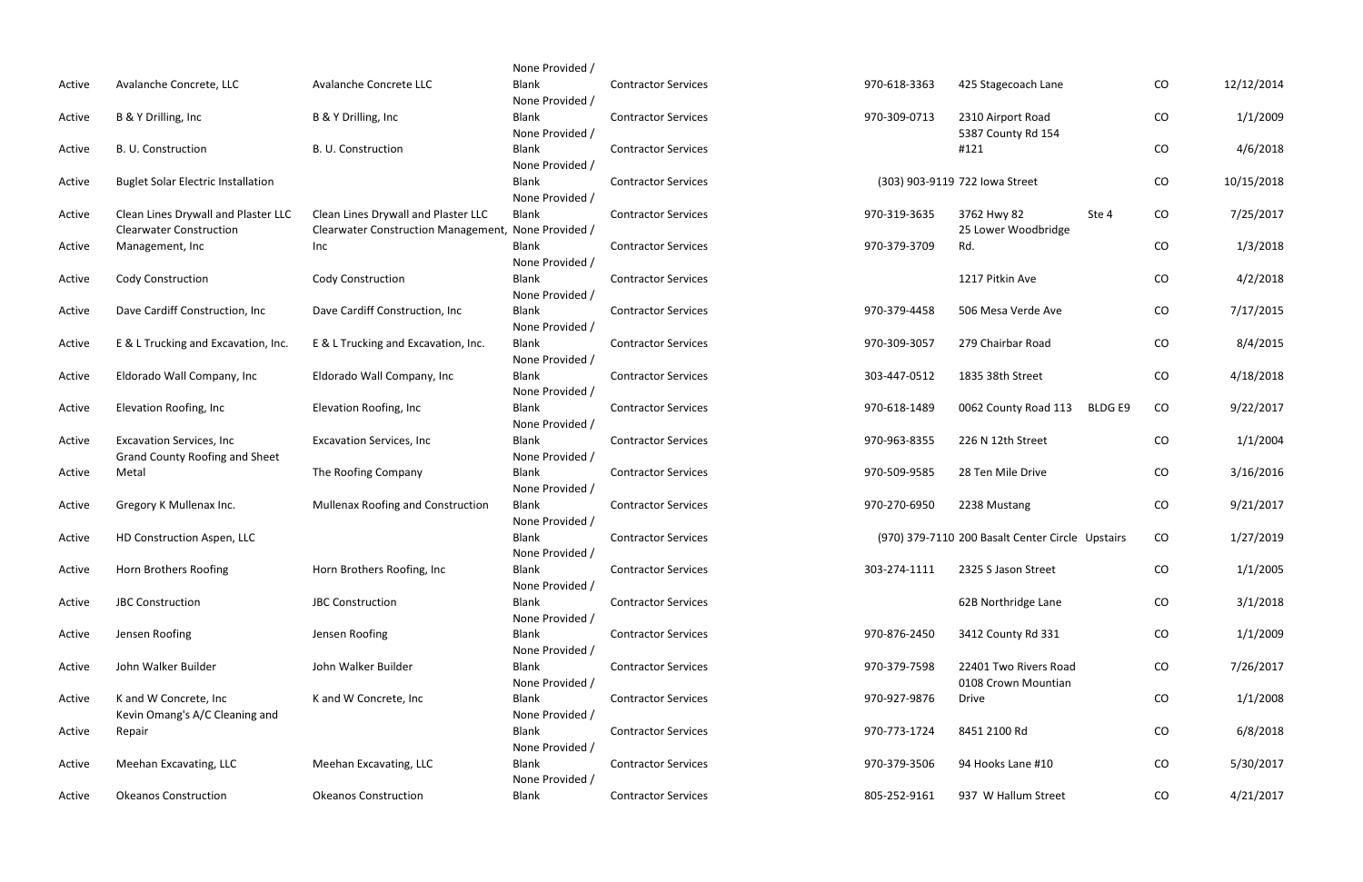| | | | | | | | | | |
|---|---|---|---|---|---|---|---|---|---|
| Active | Avalanche Concrete, LLC | Avalanche Concrete LLC | None Provided / Blank | Contractor Services | 970-618-3363 | 425 Stagecoach Lane | | CO | 12/12/2014 |
| Active | B & Y Drilling, Inc | B & Y Drilling, Inc | None Provided / Blank | Contractor Services | 970-309-0713 | 2310 Airport Road | | CO | 1/1/2009 |
| Active | B. U. Construction | B. U. Construction | None Provided / Blank | Contractor Services | | 5387 County Rd 154 #121 | | CO | 4/6/2018 |
| Active | Buglet Solar Electric Installation | | None Provided / Blank | Contractor Services | (303) 903-9119 | 722 Iowa Street | | CO | 10/15/2018 |
| Active | Clean Lines Drywall and Plaster LLC | Clean Lines Drywall and Plaster LLC | None Provided / Blank | Contractor Services | 970-319-3635 | 3762 Hwy 82 | Ste 4 | CO | 7/25/2017 |
| Active | Clearwater Construction Management, Inc | Clearwater Construction Management, Inc | None Provided / Blank | Contractor Services | 970-379-3709 | 25 Lower Woodbridge Rd. | | CO | 1/3/2018 |
| Active | Cody Construction | Cody Construction | None Provided / Blank | Contractor Services | | 1217 Pitkin Ave | | CO | 4/2/2018 |
| Active | Dave Cardiff Construction, Inc | Dave Cardiff Construction, Inc | None Provided / Blank | Contractor Services | 970-379-4458 | 506 Mesa Verde Ave | | CO | 7/17/2015 |
| Active | E & L Trucking and Excavation, Inc. | E & L Trucking and Excavation, Inc. | None Provided / Blank | Contractor Services | 970-309-3057 | 279 Chairbar Road | | CO | 8/4/2015 |
| Active | Eldorado Wall Company, Inc | Eldorado Wall Company, Inc | None Provided / Blank | Contractor Services | 303-447-0512 | 1835 38th Street | | CO | 4/18/2018 |
| Active | Elevation Roofing, Inc | Elevation Roofing, Inc | None Provided / Blank | Contractor Services | 970-618-1489 | 0062 County Road 113 | BLDG E9 | CO | 9/22/2017 |
| Active | Excavation Services, Inc | Excavation Services, Inc | None Provided / Blank | Contractor Services | 970-963-8355 | 226 N 12th Street | | CO | 1/1/2004 |
| Active | Grand County Roofing and Sheet Metal | The Roofing Company | None Provided / Blank | Contractor Services | 970-509-9585 | 28 Ten Mile Drive | | CO | 3/16/2016 |
| Active | Gregory K Mullenax Inc. | Mullenax Roofing and Construction | None Provided / Blank | Contractor Services | 970-270-6950 | 2238 Mustang | | CO | 9/21/2017 |
| Active | HD Construction Aspen, LLC | | None Provided / Blank | Contractor Services | (970) 379-7110 | 200 Basalt Center Circle | Upstairs | CO | 1/27/2019 |
| Active | Horn Brothers Roofing | Horn Brothers Roofing, Inc | None Provided / Blank | Contractor Services | 303-274-1111 | 2325 S Jason Street | | CO | 1/1/2005 |
| Active | JBC Construction | JBC Construction | None Provided / Blank | Contractor Services | | 62B Northridge Lane | | CO | 3/1/2018 |
| Active | Jensen Roofing | Jensen Roofing | None Provided / Blank | Contractor Services | 970-876-2450 | 3412 County Rd 331 | | CO | 1/1/2009 |
| Active | John Walker Builder | John Walker Builder | None Provided / Blank | Contractor Services | 970-379-7598 | 22401 Two Rivers Road | | CO | 7/26/2017 |
| Active | K and W Concrete, Inc | K and W Concrete, Inc | None Provided / Blank | Contractor Services | 970-927-9876 | 0108 Crown Mountian Drive | | CO | 1/1/2008 |
| Active | Kevin Omang's A/C Cleaning and Repair | | None Provided / Blank | Contractor Services | 970-773-1724 | 8451 2100 Rd | | CO | 6/8/2018 |
| Active | Meehan Excavating, LLC | Meehan Excavating, LLC | None Provided / Blank | Contractor Services | 970-379-3506 | 94 Hooks Lane #10 | | CO | 5/30/2017 |
| Active | Okeanos Construction | Okeanos Construction | None Provided / Blank | Contractor Services | 805-252-9161 | 937 W Hallum Street | | CO | 4/21/2017 |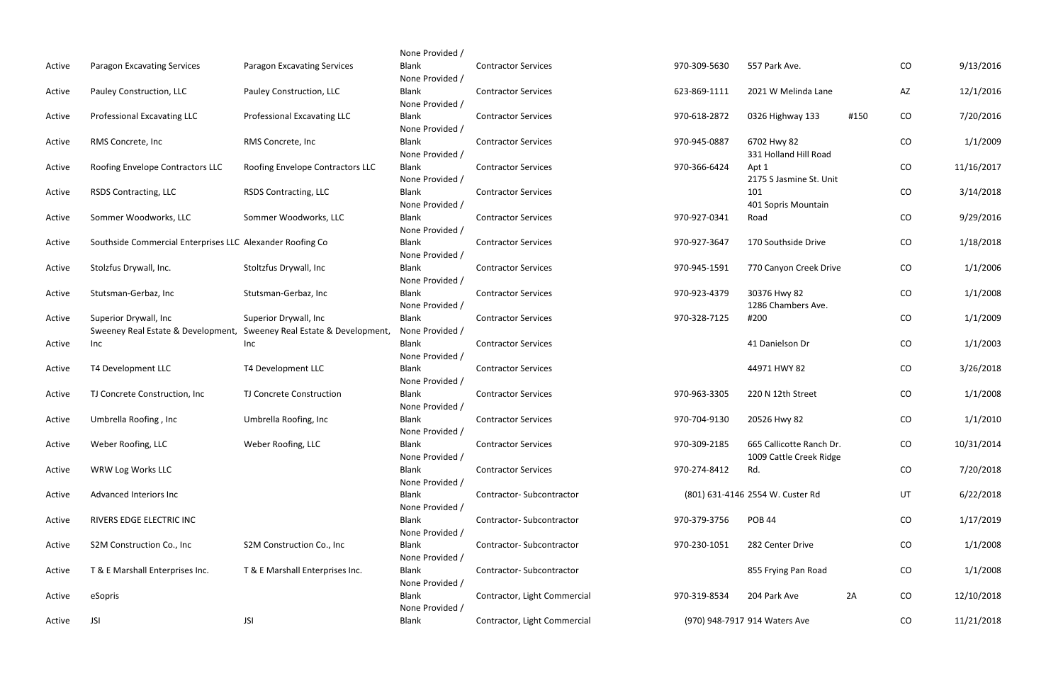| | | | | | | | | | |
|---|---|---|---|---|---|---|---|---|---|
| Active | Paragon Excavating Services | Paragon Excavating Services | None Provided / Blank | Contractor Services | 970-309-5630 | 557 Park Ave. | | CO | 9/13/2016 |
| Active | Pauley Construction, LLC | Pauley Construction, LLC | None Provided / Blank | Contractor Services | 623-869-1111 | 2021 W Melinda Lane | | AZ | 12/1/2016 |
| Active | Professional Excavating LLC | Professional Excavating LLC | None Provided / Blank | Contractor Services | 970-618-2872 | 0326 Highway 133 | #150 | CO | 7/20/2016 |
| Active | RMS Concrete, Inc | RMS Concrete, Inc | None Provided / Blank | Contractor Services | 970-945-0887 | 6702 Hwy 82 | | CO | 1/1/2009 |
| Active | Roofing Envelope Contractors LLC | Roofing Envelope Contractors LLC | None Provided / Blank | Contractor Services | 970-366-6424 | 331 Holland Hill Road Apt 1 | | CO | 11/16/2017 |
| Active | RSDS Contracting, LLC | RSDS Contracting, LLC | None Provided / Blank | Contractor Services | | 2175 S Jasmine St. Unit 101 | | CO | 3/14/2018 |
| Active | Sommer Woodworks, LLC | Sommer Woodworks, LLC | None Provided / Blank | Contractor Services | 970-927-0341 | 401 Sopris Mountain Road | | CO | 9/29/2016 |
| Active | Southside Commercial Enterprises LLC | Alexander Roofing Co | None Provided / Blank | Contractor Services | 970-927-3647 | 170 Southside Drive | | CO | 1/18/2018 |
| Active | Stolzfus Drywall, Inc. | Stoltzfus Drywall, Inc | None Provided / Blank | Contractor Services | 970-945-1591 | 770 Canyon Creek Drive | | CO | 1/1/2006 |
| Active | Stutsman-Gerbaz, Inc | Stutsman-Gerbaz, Inc | None Provided / Blank | Contractor Services | 970-923-4379 | 30376 Hwy 82 | | CO | 1/1/2008 |
| Active | Superior Drywall, Inc | Superior Drywall, Inc | None Provided / Blank | Contractor Services | 970-328-7125 | 1286 Chambers Ave. #200 | | CO | 1/1/2009 |
| Active | Sweeney Real Estate & Development, Inc | Sweeney Real Estate & Development, Inc | None Provided / Blank | Contractor Services | | 41 Danielson Dr | | CO | 1/1/2003 |
| Active | T4 Development LLC | T4 Development LLC | None Provided / Blank | Contractor Services | | 44971 HWY 82 | | CO | 3/26/2018 |
| Active | TJ Concrete Construction, Inc | TJ Concrete Construction | None Provided / Blank | Contractor Services | 970-963-3305 | 220 N 12th Street | | CO | 1/1/2008 |
| Active | Umbrella Roofing , Inc | Umbrella Roofing, Inc | None Provided / Blank | Contractor Services | 970-704-9130 | 20526 Hwy 82 | | CO | 1/1/2010 |
| Active | Weber Roofing, LLC | Weber Roofing, LLC | None Provided / Blank | Contractor Services | 970-309-2185 | 665 Callicotte Ranch Dr. | | CO | 10/31/2014 |
| Active | WRW Log Works LLC | | None Provided / Blank | Contractor Services | 970-274-8412 | 1009 Cattle Creek Ridge Rd. | | CO | 7/20/2018 |
| Active | Advanced Interiors Inc | | None Provided / Blank | Contractor- Subcontractor | (801) 631-4146 | 2554 W. Custer Rd | | UT | 6/22/2018 |
| Active | RIVERS EDGE ELECTRIC INC | | None Provided / Blank | Contractor- Subcontractor | 970-379-3756 | POB 44 | | CO | 1/17/2019 |
| Active | S2M Construction Co., Inc | S2M Construction Co., Inc | None Provided / Blank | Contractor- Subcontractor | 970-230-1051 | 282 Center Drive | | CO | 1/1/2008 |
| Active | T & E Marshall Enterprises Inc. | T & E Marshall Enterprises Inc. | None Provided / Blank | Contractor- Subcontractor | | 855 Frying Pan Road | | CO | 1/1/2008 |
| Active | eSopris | | None Provided / Blank | Contractor, Light Commercial | 970-319-8534 | 204 Park Ave | 2A | CO | 12/10/2018 |
| Active | JSI | JSI | None Provided / Blank | Contractor, Light Commercial | (970) 948-7917 | 914 Waters Ave | | CO | 11/21/2018 |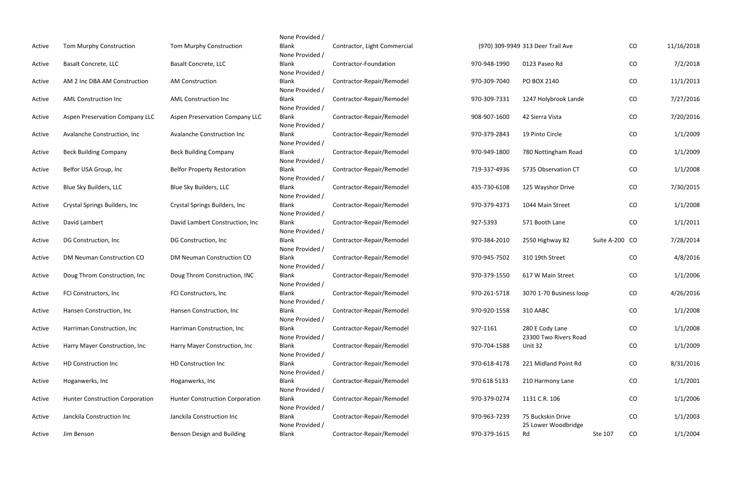| | | | | | | | | | |
|---|---|---|---|---|---|---|---|---|---|
| Active | Tom Murphy Construction | Tom Murphy Construction | None Provided / Blank | Contractor, Light Commercial | (970) 309-9949 | 313 Deer Trail Ave | | CO | 11/16/2018 |
| Active | Basalt Concrete, LLC | Basalt Concrete, LLC | None Provided / Blank | Contractor-Foundation | 970-948-1990 | 0123 Paseo Rd | | CO | 7/2/2018 |
| Active | AM 2 Inc DBA AM Construction | AM Construction | None Provided / Blank | Contractor-Repair/Remodel | 970-309-7040 | PO BOX 2140 | | CO | 11/1/2013 |
| Active | AML Construction Inc | AML Construction Inc | None Provided / Blank | Contractor-Repair/Remodel | 970-309-7331 | 1247 Holybrook Lande | | CO | 7/27/2016 |
| Active | Aspen Preservation Company LLC | Aspen Preservation Company LLC | None Provided / Blank | Contractor-Repair/Remodel | 908-907-1600 | 42 Sierra Vista | | CO | 7/20/2016 |
| Active | Avalanche Construction, Inc | Avalanche Construction Inc | None Provided / Blank | Contractor-Repair/Remodel | 970-379-2843 | 19 Pinto Circle | | CO | 1/1/2009 |
| Active | Beck Building Company | Beck Building Company | None Provided / Blank | Contractor-Repair/Remodel | 970-949-1800 | 780 Nottingham Road | | CO | 1/1/2009 |
| Active | Belfor USA Group, Inc | Belfor Property Restoration | None Provided / Blank | Contractor-Repair/Remodel | 719-337-4936 | 5735 Observation CT | | CO | 1/1/2008 |
| Active | Blue Sky Builders, LLC | Blue Sky Builders, LLC | None Provided / Blank | Contractor-Repair/Remodel | 435-730-6108 | 125 Wayshor Drive | | CO | 7/30/2015 |
| Active | Crystal Springs Builders, Inc | Crystal Springs Builders, Inc | None Provided / Blank | Contractor-Repair/Remodel | 970-379-4373 | 1044 Main Street | | CO | 1/1/2008 |
| Active | David Lambert | David Lambert Construction, Inc | None Provided / Blank | Contractor-Repair/Remodel | 927-5393 | 571 Booth Lane | | CO | 1/1/2011 |
| Active | DG Construction, Inc | DG Construction, Inc | None Provided / Blank | Contractor-Repair/Remodel | 970-384-2010 | 2550 Highway 82 | Suite A-200 | CO | 7/28/2014 |
| Active | DM Neuman Construction CO | DM Neuman Construction CO | None Provided / Blank | Contractor-Repair/Remodel | 970-945-7502 | 310 19th Street | | CO | 4/8/2016 |
| Active | Doug Throm Construction, Inc | Doug Throm Construction, INC | None Provided / Blank | Contractor-Repair/Remodel | 970-379-1550 | 617 W Main Street | | CO | 1/1/2006 |
| Active | FCI Constructors, Inc | FCI Constructors, Inc | None Provided / Blank | Contractor-Repair/Remodel | 970-261-5718 | 3070 1-70 Business loop | | CO | 4/26/2016 |
| Active | Hansen Construction, Inc | Hansen Construction, Inc | None Provided / Blank | Contractor-Repair/Remodel | 970-920-1558 | 310 AABC | | CO | 1/1/2008 |
| Active | Harriman Construction, Inc | Harriman Construction, Inc | None Provided / Blank | Contractor-Repair/Remodel | 927-1161 | 280 E Cody Lane | | CO | 1/1/2008 |
| Active | Harry Mayer Construction, Inc | Harry Mayer Construction, Inc | None Provided / Blank | Contractor-Repair/Remodel | 970-704-1588 | 23300 Two Rivers Road Unit 32 | | CO | 1/1/2009 |
| Active | HD Construction Inc | HD Construction Inc | None Provided / Blank | Contractor-Repair/Remodel | 970-618-4178 | 221 Midland Point Rd | | CO | 8/31/2016 |
| Active | Hoganwerks, Inc | Hoganwerks, Inc | None Provided / Blank | Contractor-Repair/Remodel | 970 618 5133 | 210 Harmony Lane | | CO | 1/1/2001 |
| Active | Hunter Construction Corporation | Hunter Construction Corporation | None Provided / Blank | Contractor-Repair/Remodel | 970-379-0274 | 1131 C.R. 106 | | CO | 1/1/2006 |
| Active | Janckila Construction Inc | Janckila Construction Inc | None Provided / Blank | Contractor-Repair/Remodel | 970-963-7239 | 75 Buckskin Drive | | CO | 1/1/2003 |
| Active | Jim Benson | Benson Design and Building | None Provided / Blank | Contractor-Repair/Remodel | 970-379-1615 | 25 Lower Woodbridge Rd | Ste 107 | CO | 1/1/2004 |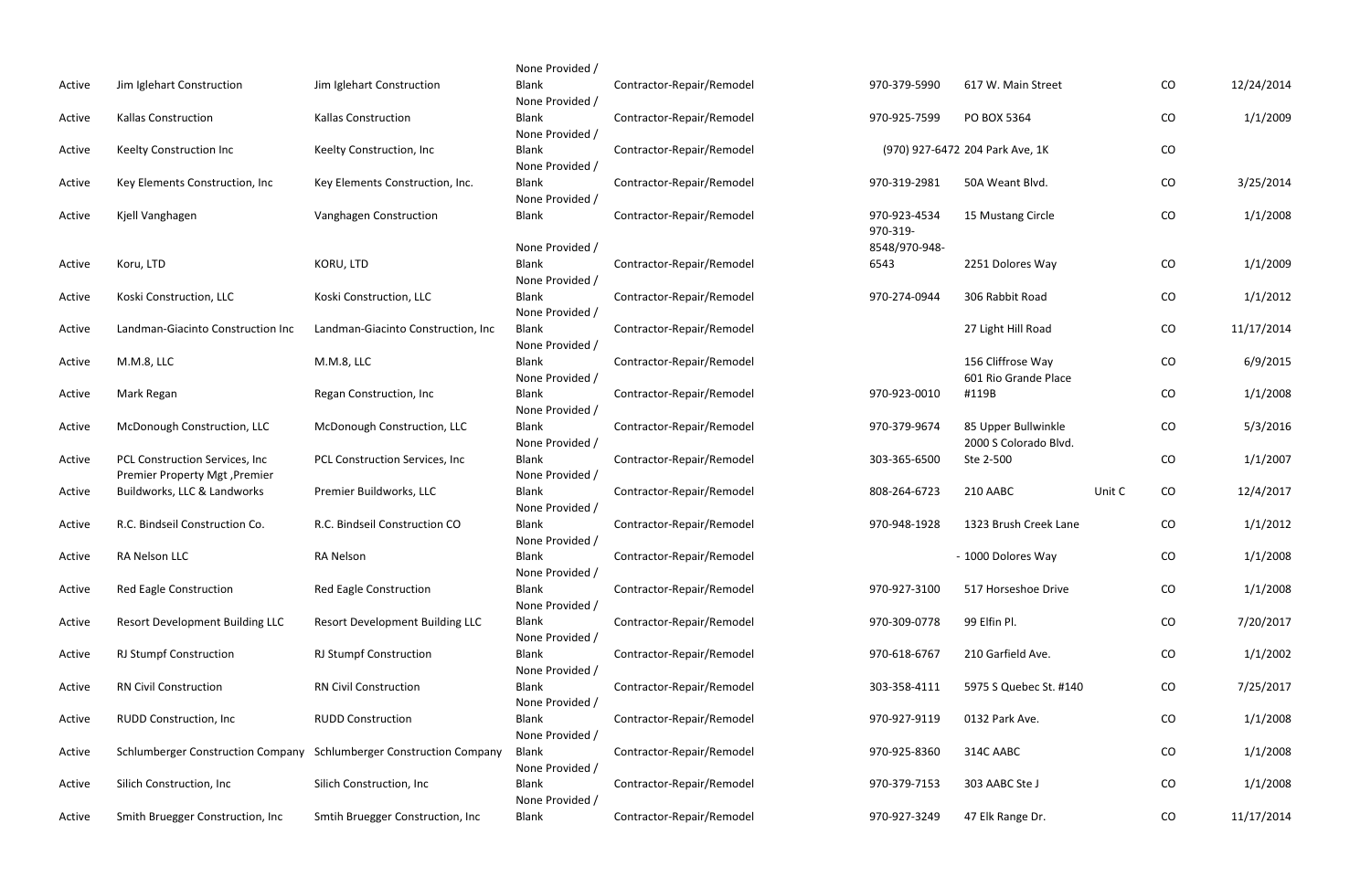| | | | | | | | | | |
|---|---|---|---|---|---|---|---|---|---|
| Active | Jim Iglehart Construction | Jim Iglehart Construction | None Provided / Blank | Contractor-Repair/Remodel | 970-379-5990 | 617 W. Main Street | | CO | 12/24/2014 |
| Active | Kallas Construction | Kallas Construction | None Provided / Blank | Contractor-Repair/Remodel | 970-925-7599 | PO BOX 5364 | | CO | 1/1/2009 |
| Active | Keelty Construction Inc | Keelty Construction, Inc | None Provided / Blank | Contractor-Repair/Remodel | (970) 927-6472 | 204 Park Ave, 1K | | CO | |
| Active | Key Elements Construction, Inc | Key Elements Construction, Inc. | None Provided / Blank | Contractor-Repair/Remodel | 970-319-2981 | 50A Weant Blvd. | | CO | 3/25/2014 |
| Active | Kjell Vanghagen | Vanghagen Construction | None Provided / Blank | Contractor-Repair/Remodel | 970-923-4534 | 15 Mustang Circle | | CO | 1/1/2008 |
| Active | Koru, LTD | KORU, LTD | None Provided / Blank | Contractor-Repair/Remodel | 970-319-8548/970-948-6543 | 2251 Dolores Way | | CO | 1/1/2009 |
| Active | Koski Construction, LLC | Koski Construction, LLC | None Provided / Blank | Contractor-Repair/Remodel | 970-274-0944 | 306 Rabbit Road | | CO | 1/1/2012 |
| Active | Landman-Giacinto Construction Inc | Landman-Giacinto Construction, Inc | None Provided / Blank | Contractor-Repair/Remodel | | 27 Light Hill Road | | CO | 11/17/2014 |
| Active | M.M.8, LLC | M.M.8, LLC | None Provided / Blank | Contractor-Repair/Remodel | | 156 Cliffrose Way | | CO | 6/9/2015 |
| Active | Mark Regan | Regan Construction, Inc | None Provided / Blank | Contractor-Repair/Remodel | 970-923-0010 | 601 Rio Grande Place #119B | | CO | 1/1/2008 |
| Active | McDonough Construction, LLC | McDonough Construction, LLC | None Provided / Blank | Contractor-Repair/Remodel | 970-379-9674 | 85 Upper Bullwinkle | | CO | 5/3/2016 |
| Active | PCL Construction Services, Inc | PCL Construction Services, Inc | None Provided / Blank | Contractor-Repair/Remodel | 303-365-6500 | 2000 S Colorado Blvd. Ste 2-500 | | CO | 1/1/2007 |
| Active | Premier Property Mgt ,Premier Buildworks, LLC & Landworks | Premier Buildworks, LLC | None Provided / Blank | Contractor-Repair/Remodel | 808-264-6723 | 210 AABC | Unit C | CO | 12/4/2017 |
| Active | R.C. Bindseil Construction Co. | R.C. Bindseil Construction CO | None Provided / Blank | Contractor-Repair/Remodel | 970-948-1928 | 1323 Brush Creek Lane | | CO | 1/1/2012 |
| Active | RA Nelson LLC | RA Nelson | None Provided / Blank | Contractor-Repair/Remodel | | - 1000 Dolores Way | | CO | 1/1/2008 |
| Active | Red Eagle Construction | Red Eagle Construction | None Provided / Blank | Contractor-Repair/Remodel | 970-927-3100 | 517 Horseshoe Drive | | CO | 1/1/2008 |
| Active | Resort Development Building LLC | Resort Development Building LLC | None Provided / Blank | Contractor-Repair/Remodel | 970-309-0778 | 99 Elfin Pl. | | CO | 7/20/2017 |
| Active | RJ Stumpf Construction | RJ Stumpf Construction | None Provided / Blank | Contractor-Repair/Remodel | 970-618-6767 | 210 Garfield Ave. | | CO | 1/1/2002 |
| Active | RN Civil Construction | RN Civil Construction | None Provided / Blank | Contractor-Repair/Remodel | 303-358-4111 | 5975 S Quebec St. #140 | | CO | 7/25/2017 |
| Active | RUDD Construction, Inc | RUDD Construction | None Provided / Blank | Contractor-Repair/Remodel | 970-927-9119 | 0132 Park Ave. | | CO | 1/1/2008 |
| Active | Schlumberger Construction Company | Schlumberger Construction Company | None Provided / Blank | Contractor-Repair/Remodel | 970-925-8360 | 314C AABC | | CO | 1/1/2008 |
| Active | Silich Construction, Inc | Silich Construction, Inc | None Provided / Blank | Contractor-Repair/Remodel | 970-379-7153 | 303 AABC Ste J | | CO | 1/1/2008 |
| Active | Smith Bruegger Construction, Inc | Smtih Bruegger Construction, Inc | None Provided / Blank | Contractor-Repair/Remodel | 970-927-3249 | 47 Elk Range Dr. | | CO | 11/17/2014 |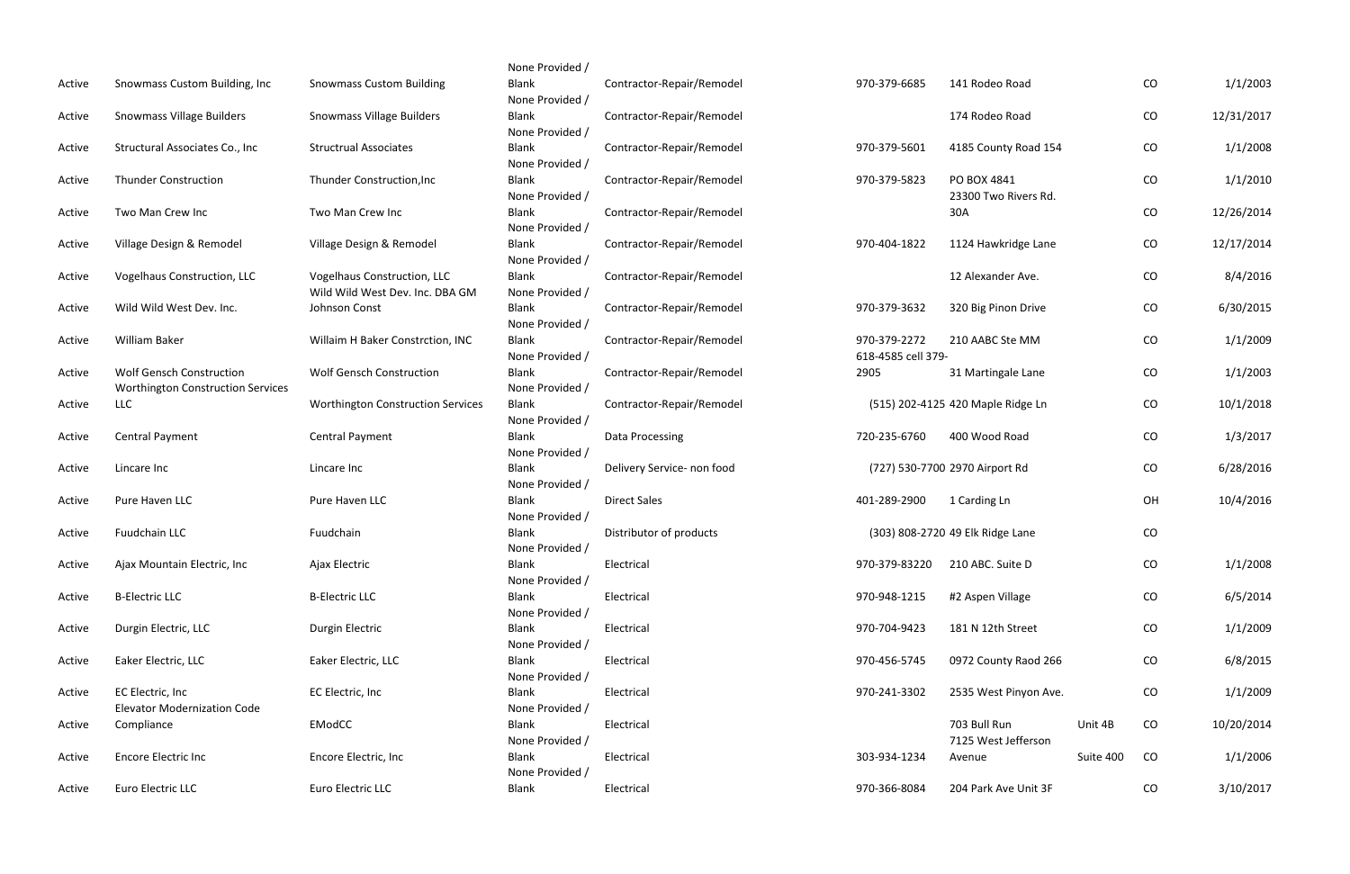| | | | | | | | | | |
|---|---|---|---|---|---|---|---|---|---|
| Active | Snowmass Custom Building, Inc | Snowmass Custom Building | None Provided / Blank | Contractor-Repair/Remodel | 970-379-6685 | 141 Rodeo Road | | CO | 1/1/2003 |
| Active | Snowmass Village Builders | Snowmass Village Builders | None Provided / Blank | Contractor-Repair/Remodel | | 174 Rodeo Road | | CO | 12/31/2017 |
| Active | Structural Associates Co., Inc | Structrual Associates | None Provided / Blank | Contractor-Repair/Remodel | 970-379-5601 | 4185 County Road 154 | | CO | 1/1/2008 |
| Active | Thunder Construction | Thunder Construction,Inc | None Provided / Blank | Contractor-Repair/Remodel | 970-379-5823 | PO BOX 4841 | | CO | 1/1/2010 |
| Active | Two Man Crew Inc | Two Man Crew Inc | None Provided / Blank | Contractor-Repair/Remodel | | 23300 Two Rivers Rd. 30A | | CO | 12/26/2014 |
| Active | Village Design & Remodel | Village Design & Remodel | None Provided / Blank | Contractor-Repair/Remodel | 970-404-1822 | 1124 Hawkridge Lane | | CO | 12/17/2014 |
| Active | Vogelhaus Construction, LLC | Vogelhaus Construction, LLC | None Provided / Blank | Contractor-Repair/Remodel | | 12 Alexander Ave. | | CO | 8/4/2016 |
| Active | Wild Wild West Dev. Inc. | Wild Wild West Dev. Inc. DBA GM Johnson Const | None Provided / Blank | Contractor-Repair/Remodel | 970-379-3632 | 320 Big Pinon Drive | | CO | 6/30/2015 |
| Active | William Baker | Willaim H Baker Constrction, INC | None Provided / Blank | Contractor-Repair/Remodel | 970-379-2272 | 210 AABC Ste MM | | CO | 1/1/2009 |
| Active | Wolf Gensch Construction | Wolf Gensch Construction | None Provided / Blank | Contractor-Repair/Remodel | 618-4585 cell 379-2905 | 31 Martingale Lane | | CO | 1/1/2003 |
| Active | Worthington Construction Services LLC | Worthington Construction Services | None Provided / Blank | Contractor-Repair/Remodel | (515) 202-4125 | 420 Maple Ridge Ln | | CO | 10/1/2018 |
| Active | Central Payment | Central Payment | None Provided / Blank | Data Processing | 720-235-6760 | 400 Wood Road | | CO | 1/3/2017 |
| Active | Lincare Inc | Lincare Inc | None Provided / Blank | Delivery Service- non food | (727) 530-7700 | 2970 Airport Rd | | CO | 6/28/2016 |
| Active | Pure Haven LLC | Pure Haven LLC | None Provided / Blank | Direct Sales | 401-289-2900 | 1 Carding Ln | | OH | 10/4/2016 |
| Active | Fuudchain LLC | Fuudchain | None Provided / Blank | Distributor of products | (303) 808-2720 | 49 Elk Ridge Lane | | CO | |
| Active | Ajax Mountain Electric, Inc | Ajax Electric | None Provided / Blank | Electrical | 970-379-83220 | 210 ABC. Suite D | | CO | 1/1/2008 |
| Active | B-Electric LLC | B-Electric LLC | None Provided / Blank | Electrical | 970-948-1215 | #2 Aspen Village | | CO | 6/5/2014 |
| Active | Durgin Electric, LLC | Durgin Electric | None Provided / Blank | Electrical | 970-704-9423 | 181 N 12th Street | | CO | 1/1/2009 |
| Active | Eaker Electric, LLC | Eaker Electric, LLC | None Provided / Blank | Electrical | 970-456-5745 | 0972 County Raod 266 | | CO | 6/8/2015 |
| Active | EC Electric, Inc | EC Electric, Inc | None Provided / Blank | Electrical | 970-241-3302 | 2535 West Pinyon Ave. | | CO | 1/1/2009 |
| Active | Elevator Modernization Code Compliance | EModCC | None Provided / Blank | Electrical | | 703 Bull Run | Unit 4B | CO | 10/20/2014 |
| Active | Encore Electric Inc | Encore Electric, Inc | None Provided / Blank | Electrical | 303-934-1234 | 7125 West Jefferson Avenue | Suite 400 | CO | 1/1/2006 |
| Active | Euro Electric LLC | Euro Electric LLC | None Provided / Blank | Electrical | 970-366-8084 | 204 Park Ave Unit 3F | | CO | 3/10/2017 |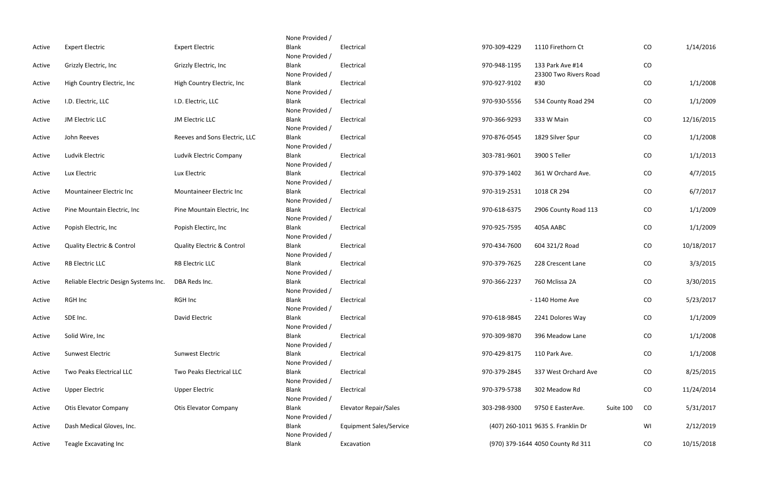| | | | | | | | | | |
|---|---|---|---|---|---|---|---|---|---|
| Active | Expert Electric | Expert Electric | None Provided / Blank | Electrical | 970-309-4229 | 1110 Firethorn Ct | | CO | 1/14/2016 |
| Active | Grizzly Electric, Inc | Grizzly Electric, Inc | None Provided / Blank | Electrical | 970-948-1195 | 133 Park Ave #14 | | CO | |
| Active | High Country Electric, Inc | High Country Electric, Inc | None Provided / Blank | Electrical | 970-927-9102 | 23300 Two Rivers Road #30 | | CO | 1/1/2008 |
| Active | I.D. Electric, LLC | I.D. Electric, LLC | None Provided / Blank | Electrical | 970-930-5556 | 534 County Road 294 | | CO | 1/1/2009 |
| Active | JM Electric LLC | JM Electric LLC | None Provided / Blank | Electrical | 970-366-9293 | 333 W Main | | CO | 12/16/2015 |
| Active | John Reeves | Reeves and Sons Electric, LLC | None Provided / Blank | Electrical | 970-876-0545 | 1829 Silver Spur | | CO | 1/1/2008 |
| Active | Ludvik Electric | Ludvik Electric Company | None Provided / Blank | Electrical | 303-781-9601 | 3900 S Teller | | CO | 1/1/2013 |
| Active | Lux Electric | Lux Electric | None Provided / Blank | Electrical | 970-379-1402 | 361 W Orchard Ave. | | CO | 4/7/2015 |
| Active | Mountaineer Electric Inc | Mountaineer Electric Inc | None Provided / Blank | Electrical | 970-319-2531 | 1018 CR 294 | | CO | 6/7/2017 |
| Active | Pine Mountain Electric, Inc | Pine Mountain Electric, Inc | None Provided / Blank | Electrical | 970-618-6375 | 2906 County Road 113 | | CO | 1/1/2009 |
| Active | Popish Electric, Inc | Popish Electirc, Inc | None Provided / Blank | Electrical | 970-925-7595 | 405A AABC | | CO | 1/1/2009 |
| Active | Quality Electric & Control | Quality Electric & Control | None Provided / Blank | Electrical | 970-434-7600 | 604 321/2 Road | | CO | 10/18/2017 |
| Active | RB Electric LLC | RB Electric LLC | None Provided / Blank | Electrical | 970-379-7625 | 228 Crescent Lane | | CO | 3/3/2015 |
| Active | Reliable Electric Design Systems Inc. | DBA Reds Inc. | None Provided / Blank | Electrical | 970-366-2237 | 760 Mclissa 2A | | CO | 3/30/2015 |
| Active | RGH Inc | RGH Inc | None Provided / Blank | Electrical | | - 1140 Home Ave | | CO | 5/23/2017 |
| Active | SDE Inc. | David Electric | None Provided / Blank | Electrical | 970-618-9845 | 2241 Dolores Way | | CO | 1/1/2009 |
| Active | Solid Wire, Inc | | None Provided / Blank | Electrical | 970-309-9870 | 396 Meadow Lane | | CO | 1/1/2008 |
| Active | Sunwest Electric | Sunwest Electric | None Provided / Blank | Electrical | 970-429-8175 | 110 Park Ave. | | CO | 1/1/2008 |
| Active | Two Peaks Electrical LLC | Two Peaks Electrical LLC | None Provided / Blank | Electrical | 970-379-2845 | 337 West Orchard Ave | | CO | 8/25/2015 |
| Active | Upper Electric | Upper Electric | None Provided / Blank | Electrical | 970-379-5738 | 302 Meadow Rd | | CO | 11/24/2014 |
| Active | Otis Elevator Company | Otis Elevator Company | None Provided / Blank | Elevator Repair/Sales | 303-298-9300 | 9750 E EasterAve. | Suite 100 | CO | 5/31/2017 |
| Active | Dash Medical Gloves, Inc. | | None Provided / Blank | Equipment Sales/Service | (407) 260-1011 | 9635 S. Franklin Dr | | WI | 2/12/2019 |
| Active | Teagle Excavating Inc | | None Provided / Blank | Excavation | (970) 379-1644 | 4050 County Rd 311 | | CO | 10/15/2018 |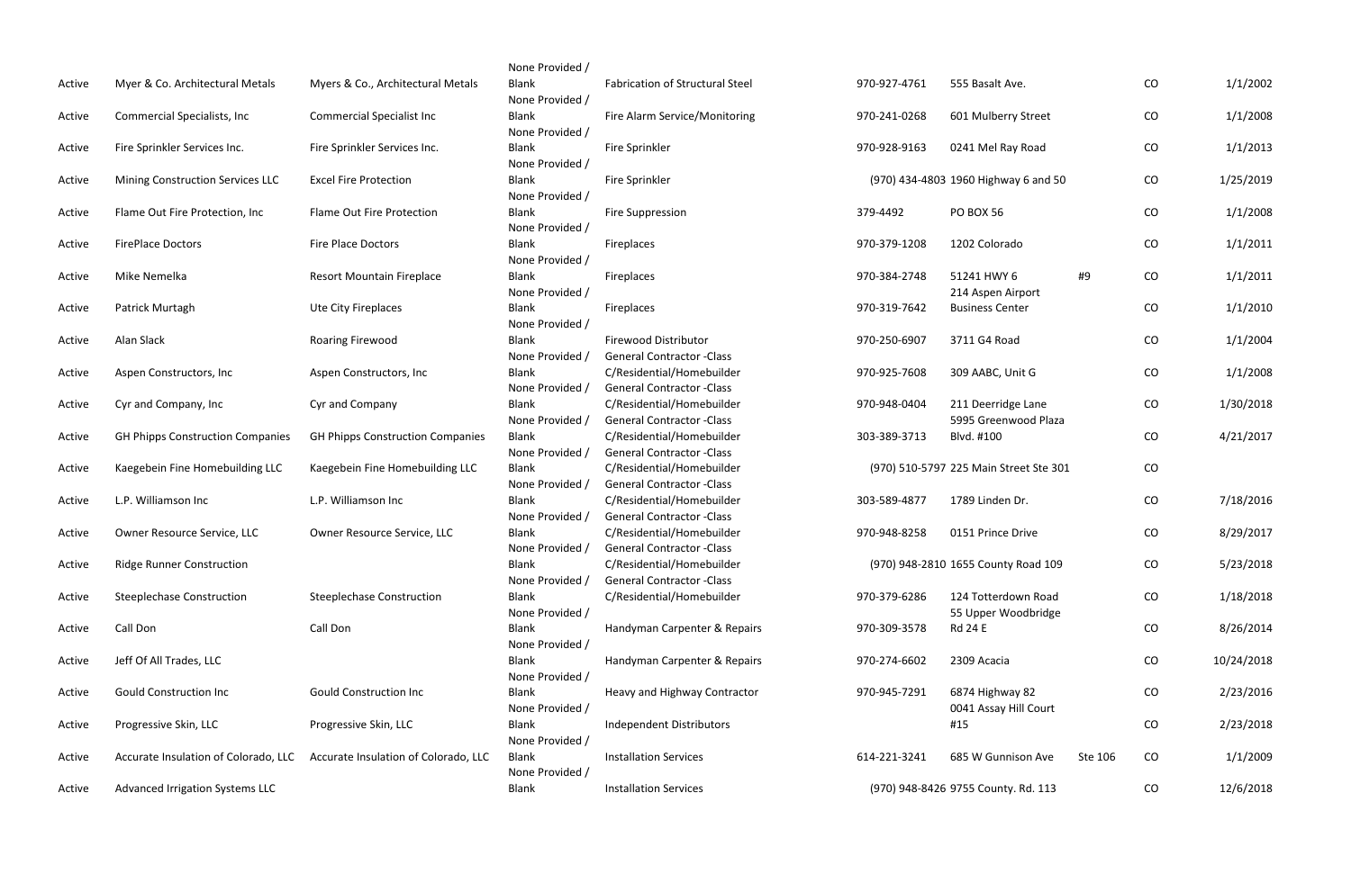| | | | | | | | | | |
|---|---|---|---|---|---|---|---|---|---|
| Active | Myer & Co. Architectural Metals | Myers & Co., Architectural Metals | None Provided / Blank | Fabrication of Structural Steel | 970-927-4761 | 555 Basalt Ave. | | CO | 1/1/2002 |
| Active | Commercial Specialists, Inc | Commercial Specialist Inc | None Provided / Blank | Fire Alarm Service/Monitoring | 970-241-0268 | 601 Mulberry Street | | CO | 1/1/2008 |
| Active | Fire Sprinkler Services Inc. | Fire Sprinkler Services Inc. | None Provided / Blank | Fire Sprinkler | 970-928-9163 | 0241 Mel Ray Road | | CO | 1/1/2013 |
| Active | Mining Construction Services LLC | Excel Fire Protection | None Provided / Blank | Fire Sprinkler | (970) 434-4803 | 1960 Highway 6 and 50 | | CO | 1/25/2019 |
| Active | Flame Out Fire Protection, Inc | Flame Out Fire Protection | None Provided / Blank | Fire Suppression | 379-4492 | PO BOX 56 | | CO | 1/1/2008 |
| Active | FirePlace Doctors | Fire Place Doctors | None Provided / Blank | Fireplaces | 970-379-1208 | 1202 Colorado | | CO | 1/1/2011 |
| Active | Mike Nemelka | Resort Mountain Fireplace | None Provided / Blank | Fireplaces | 970-384-2748 | 51241 HWY 6 | #9 | CO | 1/1/2011 |
| Active | Patrick Murtagh | Ute City Fireplaces | None Provided / Blank | Fireplaces | 970-319-7642 | 214 Aspen Airport Business Center | | CO | 1/1/2010 |
| Active | Alan Slack | Roaring Firewood | None Provided / Blank | Firewood Distributor | 970-250-6907 | 3711 G4 Road | | CO | 1/1/2004 |
| Active | Aspen Constructors, Inc | Aspen Constructors, Inc | None Provided / Blank | General Contractor -Class C/Residential/Homebuilder | 970-925-7608 | 309 AABC, Unit G | | CO | 1/1/2008 |
| Active | Cyr and Company, Inc | Cyr and Company | None Provided / Blank | General Contractor -Class C/Residential/Homebuilder | 970-948-0404 | 211 Deerridge Lane | | CO | 1/30/2018 |
| Active | GH Phipps Construction Companies | GH Phipps Construction Companies | None Provided / Blank | General Contractor -Class C/Residential/Homebuilder | 303-389-3713 | 5995 Greenwood Plaza Blvd. #100 | | CO | 4/21/2017 |
| Active | Kaegebein Fine Homebuilding LLC | Kaegebein Fine Homebuilding LLC | None Provided / Blank | General Contractor -Class C/Residential/Homebuilder | (970) 510-5797 | 225 Main Street Ste 301 | | CO | |
| Active | L.P. Williamson Inc | L.P. Williamson Inc | None Provided / Blank | General Contractor -Class C/Residential/Homebuilder | 303-589-4877 | 1789 Linden Dr. | | CO | 7/18/2016 |
| Active | Owner Resource Service, LLC | Owner Resource Service, LLC | None Provided / Blank | General Contractor -Class C/Residential/Homebuilder | 970-948-8258 | 0151 Prince Drive | | CO | 8/29/2017 |
| Active | Ridge Runner Construction | | None Provided / Blank | General Contractor -Class C/Residential/Homebuilder | (970) 948-2810 | 1655 County Road 109 | | CO | 5/23/2018 |
| Active | Steeplechase Construction | Steeplechase Construction | None Provided / Blank | General Contractor -Class C/Residential/Homebuilder | 970-379-6286 | 124 Totterdown Road | | CO | 1/18/2018 |
| Active | Call Don | Call Don | None Provided / Blank | Handyman Carpenter & Repairs | 970-309-3578 | 55 Upper Woodbridge Rd 24 E | | CO | 8/26/2014 |
| Active | Jeff Of All Trades, LLC | | None Provided / Blank | Handyman Carpenter & Repairs | 970-274-6602 | 2309 Acacia | | CO | 10/24/2018 |
| Active | Gould Construction Inc | Gould Construction Inc | None Provided / Blank | Heavy and Highway Contractor | 970-945-7291 | 6874 Highway 82 | | CO | 2/23/2016 |
| Active | Progressive Skin, LLC | Progressive Skin, LLC | None Provided / Blank | Independent Distributors | | 0041 Assay Hill Court #15 | | CO | 2/23/2018 |
| Active | Accurate Insulation of Colorado, LLC | Accurate Insulation of Colorado, LLC | None Provided / Blank | Installation Services | 614-221-3241 | 685 W Gunnison Ave | Ste 106 | CO | 1/1/2009 |
| Active | Advanced Irrigation Systems LLC | | None Provided / Blank | Installation Services | (970) 948-8426 | 9755 County. Rd. 113 | | CO | 12/6/2018 |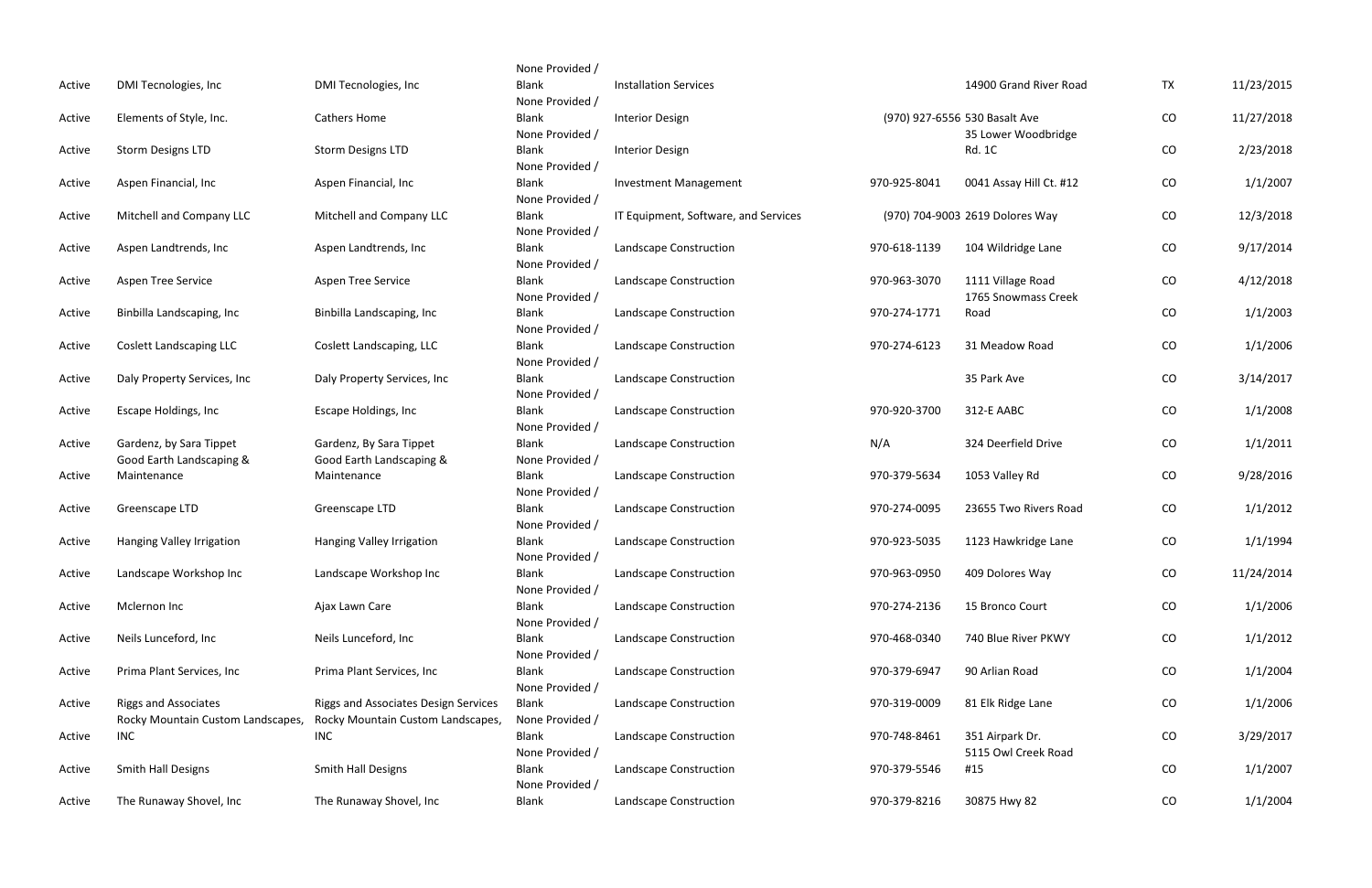| | | | | | | | |
|---|---|---|---|---|---|---|---|
| Active | DMI Tecnologies, Inc | DMI Tecnologies, Inc | None Provided / Blank | Installation Services | | 14900 Grand River Road | TX | 11/23/2015 |
| Active | Elements of Style, Inc. | Cathers Home | None Provided / Blank | Interior Design | (970) 927-6556 | 530 Basalt Ave | CO | 11/27/2018 |
| Active | Storm Designs LTD | Storm Designs LTD | None Provided / Blank | Interior Design | | 35 Lower Woodbridge Rd. 1C | CO | 2/23/2018 |
| Active | Aspen Financial, Inc | Aspen Financial, Inc | None Provided / Blank | Investment Management | 970-925-8041 | 0041 Assay Hill Ct. #12 | CO | 1/1/2007 |
| Active | Mitchell and Company LLC | Mitchell and Company LLC | None Provided / Blank | IT Equipment, Software, and Services | (970) 704-9003 | 2619 Dolores Way | CO | 12/3/2018 |
| Active | Aspen Landtrends, Inc | Aspen Landtrends, Inc | None Provided / Blank | Landscape Construction | 970-618-1139 | 104 Wildridge Lane | CO | 9/17/2014 |
| Active | Aspen Tree Service | Aspen Tree Service | None Provided / Blank | Landscape Construction | 970-963-3070 | 1111 Village Road | CO | 4/12/2018 |
| Active | Binbilla Landscaping, Inc | Binbilla Landscaping, Inc | None Provided / Blank | Landscape Construction | 970-274-1771 | 1765 Snowmass Creek Road | CO | 1/1/2003 |
| Active | Coslett Landscaping LLC | Coslett Landscaping, LLC | None Provided / Blank | Landscape Construction | 970-274-6123 | 31 Meadow Road | CO | 1/1/2006 |
| Active | Daly Property Services, Inc | Daly Property Services, Inc | None Provided / Blank | Landscape Construction | | 35 Park Ave | CO | 3/14/2017 |
| Active | Escape Holdings, Inc | Escape Holdings, Inc | None Provided / Blank | Landscape Construction | 970-920-3700 | 312-E AABC | CO | 1/1/2008 |
| Active | Gardenz, by Sara Tippet | Gardenz, By Sara Tippet | None Provided / Blank | Landscape Construction | N/A | 324 Deerfield Drive | CO | 1/1/2011 |
| Active | Good Earth Landscaping & Maintenance | Good Earth Landscaping & Maintenance | None Provided / Blank | Landscape Construction | 970-379-5634 | 1053 Valley Rd | CO | 9/28/2016 |
| Active | Greenscape LTD | Greenscape LTD | None Provided / Blank | Landscape Construction | 970-274-0095 | 23655 Two Rivers Road | CO | 1/1/2012 |
| Active | Hanging Valley Irrigation | Hanging Valley Irrigation | None Provided / Blank | Landscape Construction | 970-923-5035 | 1123 Hawkridge Lane | CO | 1/1/1994 |
| Active | Landscape Workshop Inc | Landscape Workshop Inc | None Provided / Blank | Landscape Construction | 970-963-0950 | 409 Dolores Way | CO | 11/24/2014 |
| Active | Mclernon Inc | Ajax Lawn Care | None Provided / Blank | Landscape Construction | 970-274-2136 | 15 Bronco Court | CO | 1/1/2006 |
| Active | Neils Lunceford, Inc | Neils Lunceford, Inc | None Provided / Blank | Landscape Construction | 970-468-0340 | 740 Blue River PKWY | CO | 1/1/2012 |
| Active | Prima Plant Services, Inc | Prima Plant Services, Inc | None Provided / Blank | Landscape Construction | 970-379-6947 | 90 Arlian Road | CO | 1/1/2004 |
| Active | Riggs and Associates | Riggs and Associates Design Services | None Provided / Blank | Landscape Construction | 970-319-0009 | 81 Elk Ridge Lane | CO | 1/1/2006 |
| Active | Rocky Mountain Custom Landscapes, INC | Rocky Mountain Custom Landscapes, INC | None Provided / Blank | Landscape Construction | 970-748-8461 | 351 Airpark Dr. | CO | 3/29/2017 |
| Active | Smith Hall Designs | Smith Hall Designs | None Provided / Blank | Landscape Construction | 970-379-5546 | 5115 Owl Creek Road #15 | CO | 1/1/2007 |
| Active | The Runaway Shovel, Inc | The Runaway Shovel, Inc | None Provided / Blank | Landscape Construction | 970-379-8216 | 30875 Hwy 82 | CO | 1/1/2004 |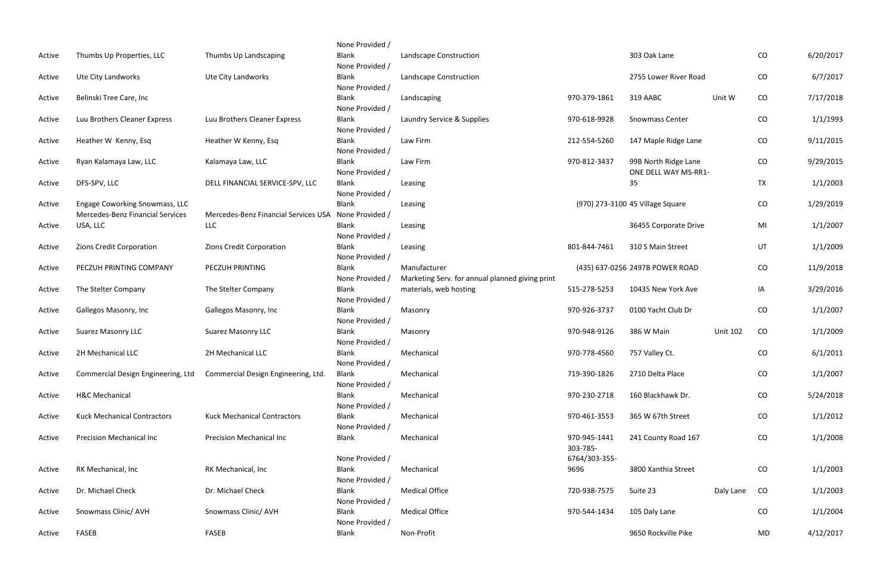| | | | | | | | | | |
|---|---|---|---|---|---|---|---|---|---|
| Active | Thumbs Up Properties, LLC | Thumbs Up Landscaping | None Provided / Blank | Landscape Construction | | 303 Oak Lane | | CO | 6/20/2017 |
| Active | Ute City Landworks | Ute City Landworks | None Provided / Blank | Landscape Construction | | 2755 Lower River Road | | CO | 6/7/2017 |
| Active | Belinski Tree Care, Inc | | None Provided / Blank | Landscaping | 970-379-1861 | 319 AABC | Unit W | CO | 7/17/2018 |
| Active | Luu Brothers Cleaner Express | Luu Brothers Cleaner Express | None Provided / Blank | Laundry Service & Supplies | 970-618-9928 | Snowmass Center | | CO | 1/1/1993 |
| Active | Heather W Kenny, Esq | Heather W Kenny, Esq | None Provided / Blank | Law Firm | 212-554-5260 | 147 Maple Ridge Lane | | CO | 9/11/2015 |
| Active | Ryan Kalamaya Law, LLC | Kalamaya Law, LLC | None Provided / Blank | Law Firm | 970-812-3437 | 99B North Ridge Lane | | CO | 9/29/2015 |
| Active | DFS-SPV, LLC | DELL FINANCIAL SERVICE-SPV, LLC | None Provided / Blank | Leasing | | ONE DELL WAY MS-RR1-35 | | TX | 1/1/2003 |
| Active | Engage Coworking Snowmass, LLC | | None Provided / Blank | Leasing | (970) 273-3100 | 45 Village Square | | CO | 1/29/2019 |
| Active | Mercedes-Benz Financial Services USA, LLC | Mercedes-Benz Financial Services USA LLC | None Provided / Blank | Leasing | | 36455 Corporate Drive | | MI | 1/1/2007 |
| Active | Zions Credit Corporation | Zions Credit Corporation | None Provided / Blank | Leasing | 801-844-7461 | 310 S Main Street | | UT | 1/1/2009 |
| Active | PECZUH PRINTING COMPANY | PECZUH PRINTING | None Provided / Blank | Manufacturer | (435) 637-0256 | 2497B POWER ROAD | | CO | 11/9/2018 |
| Active | The Stelter Company | The Stelter Company | None Provided / Blank | Marketing Serv. for annual planned giving print materials, web hosting | 515-278-5253 | 10435 New York Ave | | IA | 3/29/2016 |
| Active | Gallegos Masonry, Inc | Gallegos Masonry, Inc | None Provided / Blank | Masonry | 970-926-3737 | 0100 Yacht Club Dr | | CO | 1/1/2007 |
| Active | Suarez Masonry LLC | Suarez Masonry LLC | None Provided / Blank | Masonry | 970-948-9126 | 386 W Main | Unit 102 | CO | 1/1/2009 |
| Active | 2H Mechanical LLC | 2H Mechanical LLC | None Provided / Blank | Mechanical | 970-778-4560 | 757 Valley Ct. | | CO | 6/1/2011 |
| Active | Commercial Design Engineering, Ltd | Commercial Design Engineering, Ltd. | None Provided / Blank | Mechanical | 719-390-1826 | 2710 Delta Place | | CO | 1/1/2007 |
| Active | H&C Mechanical | | None Provided / Blank | Mechanical | 970-230-2718 | 160 Blackhawk Dr. | | CO | 5/24/2018 |
| Active | Kuck Mechanical Contractors | Kuck Mechanical Contractors | None Provided / Blank | Mechanical | 970-461-3553 | 365 W 67th Street | | CO | 1/1/2012 |
| Active | Precision Mechanical Inc | Precision Mechanical Inc | None Provided / Blank | Mechanical | 970-945-1441 | 241 County Road 167 | | CO | 1/1/2008 |
| Active | RK Mechanical, Inc | RK Mechanical, Inc | None Provided / Blank | Mechanical | 303-785-6764/303-355-9696 | 3800 Xanthia Street | | CO | 1/1/2003 |
| Active | Dr. Michael Check | Dr. Michael Check | None Provided / Blank | Medical Office | 720-938-7575 | Suite 23 | Daly Lane | CO | 1/1/2003 |
| Active | Snowmass Clinic/ AVH | Snowmass Clinic/ AVH | None Provided / Blank | Medical Office | 970-544-1434 | 105 Daly Lane | | CO | 1/1/2004 |
| Active | FASEB | FASEB | None Provided / Blank | Non-Profit | | 9650 Rockville Pike | | MD | 4/12/2017 |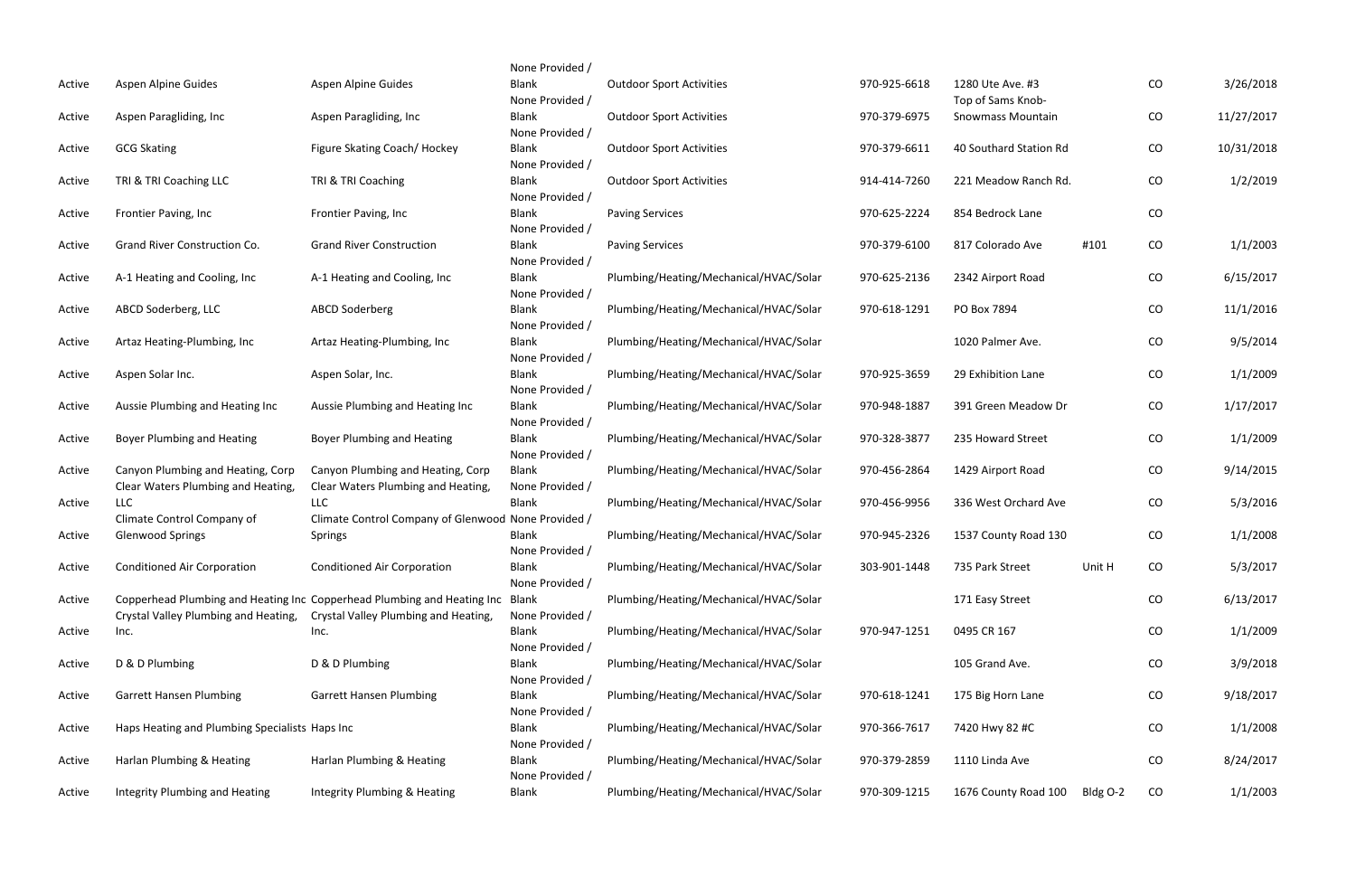| | | | | | | | | | |
|---|---|---|---|---|---|---|---|---|---|
| Active | Aspen Alpine Guides | Aspen Alpine Guides | None Provided / Blank | Outdoor Sport Activities | 970-925-6618 | 1280 Ute Ave. #3 | | CO | 3/26/2018 |
| Active | Aspen Paragliding, Inc | Aspen Paragliding, Inc | None Provided / Blank | Outdoor Sport Activities | 970-379-6975 | Top of Sams Knob- Snowmass Mountain | | CO | 11/27/2017 |
| Active | GCG Skating | Figure Skating Coach/ Hockey | None Provided / Blank | Outdoor Sport Activities | 970-379-6611 | 40 Southard Station Rd | | CO | 10/31/2018 |
| Active | TRI & TRI Coaching LLC | TRI & TRI Coaching | None Provided / Blank | Outdoor Sport Activities | 914-414-7260 | 221 Meadow Ranch Rd. | | CO | 1/2/2019 |
| Active | Frontier Paving, Inc | Frontier Paving, Inc | None Provided / Blank | Paving Services | 970-625-2224 | 854 Bedrock Lane | | CO | |
| Active | Grand River Construction Co. | Grand River Construction | None Provided / Blank | Paving Services | 970-379-6100 | 817 Colorado Ave | #101 | CO | 1/1/2003 |
| Active | A-1 Heating and Cooling, Inc | A-1 Heating and Cooling, Inc | None Provided / Blank | Plumbing/Heating/Mechanical/HVAC/Solar | 970-625-2136 | 2342 Airport Road | | CO | 6/15/2017 |
| Active | ABCD Soderberg, LLC | ABCD Soderberg | None Provided / Blank | Plumbing/Heating/Mechanical/HVAC/Solar | 970-618-1291 | PO Box 7894 | | CO | 11/1/2016 |
| Active | Artaz Heating-Plumbing, Inc | Artaz Heating-Plumbing, Inc | None Provided / Blank | Plumbing/Heating/Mechanical/HVAC/Solar | | 1020 Palmer Ave. | | CO | 9/5/2014 |
| Active | Aspen Solar Inc. | Aspen Solar, Inc. | None Provided / Blank | Plumbing/Heating/Mechanical/HVAC/Solar | 970-925-3659 | 29 Exhibition Lane | | CO | 1/1/2009 |
| Active | Aussie Plumbing and Heating Inc | Aussie Plumbing and Heating Inc | None Provided / Blank | Plumbing/Heating/Mechanical/HVAC/Solar | 970-948-1887 | 391 Green Meadow Dr | | CO | 1/17/2017 |
| Active | Boyer Plumbing and Heating | Boyer Plumbing and Heating | None Provided / Blank | Plumbing/Heating/Mechanical/HVAC/Solar | 970-328-3877 | 235 Howard Street | | CO | 1/1/2009 |
| Active | Canyon Plumbing and Heating, Corp | Canyon Plumbing and Heating, Corp | None Provided / Blank | Plumbing/Heating/Mechanical/HVAC/Solar | 970-456-2864 | 1429 Airport Road | | CO | 9/14/2015 |
| Active | Clear Waters Plumbing and Heating, LLC | Clear Waters Plumbing and Heating, LLC | None Provided / Blank | Plumbing/Heating/Mechanical/HVAC/Solar | 970-456-9956 | 336 West Orchard Ave | | CO | 5/3/2016 |
| Active | Climate Control Company of Glenwood Springs | Climate Control Company of Glenwood Springs | None Provided / Blank | Plumbing/Heating/Mechanical/HVAC/Solar | 970-945-2326 | 1537 County Road 130 | | CO | 1/1/2008 |
| Active | Conditioned Air Corporation | Conditioned Air Corporation | None Provided / Blank | Plumbing/Heating/Mechanical/HVAC/Solar | 303-901-1448 | 735 Park Street | Unit H | CO | 5/3/2017 |
| Active | Copperhead Plumbing and Heating Inc | Copperhead Plumbing and Heating Inc | Blank | Plumbing/Heating/Mechanical/HVAC/Solar | | 171 Easy Street | | CO | 6/13/2017 |
| Active | Crystal Valley Plumbing and Heating, Inc. | Crystal Valley Plumbing and Heating, Inc. | None Provided / Blank | Plumbing/Heating/Mechanical/HVAC/Solar | 970-947-1251 | 0495 CR 167 | | CO | 1/1/2009 |
| Active | D & D Plumbing | D & D Plumbing | None Provided / Blank | Plumbing/Heating/Mechanical/HVAC/Solar | | 105 Grand Ave. | | CO | 3/9/2018 |
| Active | Garrett Hansen Plumbing | Garrett Hansen Plumbing | None Provided / Blank | Plumbing/Heating/Mechanical/HVAC/Solar | 970-618-1241 | 175 Big Horn Lane | | CO | 9/18/2017 |
| Active | Haps Heating and Plumbing Specialists | Haps Inc | None Provided / Blank | Plumbing/Heating/Mechanical/HVAC/Solar | 970-366-7617 | 7420 Hwy 82 #C | | CO | 1/1/2008 |
| Active | Harlan Plumbing & Heating | Harlan Plumbing & Heating | None Provided / Blank | Plumbing/Heating/Mechanical/HVAC/Solar | 970-379-2859 | 1110 Linda Ave | | CO | 8/24/2017 |
| Active | Integrity Plumbing and Heating | Integrity Plumbing & Heating | None Provided / Blank | Plumbing/Heating/Mechanical/HVAC/Solar | 970-309-1215 | 1676 County Road 100 | Bldg O-2 | CO | 1/1/2003 |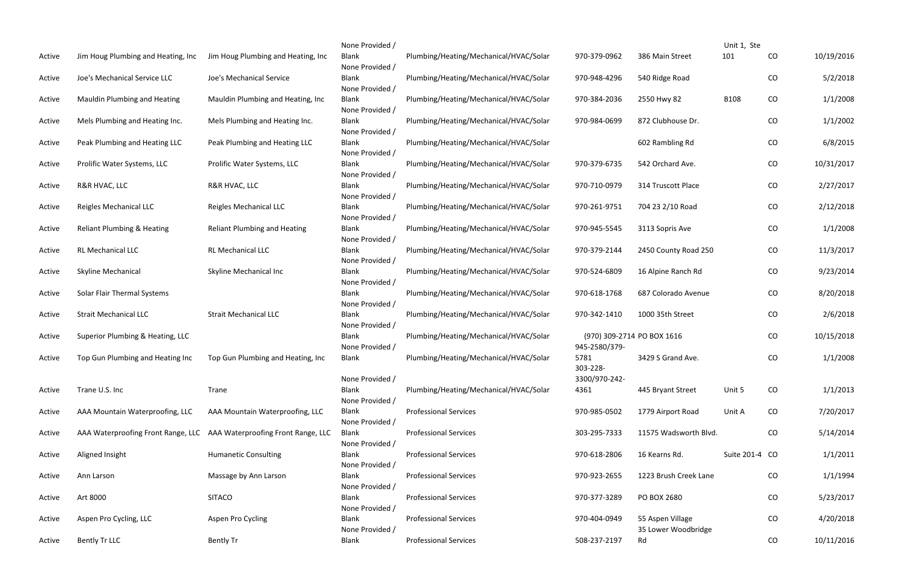| | | | | | | | | | |
|---|---|---|---|---|---|---|---|---|---|
| Active | Jim Houg Plumbing and Heating, Inc | Jim Houg Plumbing and Heating, Inc | None Provided / Blank | Plumbing/Heating/Mechanical/HVAC/Solar | 970-379-0962 | 386 Main Street | Unit 1, Ste 101 | CO | 10/19/2016 |
| Active | Joe's Mechanical Service LLC | Joe's Mechanical Service | None Provided / Blank | Plumbing/Heating/Mechanical/HVAC/Solar | 970-948-4296 | 540 Ridge Road | | CO | 5/2/2018 |
| Active | Mauldin Plumbing and Heating | Mauldin Plumbing and Heating, Inc | None Provided / Blank | Plumbing/Heating/Mechanical/HVAC/Solar | 970-384-2036 | 2550 Hwy 82 | B108 | CO | 1/1/2008 |
| Active | Mels Plumbing and Heating Inc. | Mels Plumbing and Heating Inc. | None Provided / Blank | Plumbing/Heating/Mechanical/HVAC/Solar | 970-984-0699 | 872 Clubhouse Dr. | | CO | 1/1/2002 |
| Active | Peak Plumbing and Heating LLC | Peak Plumbing and Heating LLC | None Provided / Blank | Plumbing/Heating/Mechanical/HVAC/Solar | | 602 Rambling Rd | | CO | 6/8/2015 |
| Active | Prolific Water Systems, LLC | Prolific Water Systems, LLC | None Provided / Blank | Plumbing/Heating/Mechanical/HVAC/Solar | 970-379-6735 | 542 Orchard Ave. | | CO | 10/31/2017 |
| Active | R&R HVAC, LLC | R&R HVAC, LLC | None Provided / Blank | Plumbing/Heating/Mechanical/HVAC/Solar | 970-710-0979 | 314 Truscott Place | | CO | 2/27/2017 |
| Active | Reigles Mechanical LLC | Reigles Mechanical LLC | None Provided / Blank | Plumbing/Heating/Mechanical/HVAC/Solar | 970-261-9751 | 704 23 2/10 Road | | CO | 2/12/2018 |
| Active | Reliant Plumbing & Heating | Reliant Plumbing and Heating | None Provided / Blank | Plumbing/Heating/Mechanical/HVAC/Solar | 970-945-5545 | 3113 Sopris Ave | | CO | 1/1/2008 |
| Active | RL Mechanical LLC | RL Mechanical LLC | None Provided / Blank | Plumbing/Heating/Mechanical/HVAC/Solar | 970-379-2144 | 2450 County Road 250 | | CO | 11/3/2017 |
| Active | Skyline Mechanical | Skyline Mechanical Inc | None Provided / Blank | Plumbing/Heating/Mechanical/HVAC/Solar | 970-524-6809 | 16 Alpine Ranch Rd | | CO | 9/23/2014 |
| Active | Solar Flair Thermal Systems | | None Provided / Blank | Plumbing/Heating/Mechanical/HVAC/Solar | 970-618-1768 | 687 Colorado Avenue | | CO | 8/20/2018 |
| Active | Strait Mechanical LLC | Strait Mechanical LLC | None Provided / Blank | Plumbing/Heating/Mechanical/HVAC/Solar | 970-342-1410 | 1000 35th Street | | CO | 2/6/2018 |
| Active | Superior Plumbing & Heating, LLC | | None Provided / Blank | Plumbing/Heating/Mechanical/HVAC/Solar | (970) 309-2714 | PO BOX 1616 | | CO | 10/15/2018 |
| Active | Top Gun Plumbing and Heating Inc | Top Gun Plumbing and Heating, Inc | None Provided / Blank | Plumbing/Heating/Mechanical/HVAC/Solar | 945-2580/379-5781 | 3429 S Grand Ave. | | CO | 1/1/2008 |
| Active | Trane U.S. Inc | Trane | None Provided / Blank | Plumbing/Heating/Mechanical/HVAC/Solar | 303-228-3300/970-242-4361 | 445 Bryant Street | Unit 5 | CO | 1/1/2013 |
| Active | AAA Mountain Waterproofing, LLC | AAA Mountain Waterproofing, LLC | None Provided / Blank | Professional Services | 970-985-0502 | 1779 Airport Road | Unit A | CO | 7/20/2017 |
| Active | AAA Waterproofing Front Range, LLC | AAA Waterproofing Front Range, LLC | None Provided / Blank | Professional Services | 303-295-7333 | 11575 Wadsworth Blvd. | | CO | 5/14/2014 |
| Active | Aligned Insight | Humanetic Consulting | None Provided / Blank | Professional Services | 970-618-2806 | 16 Kearns Rd. | Suite 201-4 | CO | 1/1/2011 |
| Active | Ann Larson | Massage by Ann Larson | None Provided / Blank | Professional Services | 970-923-2655 | 1223 Brush Creek Lane | | CO | 1/1/1994 |
| Active | Art 8000 | SITACO | None Provided / Blank | Professional Services | 970-377-3289 | PO BOX 2680 | | CO | 5/23/2017 |
| Active | Aspen Pro Cycling, LLC | Aspen Pro Cycling | None Provided / Blank | Professional Services | 970-404-0949 | 55 Aspen Village | | CO | 4/20/2018 |
| Active | Bently Tr LLC | Bently Tr | None Provided / Blank | Professional Services | 508-237-2197 | 35 Lower Woodbridge Rd | | CO | 10/11/2016 |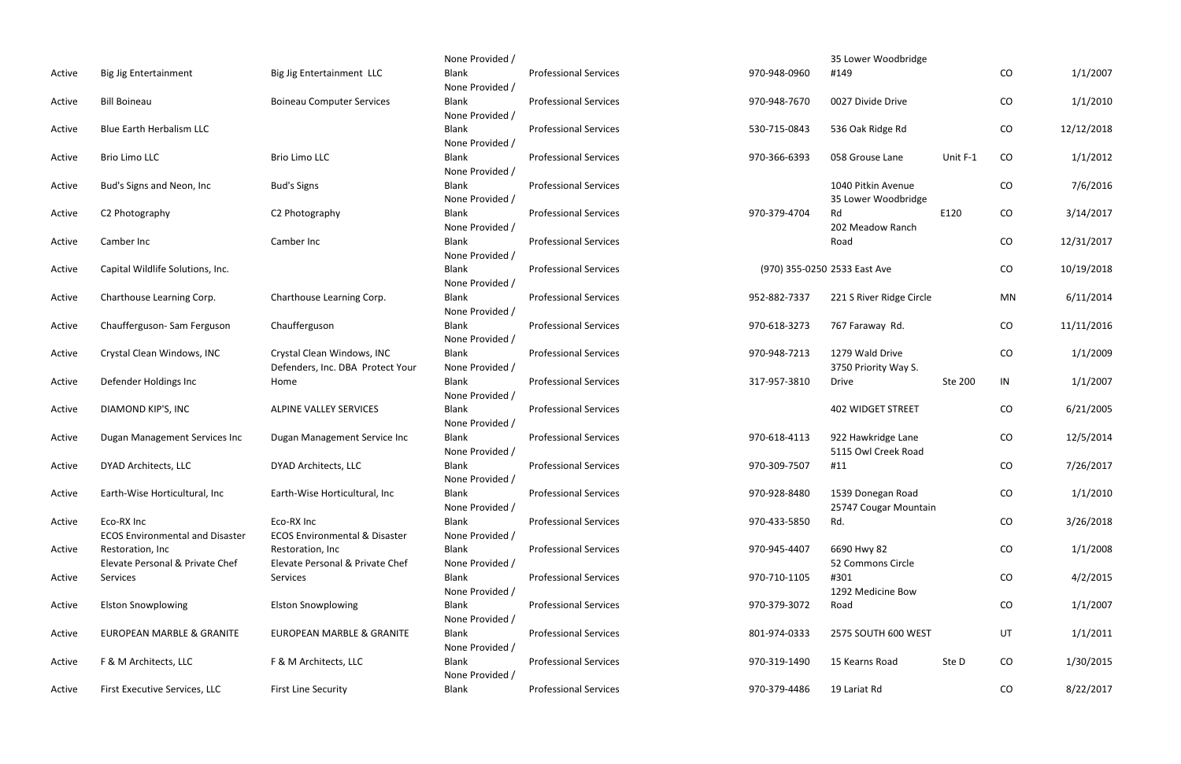| | | | | | | | | | |
|---|---|---|---|---|---|---|---|---|---|
| Active | Big Jig Entertainment | Big Jig Entertainment LLC | None Provided / Blank | Professional Services | 970-948-0960 | 35 Lower Woodbridge #149 | | CO | 1/1/2007 |
| Active | Bill Boineau | Boineau Computer Services | None Provided / Blank | Professional Services | 970-948-7670 | 0027 Divide Drive | | CO | 1/1/2010 |
| Active | Blue Earth Herbalism LLC | | None Provided / Blank | Professional Services | 530-715-0843 | 536 Oak Ridge Rd | | CO | 12/12/2018 |
| Active | Brio Limo LLC | Brio Limo LLC | None Provided / Blank | Professional Services | 970-366-6393 | 058 Grouse Lane | Unit F-1 | CO | 1/1/2012 |
| Active | Bud's Signs and Neon, Inc | Bud's Signs | None Provided / Blank | Professional Services | | 1040 Pitkin Avenue | | CO | 7/6/2016 |
| Active | C2 Photography | C2 Photography | None Provided / Blank | Professional Services | 970-379-4704 | 35 Lower Woodbridge Rd | E120 | CO | 3/14/2017 |
| Active | Camber Inc | Camber Inc | None Provided / Blank | Professional Services | | 202 Meadow Ranch Road | | CO | 12/31/2017 |
| Active | Capital Wildlife Solutions, Inc. | | None Provided / Blank | Professional Services | (970) 355-0250 | 2533 East Ave | | CO | 10/19/2018 |
| Active | Charthouse Learning Corp. | Charthouse Learning Corp. | None Provided / Blank | Professional Services | 952-882-7337 | 221 S River Ridge Circle | | MN | 6/11/2014 |
| Active | Chaufferguson- Sam Ferguson | Chaufferguson | None Provided / Blank | Professional Services | 970-618-3273 | 767 Faraway Rd. | | CO | 11/11/2016 |
| Active | Crystal Clean Windows, INC | Crystal Clean Windows, INC | None Provided / Blank | Professional Services | 970-948-7213 | 1279 Wald Drive | | CO | 1/1/2009 |
| Active | Defender Holdings Inc | Defenders, Inc. DBA Protect Your Home | None Provided / Blank | Professional Services | 317-957-3810 | 3750 Priority Way S. Drive | Ste 200 | IN | 1/1/2007 |
| Active | DIAMOND KIP'S, INC | ALPINE VALLEY SERVICES | None Provided / Blank | Professional Services | | 402 WIDGET STREET | | CO | 6/21/2005 |
| Active | Dugan Management Services Inc | Dugan Management Service Inc | None Provided / Blank | Professional Services | 970-618-4113 | 922 Hawkridge Lane | | CO | 12/5/2014 |
| Active | DYAD Architects, LLC | DYAD Architects, LLC | None Provided / Blank | Professional Services | 970-309-7507 | 5115 Owl Creek Road #11 | | CO | 7/26/2017 |
| Active | Earth-Wise Horticultural, Inc | Earth-Wise Horticultural, Inc | None Provided / Blank | Professional Services | 970-928-8480 | 1539 Donegan Road | | CO | 1/1/2010 |
| Active | Eco-RX Inc | Eco-RX Inc | None Provided / Blank | Professional Services | 970-433-5850 | 25747 Cougar Mountain Rd. | | CO | 3/26/2018 |
| Active | ECOS Environmental and Disaster Restoration, Inc | ECOS Environmental & Disaster Restoration, Inc | None Provided / Blank | Professional Services | 970-945-4407 | 6690 Hwy 82 | | CO | 1/1/2008 |
| Active | Elevate Personal & Private Chef Services | Elevate Personal & Private Chef Services | None Provided / Blank | Professional Services | 970-710-1105 | 52 Commons Circle #301 | | CO | 4/2/2015 |
| Active | Elston Snowplowing | Elston Snowplowing | None Provided / Blank | Professional Services | 970-379-3072 | 1292 Medicine Bow Road | | CO | 1/1/2007 |
| Active | EUROPEAN MARBLE & GRANITE | EUROPEAN MARBLE & GRANITE | None Provided / Blank | Professional Services | 801-974-0333 | 2575 SOUTH 600 WEST | | UT | 1/1/2011 |
| Active | F & M Architects, LLC | F & M Architects, LLC | None Provided / Blank | Professional Services | 970-319-1490 | 15 Kearns Road | Ste D | CO | 1/30/2015 |
| Active | First Executive Services, LLC | First Line Security | None Provided / Blank | Professional Services | 970-379-4486 | 19 Lariat Rd | | CO | 8/22/2017 |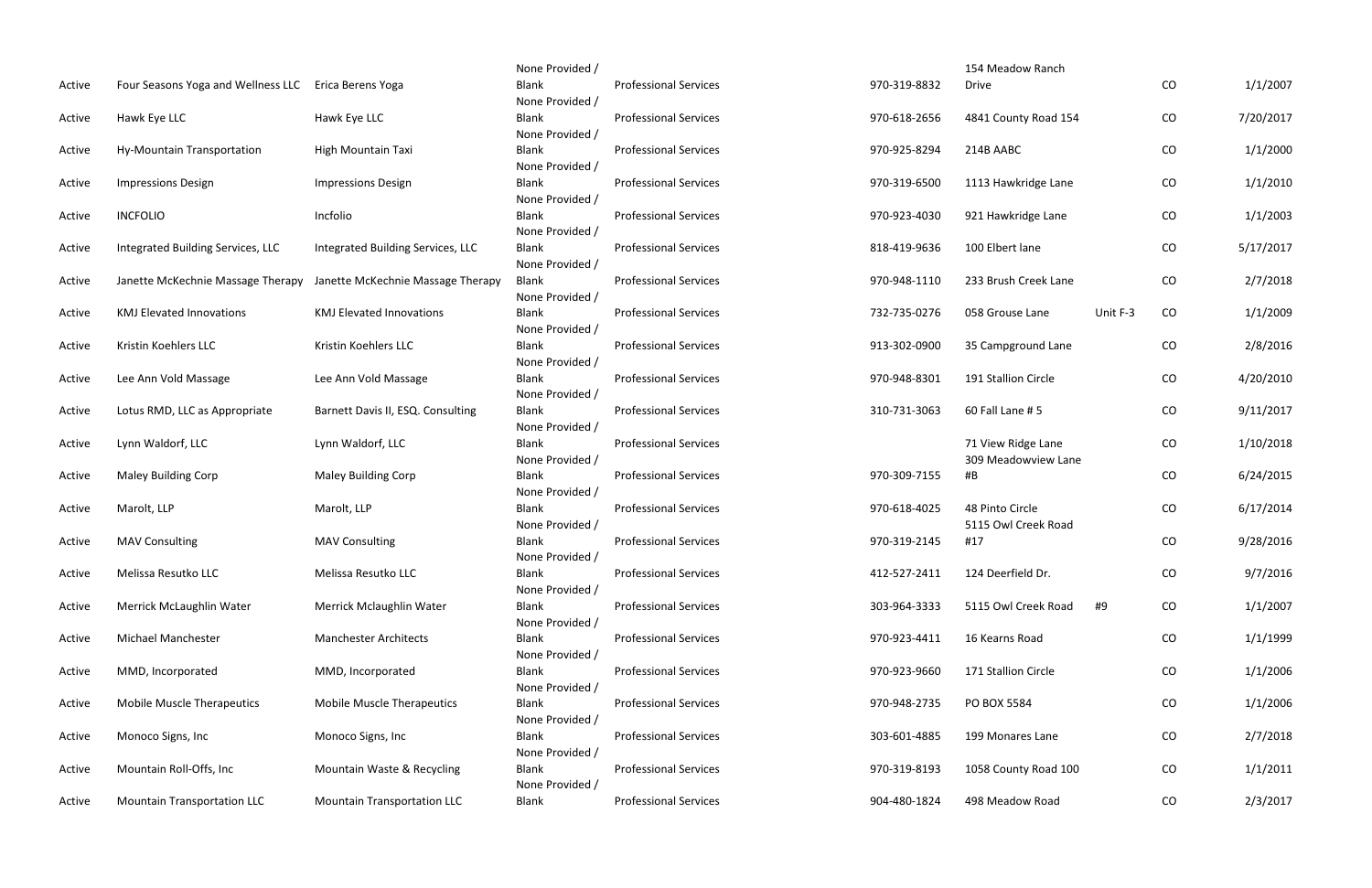| | | | | | | | | | |
|---|---|---|---|---|---|---|---|---|---|
| Active | Four Seasons Yoga and Wellness LLC | Erica Berens Yoga | None Provided / Blank | Professional Services | 970-319-8832 | 154 Meadow Ranch Drive | | CO | 1/1/2007 |
| Active | Hawk Eye LLC | Hawk Eye LLC | None Provided / Blank | Professional Services | 970-618-2656 | 4841 County Road 154 | | CO | 7/20/2017 |
| Active | Hy-Mountain Transportation | High Mountain Taxi | None Provided / Blank | Professional Services | 970-925-8294 | 214B AABC | | CO | 1/1/2000 |
| Active | Impressions Design | Impressions Design | None Provided / Blank | Professional Services | 970-319-6500 | 1113 Hawkridge Lane | | CO | 1/1/2010 |
| Active | INCFOLIO | Incfolio | None Provided / Blank | Professional Services | 970-923-4030 | 921 Hawkridge Lane | | CO | 1/1/2003 |
| Active | Integrated Building Services, LLC | Integrated Building Services, LLC | None Provided / Blank | Professional Services | 818-419-9636 | 100 Elbert lane | | CO | 5/17/2017 |
| Active | Janette McKechnie Massage Therapy | Janette McKechnie Massage Therapy | None Provided / Blank | Professional Services | 970-948-1110 | 233 Brush Creek Lane | | CO | 2/7/2018 |
| Active | KMJ Elevated Innovations | KMJ Elevated Innovations | None Provided / Blank | Professional Services | 732-735-0276 | 058 Grouse Lane | Unit F-3 | CO | 1/1/2009 |
| Active | Kristin Koehlers LLC | Kristin Koehlers LLC | None Provided / Blank | Professional Services | 913-302-0900 | 35 Campground Lane | | CO | 2/8/2016 |
| Active | Lee Ann Vold Massage | Lee Ann Vold Massage | None Provided / Blank | Professional Services | 970-948-8301 | 191 Stallion Circle | | CO | 4/20/2010 |
| Active | Lotus RMD, LLC as Appropriate | Barnett Davis II, ESQ. Consulting | None Provided / Blank | Professional Services | 310-731-3063 | 60 Fall Lane # 5 | | CO | 9/11/2017 |
| Active | Lynn Waldorf, LLC | Lynn Waldorf, LLC | None Provided / Blank | Professional Services | | 71 View Ridge Lane | | CO | 1/10/2018 |
| Active | Maley Building Corp | Maley Building Corp | None Provided / Blank | Professional Services | 970-309-7155 | 309 Meadowview Lane #B | | CO | 6/24/2015 |
| Active | Marolt, LLP | Marolt, LLP | None Provided / Blank | Professional Services | 970-618-4025 | 48 Pinto Circle | | CO | 6/17/2014 |
| Active | MAV Consulting | MAV Consulting | None Provided / Blank | Professional Services | 970-319-2145 | 5115 Owl Creek Road #17 | | CO | 9/28/2016 |
| Active | Melissa Resutko LLC | Melissa Resutko LLC | None Provided / Blank | Professional Services | 412-527-2411 | 124 Deerfield Dr. | | CO | 9/7/2016 |
| Active | Merrick McLaughlin Water | Merrick Mclaughlin Water | None Provided / Blank | Professional Services | 303-964-3333 | 5115 Owl Creek Road | #9 | CO | 1/1/2007 |
| Active | Michael Manchester | Manchester Architects | None Provided / Blank | Professional Services | 970-923-4411 | 16 Kearns Road | | CO | 1/1/1999 |
| Active | MMD, Incorporated | MMD, Incorporated | None Provided / Blank | Professional Services | 970-923-9660 | 171 Stallion Circle | | CO | 1/1/2006 |
| Active | Mobile Muscle Therapeutics | Mobile Muscle Therapeutics | None Provided / Blank | Professional Services | 970-948-2735 | PO BOX 5584 | | CO | 1/1/2006 |
| Active | Monoco Signs, Inc | Monoco Signs, Inc | None Provided / Blank | Professional Services | 303-601-4885 | 199 Monares Lane | | CO | 2/7/2018 |
| Active | Mountain Roll-Offs, Inc | Mountain Waste & Recycling | None Provided / Blank | Professional Services | 970-319-8193 | 1058 County Road 100 | | CO | 1/1/2011 |
| Active | Mountain Transportation LLC | Mountain Transportation LLC | None Provided / Blank | Professional Services | 904-480-1824 | 498 Meadow Road | | CO | 2/3/2017 |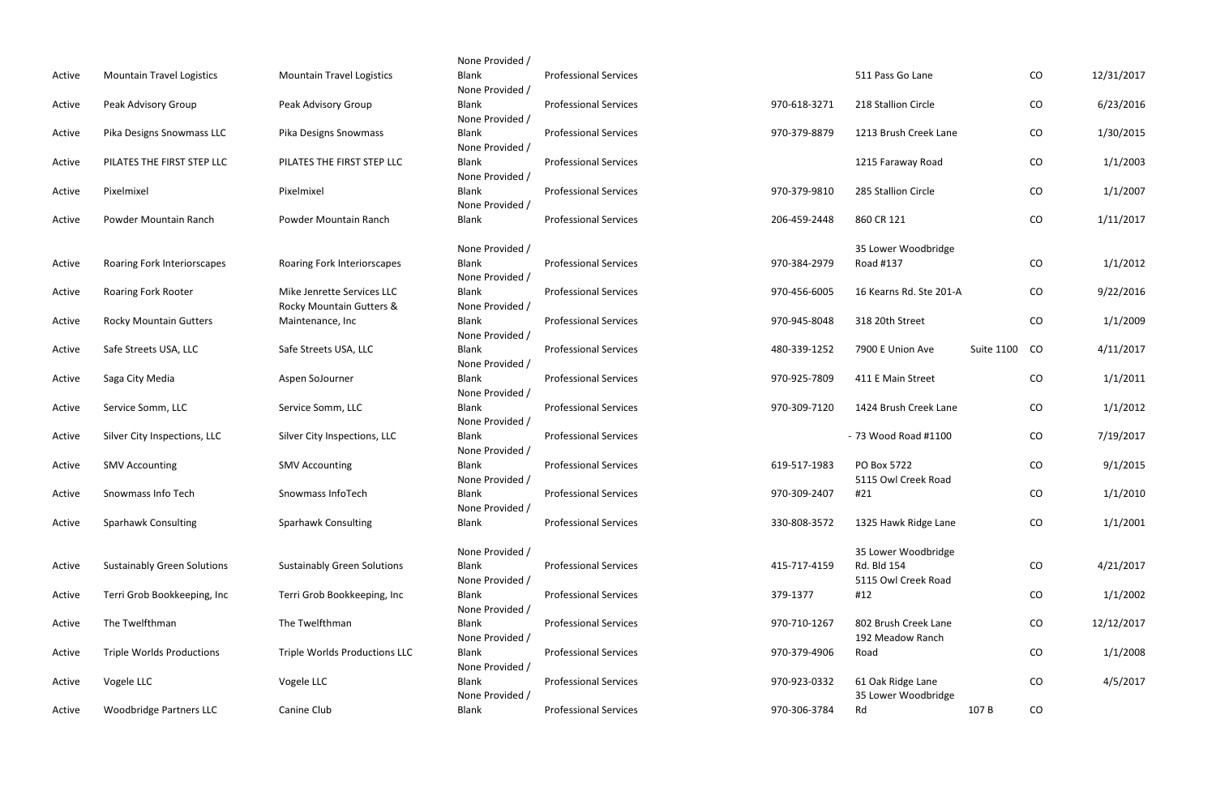| | | | | | | | | | |
|---|---|---|---|---|---|---|---|---|---|
| Active | Mountain Travel Logistics | Mountain Travel Logistics | None Provided / Blank | Professional Services | | 511 Pass Go Lane | | CO | 12/31/2017 |
| Active | Peak Advisory Group | Peak Advisory Group | None Provided / Blank | Professional Services | 970-618-3271 | 218 Stallion Circle | | CO | 6/23/2016 |
| Active | Pika Designs Snowmass LLC | Pika Designs Snowmass | None Provided / Blank | Professional Services | 970-379-8879 | 1213 Brush Creek Lane | | CO | 1/30/2015 |
| Active | PILATES THE FIRST STEP LLC | PILATES THE FIRST STEP LLC | None Provided / Blank | Professional Services | | 1215 Faraway Road | | CO | 1/1/2003 |
| Active | Pixelmixel | Pixelmixel | None Provided / Blank | Professional Services | 970-379-9810 | 285 Stallion Circle | | CO | 1/1/2007 |
| Active | Powder Mountain Ranch | Powder Mountain Ranch | None Provided / Blank | Professional Services | 206-459-2448 | 860 CR 121 | | CO | 1/11/2017 |
| Active | Roaring Fork Interiorscapes | Roaring Fork Interiorscapes | None Provided / Blank | Professional Services | 970-384-2979 | 35 Lower Woodbridge Road #137 | | CO | 1/1/2012 |
| Active | Roaring Fork Rooter | Mike Jenrette Services LLC | None Provided / Blank | Professional Services | 970-456-6005 | 16 Kearns Rd. Ste 201-A | | CO | 9/22/2016 |
| Active | Rocky Mountain Gutters | Rocky Mountain Gutters & Maintenance, Inc | None Provided / Blank | Professional Services | 970-945-8048 | 318 20th Street | | CO | 1/1/2009 |
| Active | Safe Streets USA, LLC | Safe Streets USA, LLC | None Provided / Blank | Professional Services | 480-339-1252 | 7900 E Union Ave | Suite 1100 | CO | 4/11/2017 |
| Active | Saga City Media | Aspen SoJourner | None Provided / Blank | Professional Services | 970-925-7809 | 411 E Main Street | | CO | 1/1/2011 |
| Active | Service Somm, LLC | Service Somm, LLC | None Provided / Blank | Professional Services | 970-309-7120 | 1424 Brush Creek Lane | | CO | 1/1/2012 |
| Active | Silver City Inspections, LLC | Silver City Inspections, LLC | None Provided / Blank | Professional Services | | - 73 Wood Road #1100 | | CO | 7/19/2017 |
| Active | SMV Accounting | SMV Accounting | None Provided / Blank | Professional Services | 619-517-1983 | PO Box 5722 | | CO | 9/1/2015 |
| Active | Snowmass Info Tech | Snowmass InfoTech | None Provided / Blank | Professional Services | 970-309-2407 | 5115 Owl Creek Road #21 | | CO | 1/1/2010 |
| Active | Sparhawk Consulting | Sparhawk Consulting | None Provided / Blank | Professional Services | 330-808-3572 | 1325 Hawk Ridge Lane | | CO | 1/1/2001 |
| Active | Sustainably Green Solutions | Sustainably Green Solutions | None Provided / Blank | Professional Services | 415-717-4159 | 35 Lower Woodbridge Rd. Bld 154 | | CO | 4/21/2017 |
| Active | Terri Grob Bookkeeping, Inc | Terri Grob Bookkeeping, Inc | None Provided / Blank | Professional Services | 379-1377 | 5115 Owl Creek Road #12 | | CO | 1/1/2002 |
| Active | The Twelfthman | The Twelfthman | None Provided / Blank | Professional Services | 970-710-1267 | 802 Brush Creek Lane | | CO | 12/12/2017 |
| Active | Triple Worlds Productions | Triple Worlds Productions LLC | None Provided / Blank | Professional Services | 970-379-4906 | 192 Meadow Ranch Road | | CO | 1/1/2008 |
| Active | Vogele LLC | Vogele LLC | None Provided / Blank | Professional Services | 970-923-0332 | 61 Oak Ridge Lane | | CO | 4/5/2017 |
| Active | Woodbridge Partners LLC | Canine Club | None Provided / Blank | Professional Services | 970-306-3784 | 35 Lower Woodbridge Rd | 107 B | CO | |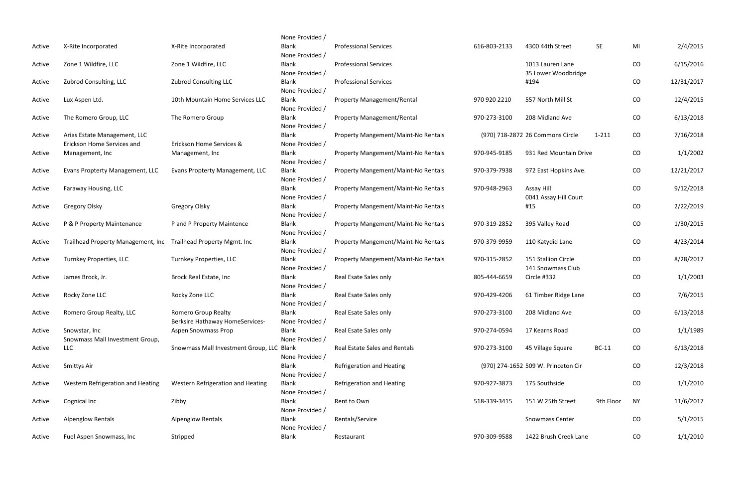| | | | | | | | | | |
|---|---|---|---|---|---|---|---|---|---|
| Active | X-Rite Incorporated | X-Rite Incorporated | None Provided / Blank | Professional Services | 616-803-2133 | 4300 44th Street | SE | MI | 2/4/2015 |
| Active | Zone 1 Wildfire, LLC | Zone 1 Wildfire, LLC | None Provided / Blank | Professional Services | | 1013 Lauren Lane | | CO | 6/15/2016 |
| Active | Zubrod Consulting, LLC | Zubrod Consulting LLC | None Provided / Blank | Professional Services | | 35 Lower Woodbridge #194 | | CO | 12/31/2017 |
| Active | Lux Aspen Ltd. | 10th Mountain Home Services LLC | None Provided / Blank | Property Management/Rental | 970 920 2210 | 557 North Mill St | | CO | 12/4/2015 |
| Active | The Romero Group, LLC | The Romero Group | None Provided / Blank | Property Management/Rental | 970-273-3100 | 208 Midland Ave | | CO | 6/13/2018 |
| Active | Arias Estate Management, LLC | | None Provided / Blank | Property Mangement/Maint-No Rentals | (970) 718-2872 | 26 Commons Circle | 1-211 | CO | 7/16/2018 |
| Active | Erickson Home Services and Management, Inc | Erickson Home Services & Management, Inc | None Provided / Blank | Property Mangement/Maint-No Rentals | 970-945-9185 | 931 Red Mountain Drive | | CO | 1/1/2002 |
| Active | Evans Propterty Management, LLC | Evans Propterty Management, LLC | None Provided / Blank | Property Mangement/Maint-No Rentals | 970-379-7938 | 972 East Hopkins Ave. | | CO | 12/21/2017 |
| Active | Faraway Housing, LLC | | None Provided / Blank | Property Mangement/Maint-No Rentals | 970-948-2963 | Assay Hill | | CO | 9/12/2018 |
| Active | Gregory Olsky | Gregory Olsky | None Provided / Blank | Property Mangement/Maint-No Rentals | | 0041 Assay Hill Court #15 | | CO | 2/22/2019 |
| Active | P & P Property Maintenance | P and P Property Maintence | None Provided / Blank | Property Mangement/Maint-No Rentals | 970-319-2852 | 395 Valley Road | | CO | 1/30/2015 |
| Active | Trailhead Property Management, Inc | Trailhead Property Mgmt. Inc | None Provided / Blank | Property Mangement/Maint-No Rentals | 970-379-9959 | 110 Katydid Lane | | CO | 4/23/2014 |
| Active | Turnkey Properties, LLC | Turnkey Properties, LLC | None Provided / Blank | Property Mangement/Maint-No Rentals | 970-315-2852 | 151 Stallion Circle | | CO | 8/28/2017 |
| Active | James Brock, Jr. | Brock Real Estate, Inc | None Provided / Blank | Real Esate Sales only | 805-444-6659 | 141 Snowmass Club Circle #332 | | CO | 1/1/2003 |
| Active | Rocky Zone LLC | Rocky Zone LLC | None Provided / Blank | Real Esate Sales only | 970-429-4206 | 61 Timber Ridge Lane | | CO | 7/6/2015 |
| Active | Romero Group Realty, LLC | Romero Group Realty | None Provided / Blank | Real Esate Sales only | 970-273-3100 | 208 Midland Ave | | CO | 6/13/2018 |
| Active | Snowstar, Inc | Berksire Hathaway HomeServices-Aspen Snowmass Prop | None Provided / Blank | Real Esate Sales only | 970-274-0594 | 17 Kearns Road | | CO | 1/1/1989 |
| Active | Snowmass Mall Investment Group, LLC | Snowmass Mall Investment Group, LLC | None Provided / Blank | Real Estate Sales and Rentals | 970-273-3100 | 45 Village Square | BC-11 | CO | 6/13/2018 |
| Active | Smittys Air | | None Provided / Blank | Refrigeration and Heating | (970) 274-1652 | 509 W. Princeton Cir | | CO | 12/3/2018 |
| Active | Western Refrigeration and Heating | Western Refrigeration and Heating | None Provided / Blank | Refrigeration and Heating | 970-927-3873 | 175 Southside | | CO | 1/1/2010 |
| Active | Cognical Inc | Zibby | None Provided / Blank | Rent to Own | 518-339-3415 | 151 W 25th Street | 9th Floor | NY | 11/6/2017 |
| Active | Alpenglow Rentals | Alpenglow Rentals | None Provided / Blank | Rentals/Service | | Snowmass Center | | CO | 5/1/2015 |
| Active | Fuel Aspen Snowmass, Inc | Stripped | None Provided / Blank | Restaurant | 970-309-9588 | 1422 Brush Creek Lane | | CO | 1/1/2010 |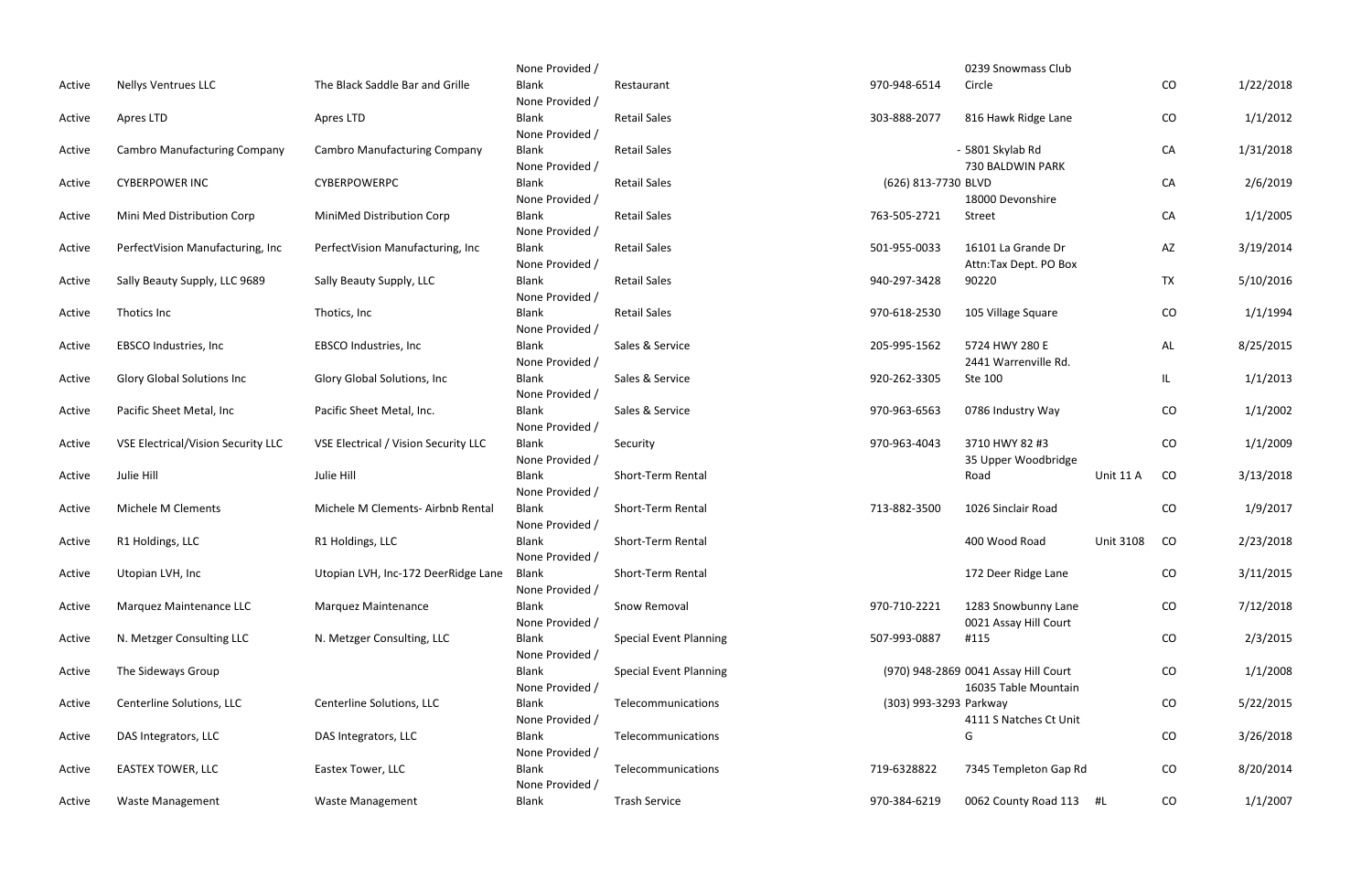| | | | | | | | | | |
|---|---|---|---|---|---|---|---|---|---|
| Active | Nellys Ventrues LLC | The Black Saddle Bar and Grille | None Provided / Blank | Restaurant | 970-948-6514 | 0239 Snowmass Club Circle | | CO | 1/22/2018 |
| Active | Apres LTD | Apres LTD | None Provided / Blank | Retail Sales | 303-888-2077 | 816 Hawk Ridge Lane | | CO | 1/1/2012 |
| Active | Cambro Manufacturing Company | Cambro Manufacturing Company | None Provided / Blank | Retail Sales | - | 5801 Skylab Rd | | CA | 1/31/2018 |
| Active | CYBERPOWER INC | CYBERPOWERPC | None Provided / Blank | Retail Sales | (626) 813-7730 | 730 BALDWIN PARK BLVD | | CA | 2/6/2019 |
| Active | Mini Med Distribution Corp | MiniMed Distribution Corp | None Provided / Blank | Retail Sales | 763-505-2721 | 18000 Devonshire Street | | CA | 1/1/2005 |
| Active | PerfectVision Manufacturing, Inc | PerfectVision Manufacturing, Inc | None Provided / Blank | Retail Sales | 501-955-0033 | 16101 La Grande Dr | | AZ | 3/19/2014 |
| Active | Sally Beauty Supply, LLC 9689 | Sally Beauty Supply, LLC | None Provided / Blank | Retail Sales | 940-297-3428 | Attn:Tax Dept. PO Box 90220 | | TX | 5/10/2016 |
| Active | Thotics Inc | Thotics, Inc | None Provided / Blank | Retail Sales | 970-618-2530 | 105 Village Square | | CO | 1/1/1994 |
| Active | EBSCO Industries, Inc | EBSCO Industries, Inc | None Provided / Blank | Sales & Service | 205-995-1562 | 5724 HWY 280 E | | AL | 8/25/2015 |
| Active | Glory Global Solutions Inc | Glory Global Solutions, Inc | None Provided / Blank | Sales & Service | 920-262-3305 | 2441 Warrenville Rd. Ste 100 | | IL | 1/1/2013 |
| Active | Pacific Sheet Metal, Inc | Pacific Sheet Metal, Inc. | None Provided / Blank | Sales & Service | 970-963-6563 | 0786 Industry Way | | CO | 1/1/2002 |
| Active | VSE Electrical/Vision Security LLC | VSE Electrical / Vision Security LLC | None Provided / Blank | Security | 970-963-4043 | 3710 HWY 82 #3 | | CO | 1/1/2009 |
| Active | Julie Hill | Julie Hill | None Provided / Blank | Short-Term Rental | | 35 Upper Woodbridge Road | Unit 11 A | CO | 3/13/2018 |
| Active | Michele M Clements | Michele M Clements- Airbnb Rental | None Provided / Blank | Short-Term Rental | 713-882-3500 | 1026 Sinclair Road | | CO | 1/9/2017 |
| Active | R1 Holdings, LLC | R1 Holdings, LLC | None Provided / Blank | Short-Term Rental | | 400 Wood Road | Unit 3108 | CO | 2/23/2018 |
| Active | Utopian LVH, Inc | Utopian LVH, Inc-172 DeerRidge Lane | None Provided / Blank | Short-Term Rental | | 172 Deer Ridge Lane | | CO | 3/11/2015 |
| Active | Marquez Maintenance LLC | Marquez Maintenance | None Provided / Blank | Snow Removal | 970-710-2221 | 1283 Snowbunny Lane | | CO | 7/12/2018 |
| Active | N. Metzger Consulting LLC | N. Metzger Consulting, LLC | None Provided / Blank | Special Event Planning | 507-993-0887 | 0021 Assay Hill Court #115 | | CO | 2/3/2015 |
| Active | The Sideways Group | | None Provided / Blank | Special Event Planning | (970) 948-2869 | 0041 Assay Hill Court | | CO | 1/1/2008 |
| Active | Centerline Solutions, LLC | Centerline Solutions, LLC | None Provided / Blank | Telecommunications | (303) 993-3293 | 16035 Table Mountain Parkway | | CO | 5/22/2015 |
| Active | DAS Integrators, LLC | DAS Integrators, LLC | None Provided / Blank | Telecommunications | | 4111 S Natches Ct Unit G | | CO | 3/26/2018 |
| Active | EASTEX TOWER, LLC | Eastex Tower, LLC | None Provided / Blank | Telecommunications | 719-6328822 | 7345 Templeton Gap Rd | | CO | 8/20/2014 |
| Active | Waste Management | Waste Management | None Provided / Blank | Trash Service | 970-384-6219 | 0062 County Road 113 | #L | CO | 1/1/2007 |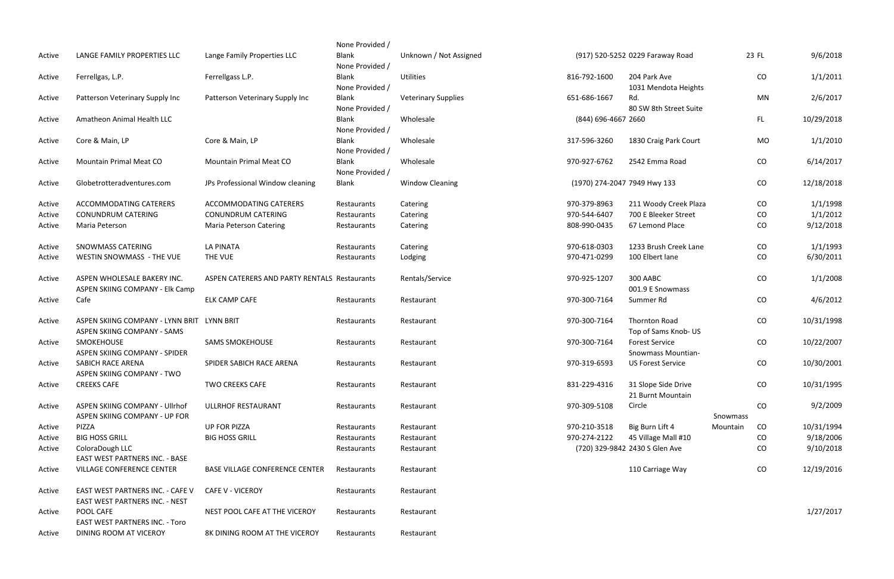| | | | | | | | | | |
|---|---|---|---|---|---|---|---|---|---|
| Active | LANGE FAMILY PROPERTIES LLC | Lange Family Properties LLC | None Provided / Blank | Unknown / Not Assigned | (917) 520-5252 | 0229 Faraway Road | | 23 FL | 9/6/2018 |
| Active | Ferrellgas, L.P. | Ferrellgass L.P. | None Provided / Blank | Utilities | 816-792-1600 | 204 Park Ave | | CO | 1/1/2011 |
| Active | Patterson Veterinary Supply Inc | Patterson Veterinary Supply Inc | None Provided / Blank | Veterinary Supplies | 651-686-1667 | 1031 Mendota Heights Rd. | | MN | 2/6/2017 |
| Active | Amatheon Animal Health LLC | | None Provided / Blank | Wholesale | (844) 696-4667 | 2660 80 SW 8th Street Suite | | FL | 10/29/2018 |
| Active | Core & Main, LP | Core & Main, LP | None Provided / Blank | Wholesale | 317-596-3260 | 1830 Craig Park Court | | MO | 1/1/2010 |
| Active | Mountain Primal Meat CO | Mountain Primal Meat CO | None Provided / Blank | Wholesale | 970-927-6762 | 2542 Emma Road | | CO | 6/14/2017 |
| Active | Globetrotteradventures.com | JPs Professional Window cleaning | None Provided / Blank | Window Cleaning | (1970) 274-2047 | 7949 Hwy 133 | | CO | 12/18/2018 |
| Active | ACCOMMODATING CATERERS | ACCOMMODATING CATERERS | Restaurants | Catering | 970-379-8963 | 211 Woody Creek Plaza | | CO | 1/1/1998 |
| Active | CONUNDRUM CATERING | CONUNDRUM CATERING | Restaurants | Catering | 970-544-6407 | 700 E Bleeker Street | | CO | 1/1/2012 |
| Active | Maria Peterson | Maria Peterson Catering | Restaurants | Catering | 808-990-0435 | 67 Lemond Place | | CO | 9/12/2018 |
| Active | SNOWMASS CATERING | LA PINATA | Restaurants | Catering | 970-618-0303 | 1233 Brush Creek Lane | | CO | 1/1/1993 |
| Active | WESTIN SNOWMASS - THE VUE | THE VUE | Restaurants | Lodging | 970-471-0299 | 100 Elbert lane | | CO | 6/30/2011 |
| Active | ASPEN WHOLESALE BAKERY INC. | ASPEN CATERERS AND PARTY RENTALS | Restaurants | Rentals/Service | 970-925-1207 | 300 AABC | | CO | 1/1/2008 |
| Active | ASPEN SKIING COMPANY - Elk Camp Cafe | ELK CAMP CAFE | Restaurants | Restaurant | 970-300-7164 | 001.9 E Snowmass Summer Rd | | CO | 4/6/2012 |
| Active | ASPEN SKIING COMPANY - LYNN BRIT | LYNN BRIT | Restaurants | Restaurant | 970-300-7164 | Thornton Road | | CO | 10/31/1998 |
| Active | ASPEN SKIING COMPANY - SAMS SMOKEHOUSE | SAMS SMOKEHOUSE | Restaurants | Restaurant | 970-300-7164 | Top of Sams Knob- US Forest Service | | CO | 10/22/2007 |
| Active | ASPEN SKIING COMPANY - SPIDER SABICH RACE ARENA | SPIDER SABICH RACE ARENA | Restaurants | Restaurant | 970-319-6593 | Snowmass Mountian- US Forest Service | | CO | 10/30/2001 |
| Active | ASPEN SKIING COMPANY - TWO CREEKS CAFE | TWO CREEKS CAFE | Restaurants | Restaurant | 831-229-4316 | 31 Slope Side Drive | | CO | 10/31/1995 |
| Active | ASPEN SKIING COMPANY - Ullrhof | ULLRHOF RESTAURANT | Restaurants | Restaurant | 970-309-5108 | 21 Burnt Mountain Circle | | CO | 9/2/2009 |
| Active | ASPEN SKIING COMPANY - UP FOR PIZZA | UP FOR PIZZA | Restaurants | Restaurant | 970-210-3518 | Big Burn Lift 4 | Snowmass Mountain | CO | 10/31/1994 |
| Active | BIG HOSS GRILL | BIG HOSS GRILL | Restaurants | Restaurant | 970-274-2122 | 45 Village Mall #10 | | CO | 9/18/2006 |
| Active | ColoraDough LLC | | Restaurants | Restaurant | (720) 329-9842 | 2430 S Glen Ave | | CO | 9/10/2018 |
| Active | EAST WEST PARTNERS INC. - BASE VILLAGE CONFERENCE CENTER | BASE VILLAGE CONFERENCE CENTER | Restaurants | Restaurant | | 110 Carriage Way | | CO | 12/19/2016 |
| Active | EAST WEST PARTNERS INC. - CAFE V | CAFE V - VICEROY | Restaurants | Restaurant | | | | | |
| Active | EAST WEST PARTNERS INC. - NEST POOL CAFE | NEST POOL CAFE AT THE VICEROY | Restaurants | Restaurant | | | | | 1/27/2017 |
| Active | EAST WEST PARTNERS INC. - Toro DINING ROOM AT VICEROY | 8K DINING ROOM AT THE VICEROY | Restaurants | Restaurant | | | | | |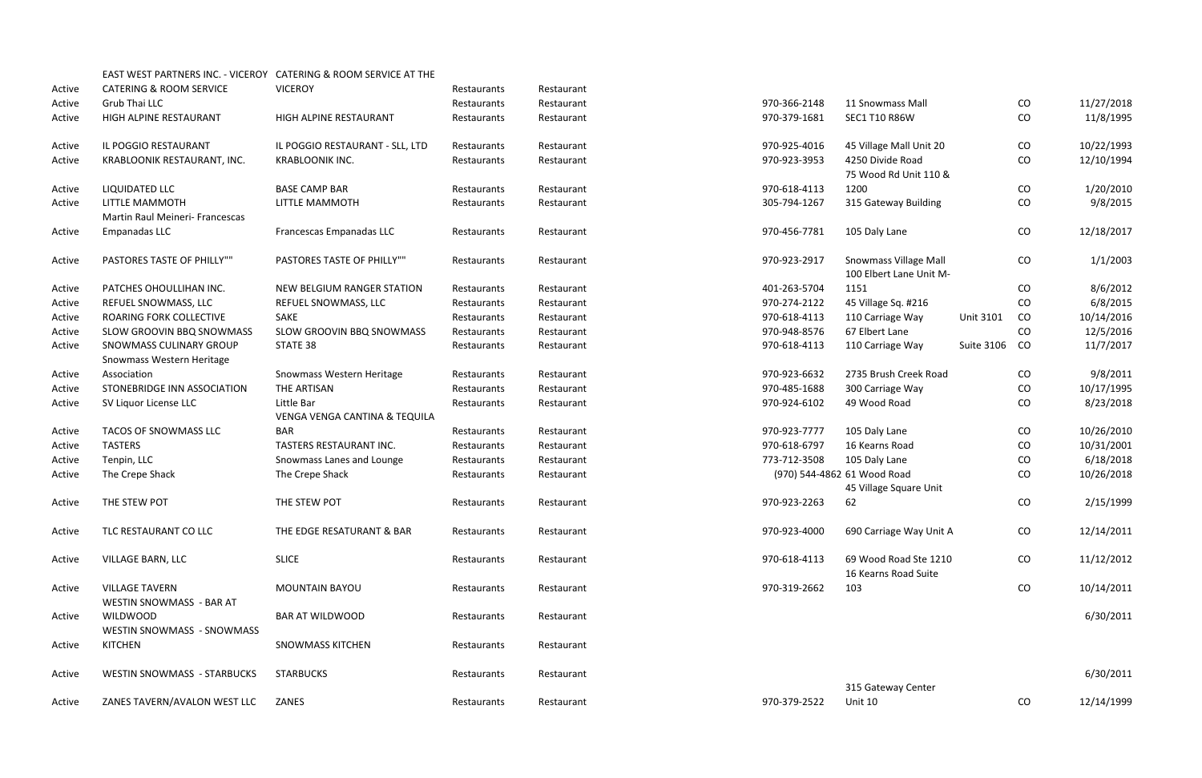|  |  |  |  |  |  |  |  |  |  |
|---|---|---|---|---|---|---|---|---|---|
| Active | EAST WEST PARTNERS INC. - VICEROY CATERING & ROOM SERVICE | CATERING & ROOM SERVICE AT THE VICEROY | Restaurants | Restaurant |  |  |  |  |  |
| Active | Grub Thai LLC |  | Restaurants | Restaurant | 970-366-2148 | 11 Snowmass Mall |  | CO | 11/27/2018 |
| Active | HIGH ALPINE RESTAURANT | HIGH ALPINE RESTAURANT | Restaurants | Restaurant | 970-379-1681 | SEC1 T10 R86W |  | CO | 11/8/1995 |
| Active | IL POGGIO RESTAURANT | IL POGGIO RESTAURANT - SLL, LTD | Restaurants | Restaurant | 970-925-4016 | 45 Village Mall Unit 20 |  | CO | 10/22/1993 |
| Active | KRABLOONIK RESTAURANT, INC. | KRABLOONIK INC. | Restaurants | Restaurant | 970-923-3953 | 4250 Divide Road |  | CO | 12/10/1994 |
| Active | LIQUIDATED LLC | BASE CAMP BAR | Restaurants | Restaurant | 970-618-4113 | 75 Wood Rd Unit 110 & 1200 |  | CO | 1/20/2010 |
| Active | LITTLE MAMMOTH | LITTLE MAMMOTH | Restaurants | Restaurant | 305-794-1267 | 315 Gateway Building |  | CO | 9/8/2015 |
| Active | Martin Raul Meineri- Francescas Empanadas LLC | Francescas Empanadas LLC | Restaurants | Restaurant | 970-456-7781 | 105 Daly Lane |  | CO | 12/18/2017 |
| Active | PASTORES TASTE OF PHILLY"" | PASTORES TASTE OF PHILLY"" | Restaurants | Restaurant | 970-923-2917 | Snowmass Village Mall |  | CO | 1/1/2003 |
| Active | PATCHES OHOULLIHAN INC. | NEW BELGIUM RANGER STATION | Restaurants | Restaurant | 401-263-5704 | 100 Elbert Lane Unit M-1151 |  | CO | 8/6/2012 |
| Active | REFUEL SNOWMASS, LLC | REFUEL SNOWMASS, LLC | Restaurants | Restaurant | 970-274-2122 | 45 Village Sq. #216 |  | CO | 6/8/2015 |
| Active | ROARING FORK COLLECTIVE | SAKE | Restaurants | Restaurant | 970-618-4113 | 110 Carriage Way | Unit 3101 | CO | 10/14/2016 |
| Active | SLOW GROOVIN BBQ SNOWMASS | SLOW GROOVIN BBQ SNOWMASS | Restaurants | Restaurant | 970-948-8576 | 67 Elbert Lane |  | CO | 12/5/2016 |
| Active | SNOWMASS CULINARY GROUP | STATE 38 | Restaurants | Restaurant | 970-618-4113 | 110 Carriage Way | Suite 3106 | CO | 11/7/2017 |
| Active | Snowmass Western Heritage Association | Snowmass Western Heritage | Restaurants | Restaurant | 970-923-6632 | 2735 Brush Creek Road |  | CO | 9/8/2011 |
| Active | STONEBRIDGE INN ASSOCIATION | THE ARTISAN | Restaurants | Restaurant | 970-485-1688 | 300 Carriage Way |  | CO | 10/17/1995 |
| Active | SV Liquor License LLC | Little Bar | Restaurants | Restaurant | 970-924-6102 | 49 Wood Road |  | CO | 8/23/2018 |
| Active | TACOS OF SNOWMASS LLC | VENGA VENGA CANTINA & TEQUILA BAR | Restaurants | Restaurant | 970-923-7777 | 105 Daly Lane |  | CO | 10/26/2010 |
| Active | TASTERS | TASTERS RESTAURANT INC. | Restaurants | Restaurant | 970-618-6797 | 16 Kearns Road |  | CO | 10/31/2001 |
| Active | Tenpin, LLC | Snowmass Lanes and Lounge | Restaurants | Restaurant | 773-712-3508 | 105 Daly Lane |  | CO | 6/18/2018 |
| Active | The Crepe Shack | The Crepe Shack | Restaurants | Restaurant | (970) 544-4862 | 61 Wood Road |  | CO | 10/26/2018 |
| Active | THE STEW POT | THE STEW POT | Restaurants | Restaurant | 970-923-2263 | 45 Village Square Unit 62 |  | CO | 2/15/1999 |
| Active | TLC RESTAURANT CO LLC | THE EDGE RESATURANT & BAR | Restaurants | Restaurant | 970-923-4000 | 690 Carriage Way Unit A |  | CO | 12/14/2011 |
| Active | VILLAGE BARN, LLC | SLICE | Restaurants | Restaurant | 970-618-4113 | 69 Wood Road Ste 1210 |  | CO | 11/12/2012 |
| Active | VILLAGE TAVERN | MOUNTAIN BAYOU | Restaurants | Restaurant | 970-319-2662 | 16 Kearns Road Suite 103 |  | CO | 10/14/2011 |
| Active | WESTIN SNOWMASS - BAR AT WILDWOOD | BAR AT WILDWOOD | Restaurants | Restaurant |  |  |  |  | 6/30/2011 |
| Active | WESTIN SNOWMASS - SNOWMASS KITCHEN | SNOWMASS KITCHEN | Restaurants | Restaurant |  |  |  |  |  |
| Active | WESTIN SNOWMASS - STARBUCKS | STARBUCKS | Restaurants | Restaurant |  |  |  |  | 6/30/2011 |
| Active | ZANES TAVERN/AVALON WEST LLC | ZANES | Restaurants | Restaurant | 970-379-2522 | 315 Gateway Center Unit 10 |  | CO | 12/14/1999 |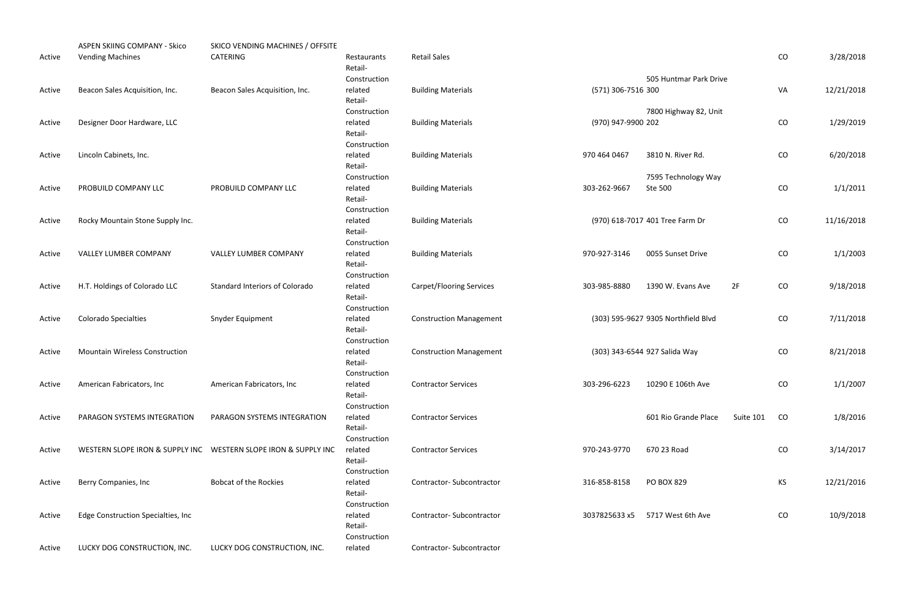| | | | | | | | | | |
|---|---|---|---|---|---|---|---|---|---|
| Active | ASPEN SKIING COMPANY - Skico Vending Machines | SKICO VENDING MACHINES / OFFSITE CATERING | Restaurants | Retail Sales | | | | CO | 3/28/2018 |
| Active | Beacon Sales Acquisition, Inc. | Beacon Sales Acquisition, Inc. | Retail-Construction related | Building Materials | (571) 306-7516 | 505 Huntmar Park Drive 300 | | VA | 12/21/2018 |
| Active | Designer Door Hardware, LLC | | Retail-Construction related | Building Materials | (970) 947-9900 | 7800 Highway 82, Unit 202 | | CO | 1/29/2019 |
| Active | Lincoln Cabinets, Inc. | | Retail-Construction related | Building Materials | 970 464 0467 | 3810 N. River Rd. | | CO | 6/20/2018 |
| Active | PROBUILD COMPANY LLC | PROBUILD COMPANY LLC | Retail-Construction related | Building Materials | 303-262-9667 | 7595 Technology Way Ste 500 | | CO | 1/1/2011 |
| Active | Rocky Mountain Stone Supply Inc. | | Retail-Construction related | Building Materials | (970) 618-7017 | 401 Tree Farm Dr | | CO | 11/16/2018 |
| Active | VALLEY LUMBER COMPANY | VALLEY LUMBER COMPANY | Retail-Construction related | Building Materials | 970-927-3146 | 0055 Sunset Drive | | CO | 1/1/2003 |
| Active | H.T. Holdings of Colorado LLC | Standard Interiors of Colorado | Retail-Construction related | Carpet/Flooring Services | 303-985-8880 | 1390 W. Evans Ave | 2F | CO | 9/18/2018 |
| Active | Colorado Specialties | Snyder Equipment | Retail-Construction related | Construction Management | (303) 595-9627 | 9305 Northfield Blvd | | CO | 7/11/2018 |
| Active | Mountain Wireless Construction | | Retail-Construction related | Construction Management | (303) 343-6544 | 927 Salida Way | | CO | 8/21/2018 |
| Active | American Fabricators, Inc | American Fabricators, Inc | Retail-Construction related | Contractor Services | 303-296-6223 | 10290 E 106th Ave | | CO | 1/1/2007 |
| Active | PARAGON SYSTEMS INTEGRATION | PARAGON SYSTEMS INTEGRATION | Retail-Construction related | Contractor Services | | 601 Rio Grande Place | Suite 101 | CO | 1/8/2016 |
| Active | WESTERN SLOPE IRON & SUPPLY INC | WESTERN SLOPE IRON & SUPPLY INC | Retail-Construction related | Contractor Services | 970-243-9770 | 670 23 Road | | CO | 3/14/2017 |
| Active | Berry Companies, Inc | Bobcat of the Rockies | Retail-Construction related | Contractor- Subcontractor | 316-858-8158 | PO BOX 829 | | KS | 12/21/2016 |
| Active | Edge Construction Specialties, Inc | | Retail-Construction related | Contractor- Subcontractor | 3037825633 x5 | 5717 West 6th Ave | | CO | 10/9/2018 |
| Active | LUCKY DOG CONSTRUCTION, INC. | LUCKY DOG CONSTRUCTION, INC. | Retail-Construction related | Contractor- Subcontractor | | | | | |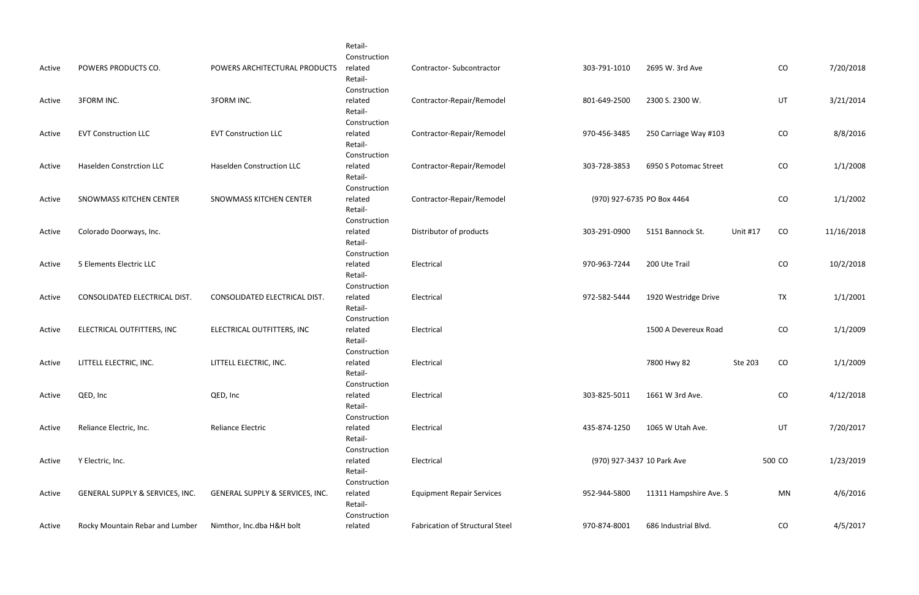| | | | | | | | | | |
|---|---|---|---|---|---|---|---|---|---|
| Active | POWERS PRODUCTS CO. | POWERS ARCHITECTURAL PRODUCTS | Retail-Construction related | Contractor- Subcontractor | 303-791-1010 | 2695 W. 3rd Ave | | CO | 7/20/2018 |
| Active | 3FORM INC. | 3FORM INC. | Retail-Construction related | Contractor-Repair/Remodel | 801-649-2500 | 2300 S. 2300 W. | | UT | 3/21/2014 |
| Active | EVT Construction LLC | EVT Construction LLC | Retail-Construction related | Contractor-Repair/Remodel | 970-456-3485 | 250 Carriage Way #103 | | CO | 8/8/2016 |
| Active | Haselden Constrction LLC | Haselden Construction LLC | Retail-Construction related | Contractor-Repair/Remodel | 303-728-3853 | 6950 S Potomac Street | | CO | 1/1/2008 |
| Active | SNOWMASS KITCHEN CENTER | SNOWMASS KITCHEN CENTER | Retail-Construction related | Contractor-Repair/Remodel | (970) 927-6735 | PO Box 4464 | | CO | 1/1/2002 |
| Active | Colorado Doorways, Inc. | | Retail-Construction related | Distributor of products | 303-291-0900 | 5151 Bannock St. | Unit #17 | CO | 11/16/2018 |
| Active | 5 Elements Electric LLC | | Retail-Construction related | Electrical | 970-963-7244 | 200 Ute Trail | | CO | 10/2/2018 |
| Active | CONSOLIDATED ELECTRICAL DIST. | CONSOLIDATED ELECTRICAL DIST. | Retail-Construction related | Electrical | 972-582-5444 | 1920 Westridge Drive | | TX | 1/1/2001 |
| Active | ELECTRICAL OUTFITTERS, INC | ELECTRICAL OUTFITTERS, INC | Retail-Construction related | Electrical | | 1500 A Devereux Road | | CO | 1/1/2009 |
| Active | LITTELL ELECTRIC, INC. | LITTELL ELECTRIC, INC. | Retail-Construction related | Electrical | | 7800 Hwy 82 | Ste 203 | CO | 1/1/2009 |
| Active | QED, Inc | QED, Inc | Retail-Construction related | Electrical | 303-825-5011 | 1661 W 3rd Ave. | | CO | 4/12/2018 |
| Active | Reliance Electric, Inc. | Reliance Electric | Retail-Construction related | Electrical | 435-874-1250 | 1065 W Utah Ave. | | UT | 7/20/2017 |
| Active | Y Electric, Inc. | | Retail-Construction related | Electrical | (970) 927-3437 | 10 Park Ave | 500 | CO | 1/23/2019 |
| Active | GENERAL SUPPLY & SERVICES, INC. | GENERAL SUPPLY & SERVICES, INC. | Retail-Construction related | Equipment Repair Services | 952-944-5800 | 11311 Hampshire Ave. S | | MN | 4/6/2016 |
| Active | Rocky Mountain Rebar and Lumber | Nimthor, Inc.dba H&H bolt | Retail-Construction related | Fabrication of Structural Steel | 970-874-8001 | 686 Industrial Blvd. | | CO | 4/5/2017 |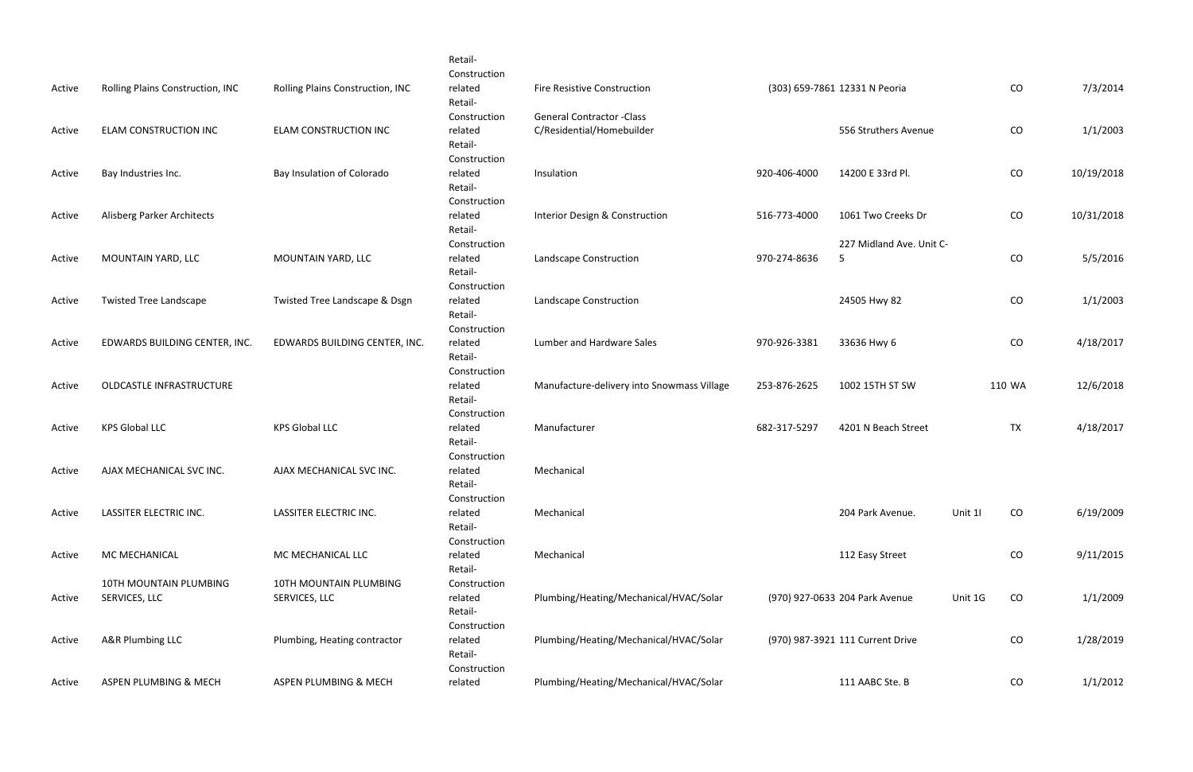| | | | | | | | | | |
|---|---|---|---|---|---|---|---|---|---|
| Active | Rolling Plains Construction, INC | Rolling Plains Construction, INC | Retail-Construction related | Fire Resistive Construction | (303) 659-7861 | 12331 N Peoria | | CO | 7/3/2014 |
| Active | ELAM CONSTRUCTION INC | ELAM CONSTRUCTION INC | Retail-Construction related | General Contractor -Class C/Residential/Homebuilder | | 556 Struthers Avenue | | CO | 1/1/2003 |
| Active | Bay Industries Inc. | Bay Insulation of Colorado | Retail-Construction related | Insulation | 920-406-4000 | 14200 E 33rd Pl. | | CO | 10/19/2018 |
| Active | Alisberg Parker Architects | | Retail-Construction related | Interior Design & Construction | 516-773-4000 | 1061 Two Creeks Dr | | CO | 10/31/2018 |
| Active | MOUNTAIN YARD, LLC | MOUNTAIN YARD, LLC | Retail-Construction related | Landscape Construction | 970-274-8636 | 227 Midland Ave. Unit C-5 | | CO | 5/5/2016 |
| Active | Twisted Tree Landscape | Twisted Tree Landscape & Dsgn | Retail-Construction related | Landscape Construction | | 24505 Hwy 82 | | CO | 1/1/2003 |
| Active | EDWARDS BUILDING CENTER, INC. | EDWARDS BUILDING CENTER, INC. | Retail-Construction related | Lumber and Hardware Sales | 970-926-3381 | 33636 Hwy 6 | | CO | 4/18/2017 |
| Active | OLDCASTLE INFRASTRUCTURE | | Retail-Construction related | Manufacture-delivery into Snowmass Village | 253-876-2625 | 1002 15TH ST SW | 110 | WA | 12/6/2018 |
| Active | KPS Global LLC | KPS Global LLC | Retail-Construction related | Manufacturer | 682-317-5297 | 4201 N Beach Street | | TX | 4/18/2017 |
| Active | AJAX MECHANICAL SVC INC. | AJAX MECHANICAL SVC INC. | Retail-Construction related | Mechanical | | | | | |
| Active | LASSITER ELECTRIC INC. | LASSITER ELECTRIC INC. | Retail-Construction related | Mechanical | | 204 Park Avenue. | Unit 1I | CO | 6/19/2009 |
| Active | MC MECHANICAL | MC MECHANICAL LLC | Retail-Construction related | Mechanical | | 112 Easy Street | | CO | 9/11/2015 |
| Active | 10TH MOUNTAIN PLUMBING SERVICES, LLC | 10TH MOUNTAIN PLUMBING SERVICES, LLC | Retail-Construction related | Plumbing/Heating/Mechanical/HVAC/Solar | (970) 927-0633 | 204 Park Avenue | Unit 1G | CO | 1/1/2009 |
| Active | A&R Plumbing LLC | Plumbing, Heating contractor | Retail-Construction related | Plumbing/Heating/Mechanical/HVAC/Solar | (970) 987-3921 | 111 Current Drive | | CO | 1/28/2019 |
| Active | ASPEN PLUMBING & MECH | ASPEN PLUMBING & MECH | Retail-Construction related | Plumbing/Heating/Mechanical/HVAC/Solar | | 111 AABC Ste. B | | CO | 1/1/2012 |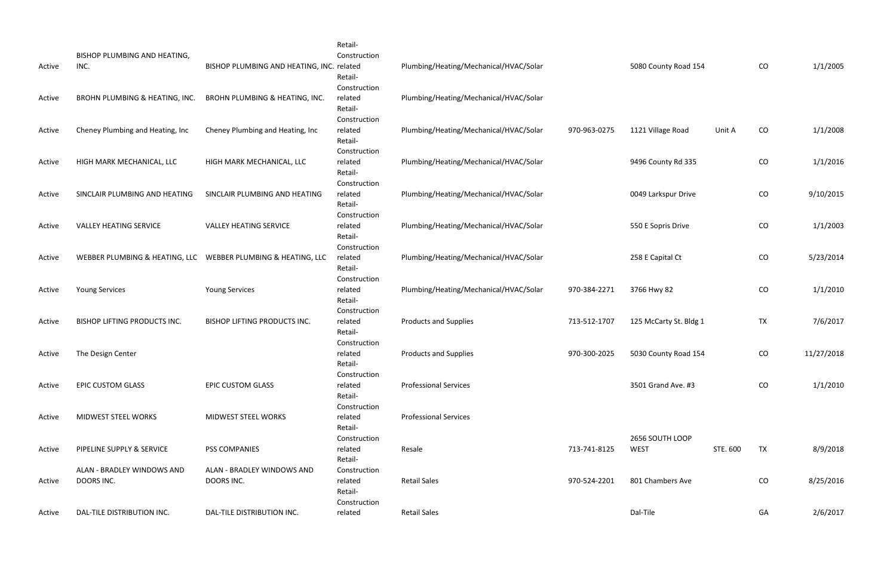| | | | | | | | | | |
|---|---|---|---|---|---|---|---|---|---|
| Active | BISHOP PLUMBING AND HEATING, INC. | BISHOP PLUMBING AND HEATING, INC. | Retail-Construction related | Plumbing/Heating/Mechanical/HVAC/Solar | | 5080 County Road 154 | | CO | 1/1/2005 |
| Active | BROHN PLUMBING & HEATING, INC. | BROHN PLUMBING & HEATING, INC. | Retail-Construction related | Plumbing/Heating/Mechanical/HVAC/Solar | | | | | |
| Active | Cheney Plumbing and Heating, Inc | Cheney Plumbing and Heating, Inc | Retail-Construction related | Plumbing/Heating/Mechanical/HVAC/Solar | 970-963-0275 | 1121 Village Road | Unit A | CO | 1/1/2008 |
| Active | HIGH MARK MECHANICAL, LLC | HIGH MARK MECHANICAL, LLC | Retail-Construction related | Plumbing/Heating/Mechanical/HVAC/Solar | | 9496 County Rd 335 | | CO | 1/1/2016 |
| Active | SINCLAIR PLUMBING AND HEATING | SINCLAIR PLUMBING AND HEATING | Retail-Construction related | Plumbing/Heating/Mechanical/HVAC/Solar | | 0049 Larkspur Drive | | CO | 9/10/2015 |
| Active | VALLEY HEATING SERVICE | VALLEY HEATING SERVICE | Retail-Construction related | Plumbing/Heating/Mechanical/HVAC/Solar | | 550 E Sopris Drive | | CO | 1/1/2003 |
| Active | WEBBER PLUMBING & HEATING, LLC | WEBBER PLUMBING & HEATING, LLC | Retail-Construction related | Plumbing/Heating/Mechanical/HVAC/Solar | | 258 E Capital Ct | | CO | 5/23/2014 |
| Active | Young Services | Young Services | Retail-Construction related | Plumbing/Heating/Mechanical/HVAC/Solar | 970-384-2271 | 3766 Hwy 82 | | CO | 1/1/2010 |
| Active | BISHOP LIFTING PRODUCTS INC. | BISHOP LIFTING PRODUCTS INC. | Retail-Construction related | Products and Supplies | 713-512-1707 | 125 McCarty St. Bldg 1 | | TX | 7/6/2017 |
| Active | The Design Center | | Retail-Construction related | Products and Supplies | 970-300-2025 | 5030 County Road 154 | | CO | 11/27/2018 |
| Active | EPIC CUSTOM GLASS | EPIC CUSTOM GLASS | Retail-Construction related | Professional Services | | 3501 Grand Ave. #3 | | CO | 1/1/2010 |
| Active | MIDWEST STEEL WORKS | MIDWEST STEEL WORKS | Retail-Construction related | Professional Services | | | | | |
| Active | PIPELINE SUPPLY & SERVICE | PSS COMPANIES | Retail-Construction related | Resale | 713-741-8125 | 2656 SOUTH LOOP WEST | STE. 600 | TX | 8/9/2018 |
| Active | ALAN - BRADLEY WINDOWS AND DOORS INC. | ALAN - BRADLEY WINDOWS AND DOORS INC. | Retail-Construction related | Retail Sales | 970-524-2201 | 801 Chambers Ave | | CO | 8/25/2016 |
| Active | DAL-TILE DISTRIBUTION INC. | DAL-TILE DISTRIBUTION INC. | Retail-Construction related | Retail Sales | | Dal-Tile | | GA | 2/6/2017 |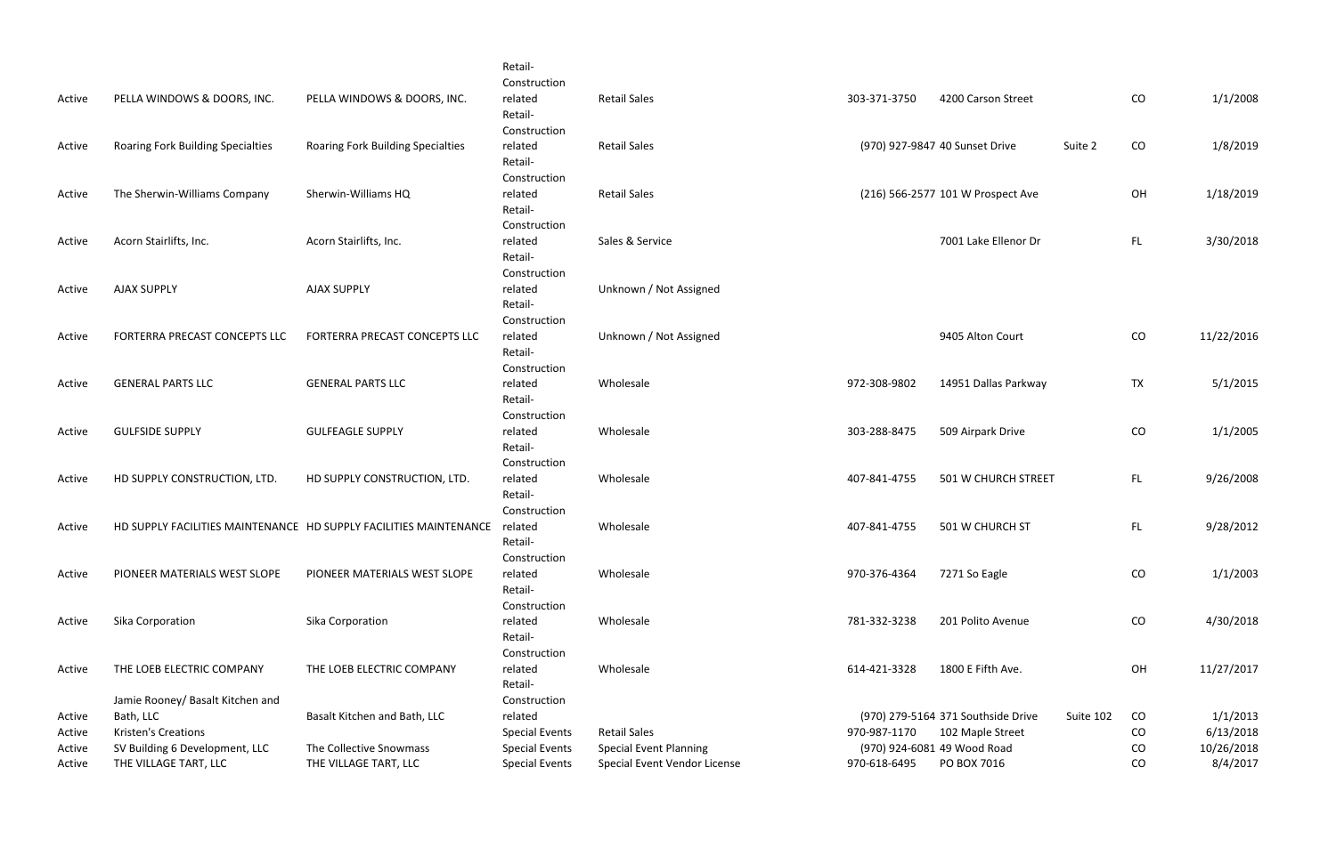| | | | | | | | | | |
|---|---|---|---|---|---|---|---|---|---|
| Active | PELLA WINDOWS & DOORS, INC. | PELLA WINDOWS & DOORS, INC. | Retail-Construction related | Retail Sales | 303-371-3750 | 4200 Carson Street | | CO | 1/1/2008 |
| Active | Roaring Fork Building Specialties | Roaring Fork Building Specialties | Retail-Construction related | Retail Sales | (970) 927-9847 | 40 Sunset Drive | Suite 2 | CO | 1/8/2019 |
| Active | The Sherwin-Williams Company | Sherwin-Williams HQ | Retail-Construction related | Retail Sales | (216) 566-2577 | 101 W Prospect Ave | | OH | 1/18/2019 |
| Active | Acorn Stairlifts, Inc. | Acorn Stairlifts, Inc. | Retail-Construction related | Sales & Service | | 7001 Lake Ellenor Dr | | FL | 3/30/2018 |
| Active | AJAX SUPPLY | AJAX SUPPLY | Retail-Construction related | Unknown / Not Assigned | | | | | |
| Active | FORTERRA PRECAST CONCEPTS LLC | FORTERRA PRECAST CONCEPTS LLC | Retail-Construction related | Unknown / Not Assigned | | 9405 Alton Court | | CO | 11/22/2016 |
| Active | GENERAL PARTS LLC | GENERAL PARTS LLC | Retail-Construction related | Wholesale | 972-308-9802 | 14951 Dallas Parkway | | TX | 5/1/2015 |
| Active | GULFSIDE SUPPLY | GULFEAGLE SUPPLY | Retail-Construction related | Wholesale | 303-288-8475 | 509 Airpark Drive | | CO | 1/1/2005 |
| Active | HD SUPPLY CONSTRUCTION, LTD. | HD SUPPLY CONSTRUCTION, LTD. | Retail-Construction related | Wholesale | 407-841-4755 | 501 W CHURCH STREET | | FL | 9/26/2008 |
| Active | HD SUPPLY FACILITIES MAINTENANCE | HD SUPPLY FACILITIES MAINTENANCE | Retail-Construction related | Wholesale | 407-841-4755 | 501 W CHURCH ST | | FL | 9/28/2012 |
| Active | PIONEER MATERIALS WEST SLOPE | PIONEER MATERIALS WEST SLOPE | Retail-Construction related | Wholesale | 970-376-4364 | 7271 So Eagle | | CO | 1/1/2003 |
| Active | Sika Corporation | Sika Corporation | Retail-Construction related | Wholesale | 781-332-3238 | 201 Polito Avenue | | CO | 4/30/2018 |
| Active | THE LOEB ELECTRIC COMPANY | THE LOEB ELECTRIC COMPANY | Retail-Construction related | Wholesale | 614-421-3328 | 1800 E Fifth Ave. | | OH | 11/27/2017 |
| Active | Jamie Rooney/ Basalt Kitchen and Bath, LLC | Basalt Kitchen and Bath, LLC | Retail-Construction related | | (970) 279-5164 | 371 Southside Drive | Suite 102 | CO | 1/1/2013 |
| Active | Kristen's Creations | | Special Events | Retail Sales | 970-987-1170 | 102 Maple Street | | CO | 6/13/2018 |
| Active | SV Building 6 Development, LLC | The Collective Snowmass | Special Events | Special Event Planning | (970) 924-6081 | 49 Wood Road | | CO | 10/26/2018 |
| Active | THE VILLAGE TART, LLC | THE VILLAGE TART, LLC | Special Events | Special Event Vendor License | 970-618-6495 | PO BOX 7016 | | CO | 8/4/2017 |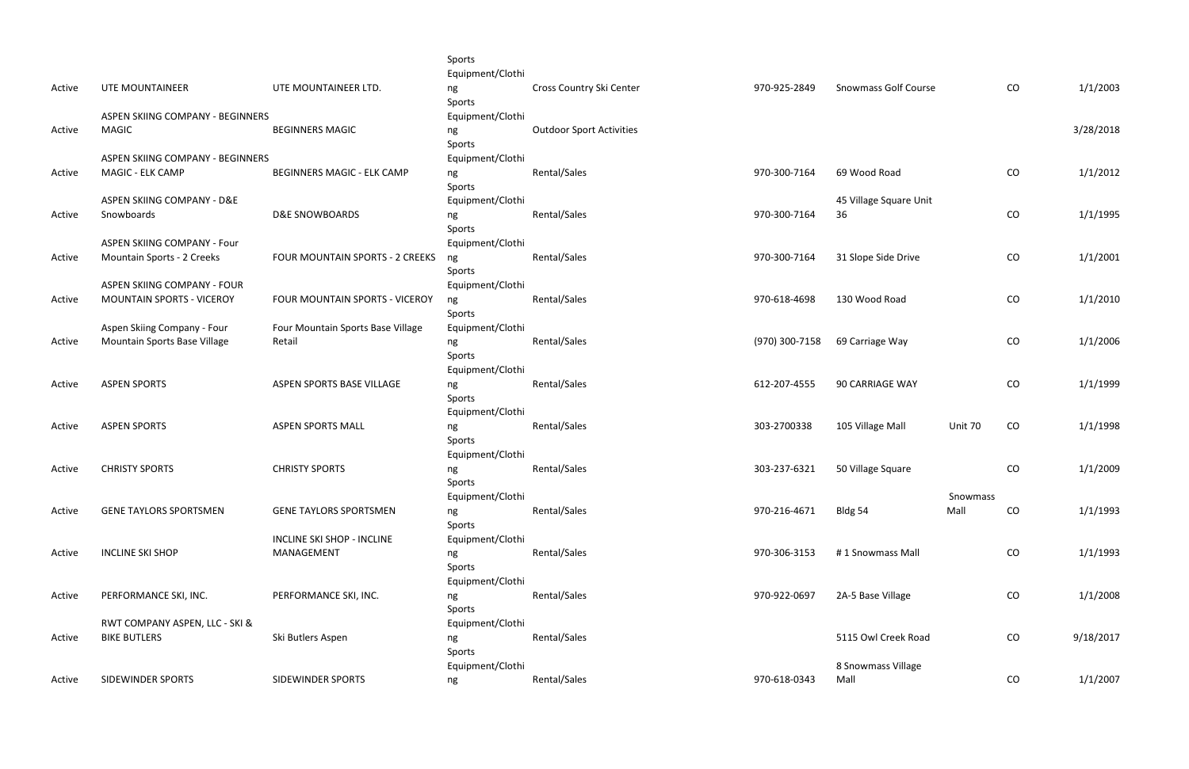| | | | | | | | | |
|---|---|---|---|---|---|---|---|---|
| Active | UTE MOUNTAINEER | UTE MOUNTAINEER LTD. | Sports Equipment/Clothing | Cross Country Ski Center | 970-925-2849 | Snowmass Golf Course | | CO | 1/1/2003 |
| Active | ASPEN SKIING COMPANY - BEGINNERS MAGIC | BEGINNERS MAGIC | Sports Equipment/Clothing | Outdoor Sport Activities | | | | | 3/28/2018 |
| Active | ASPEN SKIING COMPANY - BEGINNERS MAGIC - ELK CAMP | BEGINNERS MAGIC - ELK CAMP | Sports Equipment/Clothing | Rental/Sales | 970-300-7164 | 69 Wood Road | | CO | 1/1/2012 |
| Active | ASPEN SKIING COMPANY - D&E Snowboards | D&E SNOWBOARDS | Sports Equipment/Clothing | Rental/Sales | 970-300-7164 | 45 Village Square Unit 36 | | CO | 1/1/1995 |
| Active | ASPEN SKIING COMPANY - Four Mountain Sports - 2 Creeks | FOUR MOUNTAIN SPORTS - 2 CREEKS | Sports Equipment/Clothing | Rental/Sales | 970-300-7164 | 31 Slope Side Drive | | CO | 1/1/2001 |
| Active | ASPEN SKIING COMPANY - FOUR MOUNTAIN SPORTS - VICEROY | FOUR MOUNTAIN SPORTS - VICEROY | Sports Equipment/Clothing | Rental/Sales | 970-618-4698 | 130 Wood Road | | CO | 1/1/2010 |
| Active | Aspen Skiing Company - Four Mountain Sports Base Village | Four Mountain Sports Base Village Retail | Sports Equipment/Clothing | Rental/Sales | (970) 300-7158 | 69 Carriage Way | | CO | 1/1/2006 |
| Active | ASPEN SPORTS | ASPEN SPORTS BASE VILLAGE | Sports Equipment/Clothing | Rental/Sales | 612-207-4555 | 90 CARRIAGE WAY | | CO | 1/1/1999 |
| Active | ASPEN SPORTS | ASPEN SPORTS MALL | Sports Equipment/Clothing | Rental/Sales | 303-2700338 | 105 Village Mall | Unit 70 | CO | 1/1/1998 |
| Active | CHRISTY SPORTS | CHRISTY SPORTS | Sports Equipment/Clothing | Rental/Sales | 303-237-6321 | 50 Village Square | | CO | 1/1/2009 |
| Active | GENE TAYLORS SPORTSMEN | GENE TAYLORS SPORTSMEN | Sports Equipment/Clothing | Rental/Sales | 970-216-4671 | Bldg 54 | Snowmass Mall | CO | 1/1/1993 |
| Active | INCLINE SKI SHOP | INCLINE SKI SHOP - INCLINE MANAGEMENT | Sports Equipment/Clothing | Rental/Sales | 970-306-3153 | # 1 Snowmass Mall | | CO | 1/1/1993 |
| Active | PERFORMANCE SKI, INC. | PERFORMANCE SKI, INC. | Sports Equipment/Clothing | Rental/Sales | 970-922-0697 | 2A-5 Base Village | | CO | 1/1/2008 |
| Active | RWT COMPANY ASPEN, LLC - SKI & BIKE BUTLERS | Ski Butlers Aspen | Sports Equipment/Clothing | Rental/Sales | | 5115 Owl Creek Road | | CO | 9/18/2017 |
| Active | SIDEWINDER SPORTS | SIDEWINDER SPORTS | Sports Equipment/Clothing | Rental/Sales | 970-618-0343 | 8 Snowmass Village Mall | | CO | 1/1/2007 |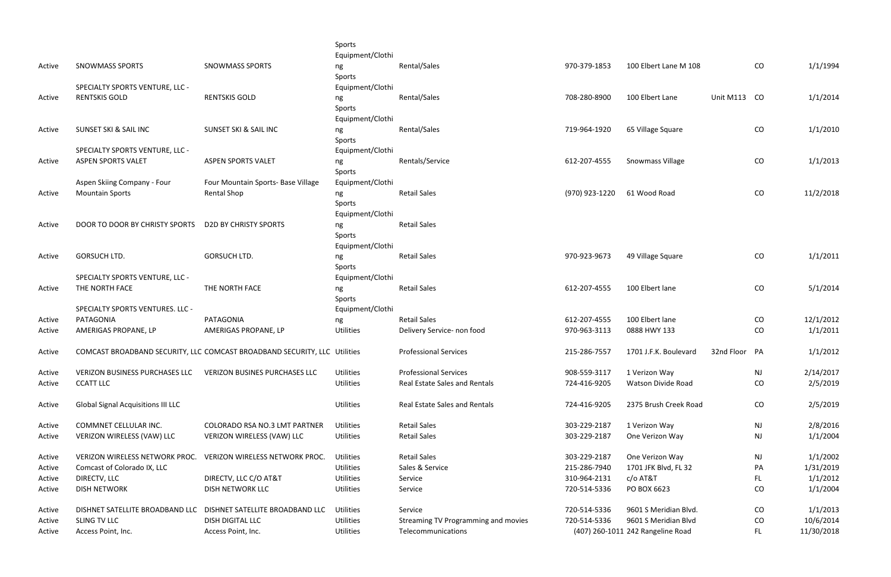| | | | | | | | | | |
|---|---|---|---|---|---|---|---|---|---|
| Active | SNOWMASS SPORTS | SNOWMASS SPORTS | Sports Equipment/Clothing | Rental/Sales | 970-379-1853 | 100 Elbert Lane M 108 | | CO | 1/1/1994 |
| Active | SPECIALTY SPORTS VENTURE, LLC - RENTSKIS GOLD | RENTSKIS GOLD | Sports Equipment/Clothing | Rental/Sales | 708-280-8900 | 100 Elbert Lane | Unit M113 | CO | 1/1/2014 |
| Active | SUNSET SKI & SAIL INC | SUNSET SKI & SAIL INC | Sports Equipment/Clothing | Rental/Sales | 719-964-1920 | 65 Village Square | | CO | 1/1/2010 |
| Active | SPECIALTY SPORTS VENTURE, LLC - ASPEN SPORTS VALET | ASPEN SPORTS VALET | Sports Equipment/Clothing | Rentals/Service | 612-207-4555 | Snowmass Village | | CO | 1/1/2013 |
| Active | Aspen Skiing Company - Four Mountain Sports | Four Mountain Sports- Base Village Rental Shop | Sports Equipment/Clothing | Retail Sales | (970) 923-1220 | 61 Wood Road | | CO | 11/2/2018 |
| Active | DOOR TO DOOR BY CHRISTY SPORTS | D2D BY CHRISTY SPORTS | Sports Equipment/Clothing | Retail Sales | | | | | |
| Active | GORSUCH LTD. | GORSUCH LTD. | Sports Equipment/Clothing | Retail Sales | 970-923-9673 | 49 Village Square | | CO | 1/1/2011 |
| Active | SPECIALTY SPORTS VENTURE, LLC - THE NORTH FACE | THE NORTH FACE | Sports Equipment/Clothing | Retail Sales | 612-207-4555 | 100 Elbert lane | | CO | 5/1/2014 |
| Active | SPECIALTY SPORTS VENTURES. LLC - PATAGONIA | PATAGONIA | Sports Equipment/Clothing | Retail Sales | 612-207-4555 | 100 Elbert lane | | CO | 12/1/2012 |
| Active | AMERIGAS PROPANE, LP | AMERIGAS PROPANE, LP | Utilities | Delivery Service- non food | 970-963-3113 | 0888 HWY 133 | | CO | 1/1/2011 |
| Active | COMCAST BROADBAND SECURITY, LLC | COMCAST BROADBAND SECURITY, LLC | Utilities | Professional Services | 215-286-7557 | 1701 J.F.K. Boulevard | 32nd Floor | PA | 1/1/2012 |
| Active | VERIZON BUSINESS PURCHASES LLC | VERIZON BUSINES PURCHASES LLC | Utilities | Professional Services | 908-559-3117 | 1 Verizon Way | | NJ | 2/14/2017 |
| Active | CCATT LLC | | Utilities | Real Estate Sales and Rentals | 724-416-9205 | Watson Divide Road | | CO | 2/5/2019 |
| Active | Global Signal Acquisitions III LLC | | Utilities | Real Estate Sales and Rentals | 724-416-9205 | 2375 Brush Creek Road | | CO | 2/5/2019 |
| Active | COMMNET CELLULAR INC. | COLORADO RSA NO.3 LMT PARTNER | Utilities | Retail Sales | 303-229-2187 | 1 Verizon Way | | NJ | 2/8/2016 |
| Active | VERIZON WIRELESS (VAW) LLC | VERIZON WIRELESS (VAW) LLC | Utilities | Retail Sales | 303-229-2187 | One Verizon Way | | NJ | 1/1/2004 |
| Active | VERIZON WIRELESS NETWORK PROC. | VERIZON WIRELESS NETWORK PROC. | Utilities | Retail Sales | 303-229-2187 | One Verizon Way | | NJ | 1/1/2002 |
| Active | Comcast of Colorado IX, LLC | | Utilities | Sales & Service | 215-286-7940 | 1701 JFK Blvd, FL 32 | | PA | 1/31/2019 |
| Active | DIRECTV, LLC | DIRECTV, LLC C/O AT&T | Utilities | Service | 310-964-2131 | c/o AT&T | | FL | 1/1/2012 |
| Active | DISH NETWORK | DISH NETWORK LLC | Utilities | Service | 720-514-5336 | PO BOX 6623 | | CO | 1/1/2004 |
| Active | DISHNET SATELLITE BROADBAND LLC | DISHNET SATELLITE BROADBAND LLC | Utilities | Service | 720-514-5336 | 9601 S Meridian Blvd. | | CO | 1/1/2013 |
| Active | SLING TV LLC | DISH DIGITAL LLC | Utilities | Streaming TV Programming and movies | 720-514-5336 | 9601 S Meridian Blvd | | CO | 10/6/2014 |
| Active | Access Point, Inc. | Access Point, Inc. | Utilities | Telecommunications | (407) 260-1011 | 242 Rangeline Road | | FL | 11/30/2018 |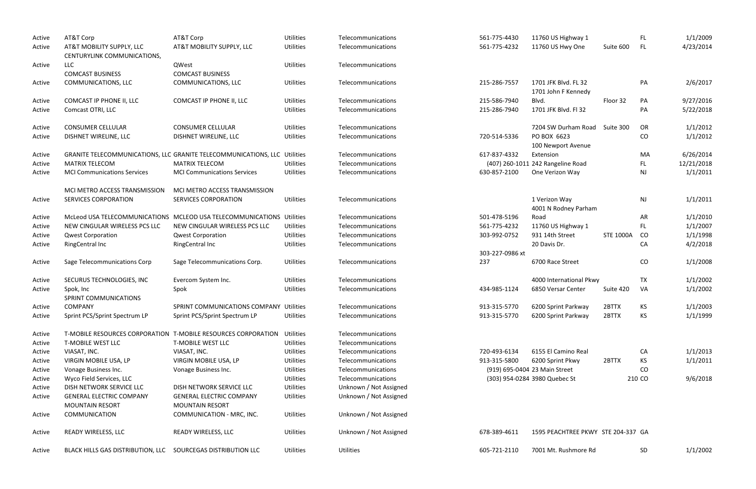| | | | | | | | | | |
|---|---|---|---|---|---|---|---|---|---|
| Active | AT&T Corp | AT&T Corp | Utilities | Telecommunications | 561-775-4430 | 11760 US Highway 1 | | FL | 1/1/2009 |
| Active | AT&T MOBILITY SUPPLY, LLC | AT&T MOBILITY SUPPLY, LLC | Utilities | Telecommunications | 561-775-4232 | 11760 US Hwy One | Suite 600 | FL | 4/23/2014 |
| Active | CENTURYLINK COMMUNICATIONS, LLC | QWest | Utilities | Telecommunications | | | | | |
| Active | COMCAST BUSINESS COMMUNICATIONS, LLC | COMCAST BUSINESS COMMUNICATIONS, LLC | Utilities | Telecommunications | 215-286-7557 | 1701 JFK Blvd. FL 32 | | PA | 2/6/2017 |
| Active | COMCAST IP PHONE II, LLC | COMCAST IP PHONE II, LLC | Utilities | Telecommunications | 215-586-7940 | 1701 John F Kennedy Blvd. | Floor 32 | PA | 9/27/2016 |
| Active | Comcast OTRI, LLC | | Utilities | Telecommunications | 215-286-7940 | 1701 JFK Blvd. Fl 32 | | PA | 5/22/2018 |
| Active | CONSUMER CELLULAR | CONSUMER CELLULAR | Utilities | Telecommunications | | 7204 SW Durham Road | Suite 300 | OR | 1/1/2012 |
| Active | DISHNET WIRELINE, LLC | DISHNET WIRELINE, LLC | Utilities | Telecommunications | 720-514-5336 | PO BOX 6623 | | CO | 1/1/2012 |
| Active | GRANITE TELECOMMUNICATIONS, LLC | GRANITE TELECOMMUNICATIONS, LLC | Utilities | Telecommunications | 617-837-4332 | 100 Newport Avenue Extension | | MA | 6/26/2014 |
| Active | MATRIX TELECOM | MATRIX TELECOM | Utilities | Telecommunications | (407) 260-1011 | 242 Rangeline Road | | FL | 12/21/2018 |
| Active | MCI Communications Services | MCI Communications Services | Utilities | Telecommunications | 630-857-2100 | One Verizon Way | | NJ | 1/1/2011 |
| Active | MCI METRO ACCESS TRANSMISSION SERVICES CORPORATION | MCI METRO ACCESS TRANSMISSION SERVICES CORPORATION | Utilities | Telecommunications | | 1 Verizon Way | | NJ | 1/1/2011 |
| Active | McLeod USA TELECOMMUNICATIONS | MCLEOD USA TELECOMMUNICATIONS | Utilities | Telecommunications | 501-478-5196 | 4001 N Rodney Parham Road | | AR | 1/1/2010 |
| Active | NEW CINGULAR WIRELESS PCS LLC | NEW CINGULAR WIRELESS PCS LLC | Utilities | Telecommunications | 561-775-4232 | 11760 US Highway 1 | | FL | 1/1/2007 |
| Active | Qwest Corporation | Qwest Corporation | Utilities | Telecommunications | 303-992-0752 | 931 14th Street | STE 1000A | CO | 1/1/1998 |
| Active | RingCentral Inc | RingCentral Inc | Utilities | Telecommunications | | 20 Davis Dr. | | CA | 4/2/2018 |
| Active | Sage Telecommunications Corp | Sage Telecommunications Corp. | Utilities | Telecommunications | 303-227-0986 xt 237 | 6700 Race Street | | CO | 1/1/2008 |
| Active | SECURUS TECHNOLOGIES, INC | Evercom System Inc. | Utilities | Telecommunications | | 4000 International Pkwy | | TX | 1/1/2002 |
| Active | Spok, Inc | Spok | Utilities | Telecommunications | 434-985-1124 | 6850 Versar Center | Suite 420 | VA | 1/1/2002 |
| Active | SPRINT COMMUNICATIONS COMPANY | SPRINT COMMUNICATIONS COMPANY | Utilities | Telecommunications | 913-315-5770 | 6200 Sprint Parkway | 2BTTX | KS | 1/1/2003 |
| Active | Sprint PCS/Sprint Spectrum LP | Sprint PCS/Sprint Spectrum LP | Utilities | Telecommunications | 913-315-5770 | 6200 Sprint Parkway | 2BTTX | KS | 1/1/1999 |
| Active | T-MOBILE RESOURCES CORPORATION | T-MOBILE RESOURCES CORPORATION | Utilities | Telecommunications | | | | | |
| Active | T-MOBILE WEST LLC | T-MOBILE WEST LLC | Utilities | Telecommunications | | | | | |
| Active | VIASAT, INC. | VIASAT, INC. | Utilities | Telecommunications | 720-493-6134 | 6155 El Camino Real | | CA | 1/1/2013 |
| Active | VIRGIN MOBILE USA, LP | VIRGIN MOBILE USA, LP | Utilities | Telecommunications | 913-315-5800 | 6200 Sprint Pkwy | 2BTTX | KS | 1/1/2011 |
| Active | Vonage Business Inc. | Vonage Business Inc. | Utilities | Telecommunications | (919) 695-0404 | 23 Main Street | | CO | |
| Active | Wyco Field Services, LLC | | Utilities | Telecommunications | (303) 954-0284 | 3980 Quebec St | 210 | CO | 9/6/2018 |
| Active | DISH NETWORK SERVICE LLC | DISH NETWORK SERVICE LLC | Utilities | Unknown / Not Assigned | | | | | |
| Active | GENERAL ELECTRIC COMPANY | GENERAL ELECTRIC COMPANY | Utilities | Unknown / Not Assigned | | | | | |
| Active | MOUNTAIN RESORT COMMUNICATION | MOUNTAIN RESORT COMMUNICATION - MRC, INC. | Utilities | Unknown / Not Assigned | | | | | |
| Active | READY WIRELESS, LLC | READY WIRELESS, LLC | Utilities | Unknown / Not Assigned | 678-389-4611 | 1595 PEACHTREE PKWY | STE 204-337 | GA | |
| Active | BLACK HILLS GAS DISTRIBUTION, LLC | SOURCEGAS DISTRIBUTION LLC | Utilities | Utilities | 605-721-2110 | 7001 Mt. Rushmore Rd | | SD | 1/1/2002 |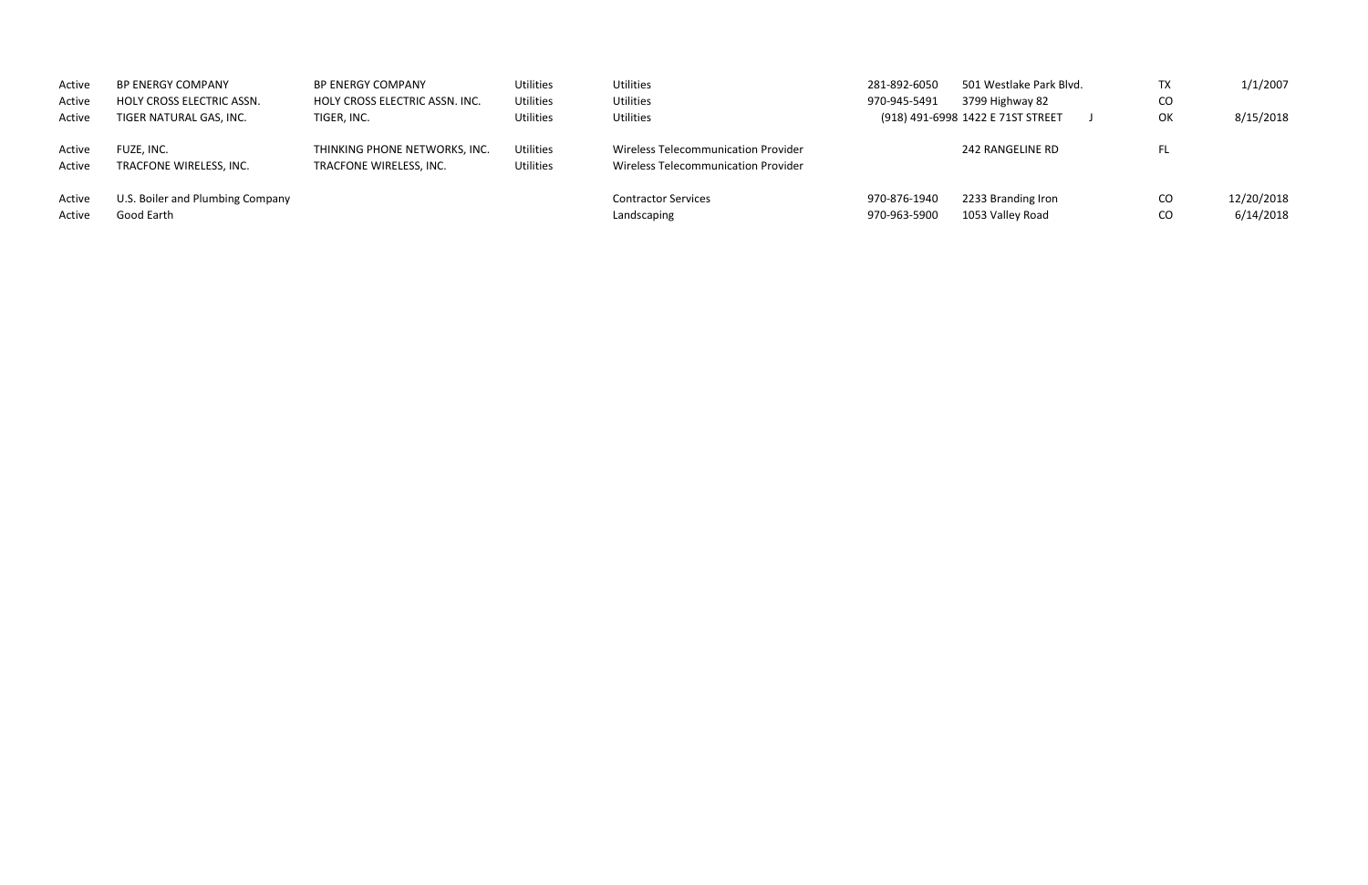| | | | | | | | | | |
|---|---|---|---|---|---|---|---|---|---|
| Active | BP ENERGY COMPANY | BP ENERGY COMPANY | Utilities | Utilities | 281-892-6050 | 501 Westlake Park Blvd. | | TX | 1/1/2007 |
| Active | HOLY CROSS ELECTRIC ASSN. | HOLY CROSS ELECTRIC ASSN. INC. | Utilities | Utilities | 970-945-5491 | 3799 Highway 82 | | CO | |
| Active | TIGER NATURAL GAS, INC. | TIGER, INC. | Utilities | Utilities | (918) 491-6998 | 1422 E 71ST STREET | J | OK | 8/15/2018 |
| Active | FUZE, INC. | THINKING PHONE NETWORKS, INC. | Utilities | Wireless Telecommunication Provider | | 242 RANGELINE RD | | FL | |
| Active | TRACFONE WIRELESS, INC. | TRACFONE WIRELESS, INC. | Utilities | Wireless Telecommunication Provider | | | | | |
| Active | U.S. Boiler and Plumbing Company | | | Contractor Services | 970-876-1940 | 2233 Branding Iron | | CO | 12/20/2018 |
| Active | Good Earth | | | Landscaping | 970-963-5900 | 1053 Valley Road | | CO | 6/14/2018 |